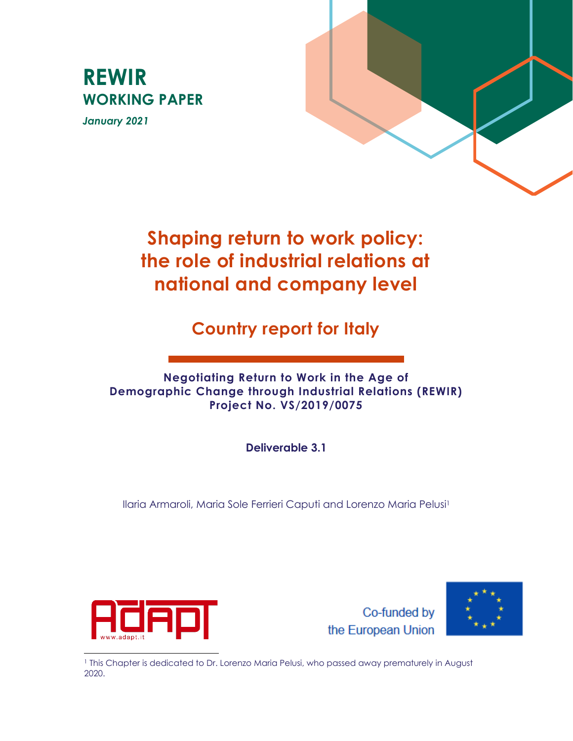# REWIR
## WORKING PAPER
*January 2021*

# Shaping return to work policy: the role of industrial relations at national and company level

## Country report for Italy

**Negotiating Return to Work in the Age of Demographic Change through Industrial Relations (REWIR)**
**Project No. VS/2019/0075**

**Deliverable 3.1**

Ilaria Armaroli, Maria Sole Ferrieri Caputi and Lorenzo Maria Pelusi[1]

www.adapt.it

Co-funded by the European Union

[1] This Chapter is dedicated to Dr. Lorenzo Maria Pelusi, who passed away prematurely in August 2020.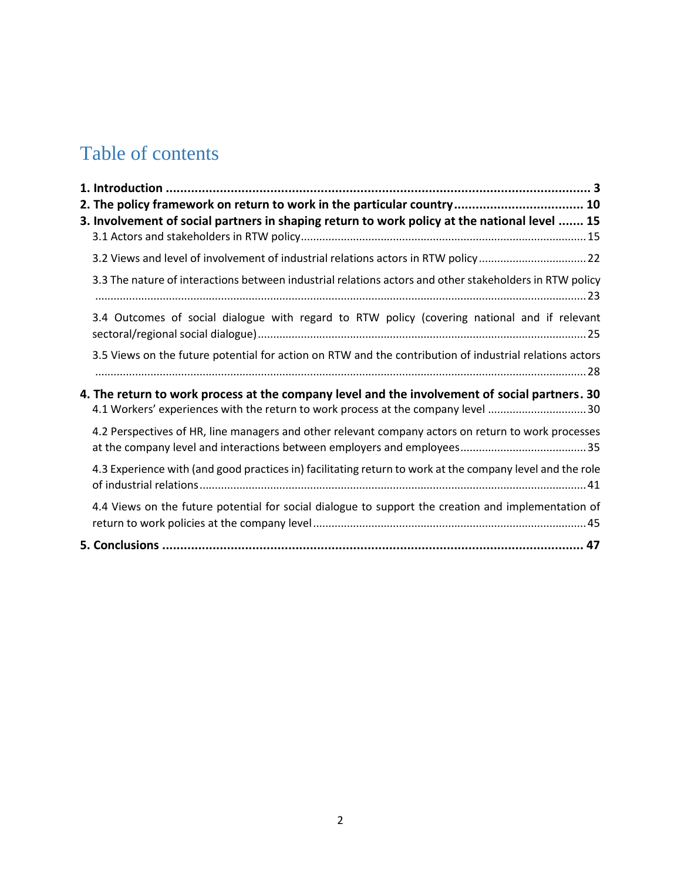# Table of contents

**1. Introduction ..................................................................................................................... 3**

**2. The policy framework on return to work in the particular country................................... 10**

**3. Involvement of social partners in shaping return to work policy at the national level ....... 15**

3.1 Actors and stakeholders in RTW policy........................................................................................... 15

3.2 Views and level of involvement of industrial relations actors in RTW policy .................................. 22

3.3 The nature of interactions between industrial relations actors and other stakeholders in RTW policy ............................................................................................................................................... 23

3.4 Outcomes of social dialogue with regard to RTW policy (covering national and if relevant sectoral/regional social dialogue) ......................................................................................................... 25

3.5 Views on the future potential for action on RTW and the contribution of industrial relations actors ............................................................................................................................................... 28

**4. The return to work process at the company level and the involvement of social partners. 30**

4.1 Workers' experiences with the return to work process at the company level ............................... 30

4.2 Perspectives of HR, line managers and other relevant company actors on return to work processes at the company level and interactions between employers and employees......................................... 35

4.3 Experience with (and good practices in) facilitating return to work at the company level and the role of industrial relations ........................................................................................................................... 41

4.4 Views on the future potential for social dialogue to support the creation and implementation of return to work policies at the company level ....................................................................................... 45

**5. Conclusions ..................................................................................................................... 47**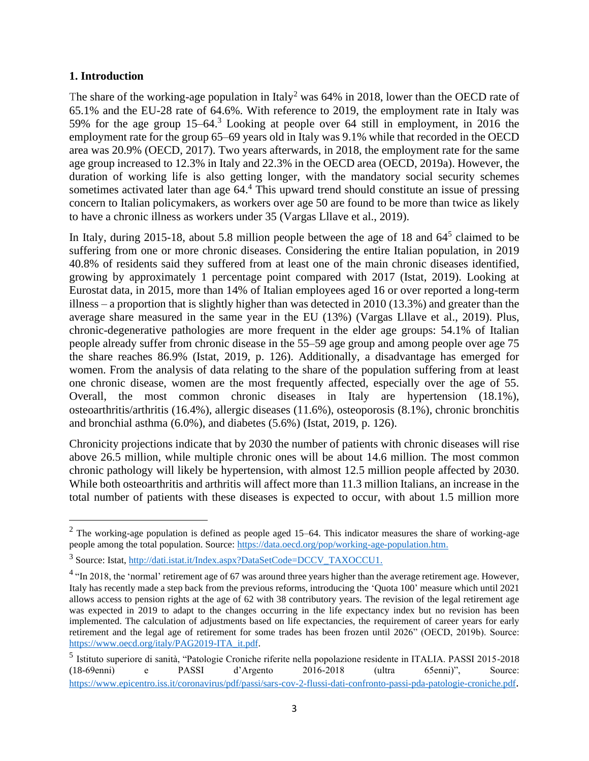## 1. Introduction

The share of the working-age population in Italy[2] was 64% in 2018, lower than the OECD rate of 65.1% and the EU-28 rate of 64.6%. With reference to 2019, the employment rate in Italy was 59% for the age group 15–64.[3] Looking at people over 64 still in employment, in 2016 the employment rate for the group 65–69 years old in Italy was 9.1% while that recorded in the OECD area was 20.9% (OECD, 2017). Two years afterwards, in 2018, the employment rate for the same age group increased to 12.3% in Italy and 22.3% in the OECD area (OECD, 2019a). However, the duration of working life is also getting longer, with the mandatory social security schemes sometimes activated later than age 64.[4] This upward trend should constitute an issue of pressing concern to Italian policymakers, as workers over age 50 are found to be more than twice as likely to have a chronic illness as workers under 35 (Vargas Llave et al., 2019).

In Italy, during 2015-18, about 5.8 million people between the age of 18 and 64[5] claimed to be suffering from one or more chronic diseases. Considering the entire Italian population, in 2019 40.8% of residents said they suffered from at least one of the main chronic diseases identified, growing by approximately 1 percentage point compared with 2017 (Istat, 2019). Looking at Eurostat data, in 2015, more than 14% of Italian employees aged 16 or over reported a long-term illness – a proportion that is slightly higher than was detected in 2010 (13.3%) and greater than the average share measured in the same year in the EU (13%) (Vargas Llave et al., 2019). Plus, chronic-degenerative pathologies are more frequent in the elder age groups: 54.1% of Italian people already suffer from chronic disease in the 55–59 age group and among people over age 75 the share reaches 86.9% (Istat, 2019, p. 126). Additionally, a disadvantage has emerged for women. From the analysis of data relating to the share of the population suffering from at least one chronic disease, women are the most frequently affected, especially over the age of 55. Overall, the most common chronic diseases in Italy are hypertension (18.1%), osteoarthritis/arthritis (16.4%), allergic diseases (11.6%), osteoporosis (8.1%), chronic bronchitis and bronchial asthma (6.0%), and diabetes (5.6%) (Istat, 2019, p. 126).

Chronicity projections indicate that by 2030 the number of patients with chronic diseases will rise above 26.5 million, while multiple chronic ones will be about 14.6 million. The most common chronic pathology will likely be hypertension, with almost 12.5 million people affected by 2030. While both osteoarthritis and arthritis will affect more than 11.3 million Italians, an increase in the total number of patients with these diseases is expected to occur, with about 1.5 million more

---

[2] The working-age population is defined as people aged 15–64. This indicator measures the share of working-age people among the total population. Source: https://data.oecd.org/pop/working-age-population.htm.

[3] Source: Istat, http://dati.istat.it/Index.aspx?DataSetCode=DCCV_TAXOCCU1.

[4] "In 2018, the 'normal' retirement age of 67 was around three years higher than the average retirement age. However, Italy has recently made a step back from the previous reforms, introducing the 'Quota 100' measure which until 2021 allows access to pension rights at the age of 62 with 38 contributory years. The revision of the legal retirement age was expected in 2019 to adapt to the changes occurring in the life expectancy index but no revision has been implemented. The calculation of adjustments based on life expectancies, the requirement of career years for early retirement and the legal age of retirement for some trades has been frozen until 2026" (OECD, 2019b). Source: https://www.oecd.org/italy/PAG2019-ITA_it.pdf.

[5] Istituto superiore di sanità, "Patologie Croniche riferite nella popolazione residente in ITALIA. PASSI 2015-2018 (18-69enni) e PASSI d'Argento 2016-2018 (ultra 65enni)", Source: https://www.epicentro.iss.it/coronavirus/pdf/passi/sars-cov-2-flussi-dati-confronto-passi-pda-patologie-croniche.pdf.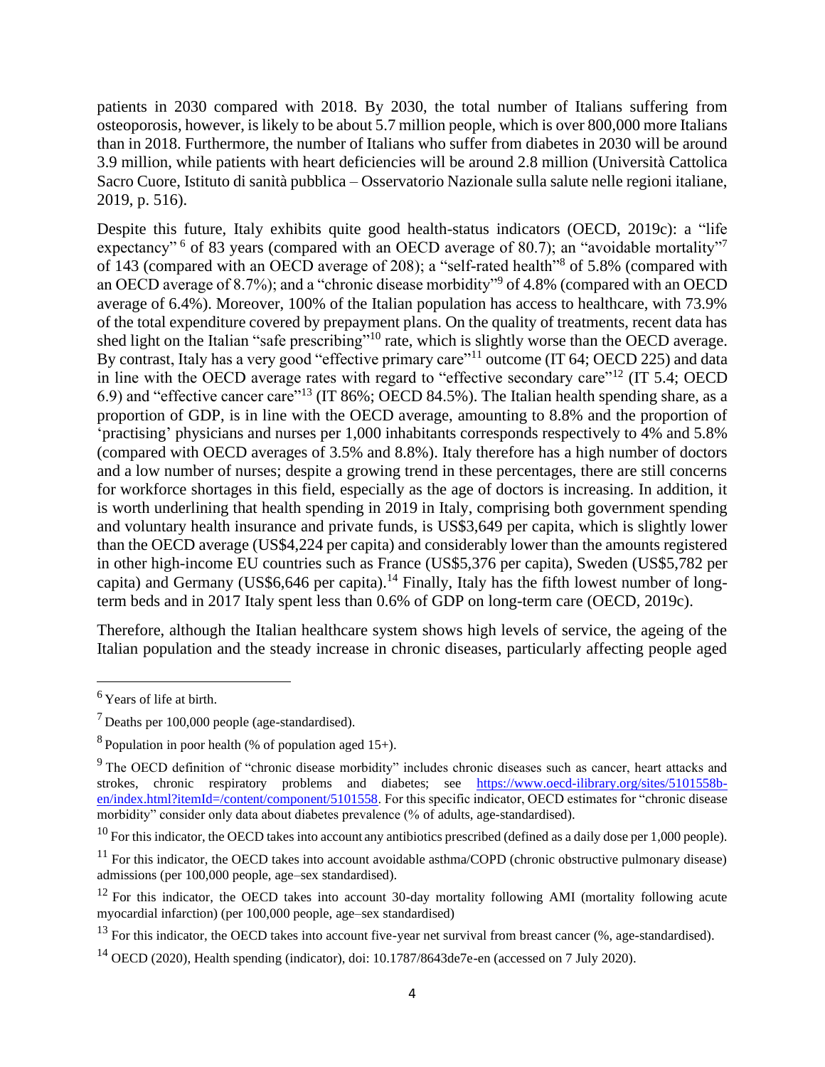patients in 2030 compared with 2018. By 2030, the total number of Italians suffering from osteoporosis, however, is likely to be about 5.7 million people, which is over 800,000 more Italians than in 2018. Furthermore, the number of Italians who suffer from diabetes in 2030 will be around 3.9 million, while patients with heart deficiencies will be around 2.8 million (Università Cattolica Sacro Cuore, Istituto di sanità pubblica – Osservatorio Nazionale sulla salute nelle regioni italiane, 2019, p. 516).

Despite this future, Italy exhibits quite good health-status indicators (OECD, 2019c): a "life expectancy" [6] of 83 years (compared with an OECD average of 80.7); an "avoidable mortality"[7] of 143 (compared with an OECD average of 208); a "self-rated health"[8] of 5.8% (compared with an OECD average of 8.7%); and a "chronic disease morbidity"[9] of 4.8% (compared with an OECD average of 6.4%). Moreover, 100% of the Italian population has access to healthcare, with 73.9% of the total expenditure covered by prepayment plans. On the quality of treatments, recent data has shed light on the Italian "safe prescribing"[10] rate, which is slightly worse than the OECD average. By contrast, Italy has a very good "effective primary care"[11] outcome (IT 64; OECD 225) and data in line with the OECD average rates with regard to "effective secondary care"[12] (IT 5.4; OECD 6.9) and "effective cancer care"[13] (IT 86%; OECD 84.5%). The Italian health spending share, as a proportion of GDP, is in line with the OECD average, amounting to 8.8% and the proportion of 'practising' physicians and nurses per 1,000 inhabitants corresponds respectively to 4% and 5.8% (compared with OECD averages of 3.5% and 8.8%). Italy therefore has a high number of doctors and a low number of nurses; despite a growing trend in these percentages, there are still concerns for workforce shortages in this field, especially as the age of doctors is increasing. In addition, it is worth underlining that health spending in 2019 in Italy, comprising both government spending and voluntary health insurance and private funds, is US$3,649 per capita, which is slightly lower than the OECD average (US$4,224 per capita) and considerably lower than the amounts registered in other high-income EU countries such as France (US$5,376 per capita), Sweden (US$5,782 per capita) and Germany (US$6,646 per capita).[14] Finally, Italy has the fifth lowest number of long-term beds and in 2017 Italy spent less than 0.6% of GDP on long-term care (OECD, 2019c).

Therefore, although the Italian healthcare system shows high levels of service, the ageing of the Italian population and the steady increase in chronic diseases, particularly affecting people aged

---

[6] Years of life at birth.

[7] Deaths per 100,000 people (age-standardised).

[8] Population in poor health (% of population aged 15+).

[9] The OECD definition of "chronic disease morbidity" includes chronic diseases such as cancer, heart attacks and strokes, chronic respiratory problems and diabetes; see [https://www.oecd-ilibrary.org/sites/5101558b-en/index.html?itemId=/content/component/5101558](https://www.oecd-ilibrary.org/sites/5101558b-en/index.html?itemId=/content/component/5101558). For this specific indicator, OECD estimates for "chronic disease morbidity" consider only data about diabetes prevalence (% of adults, age-standardised).

[10] For this indicator, the OECD takes into account any antibiotics prescribed (defined as a daily dose per 1,000 people).

[11] For this indicator, the OECD takes into account avoidable asthma/COPD (chronic obstructive pulmonary disease) admissions (per 100,000 people, age–sex standardised).

[12] For this indicator, the OECD takes into account 30-day mortality following AMI (mortality following acute myocardial infarction) (per 100,000 people, age–sex standardised)

[13] For this indicator, the OECD takes into account five-year net survival from breast cancer (%, age-standardised).

[14] OECD (2020), Health spending (indicator), doi: 10.1787/8643de7e-en (accessed on 7 July 2020).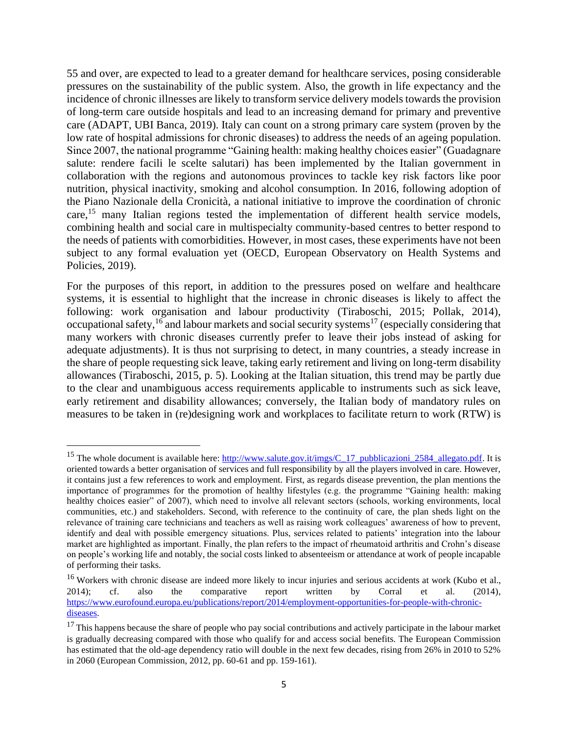55 and over, are expected to lead to a greater demand for healthcare services, posing considerable pressures on the sustainability of the public system. Also, the growth in life expectancy and the incidence of chronic illnesses are likely to transform service delivery models towards the provision of long-term care outside hospitals and lead to an increasing demand for primary and preventive care (ADAPT, UBI Banca, 2019). Italy can count on a strong primary care system (proven by the low rate of hospital admissions for chronic diseases) to address the needs of an ageing population. Since 2007, the national programme "Gaining health: making healthy choices easier" (Guadagnare salute: rendere facili le scelte salutari) has been implemented by the Italian government in collaboration with the regions and autonomous provinces to tackle key risk factors like poor nutrition, physical inactivity, smoking and alcohol consumption. In 2016, following adoption of the Piano Nazionale della Cronicità, a national initiative to improve the coordination of chronic care,[15] many Italian regions tested the implementation of different health service models, combining health and social care in multispecialty community-based centres to better respond to the needs of patients with comorbidities. However, in most cases, these experiments have not been subject to any formal evaluation yet (OECD, European Observatory on Health Systems and Policies, 2019).

For the purposes of this report, in addition to the pressures posed on welfare and healthcare systems, it is essential to highlight that the increase in chronic diseases is likely to affect the following: work organisation and labour productivity (Tiraboschi, 2015; Pollak, 2014), occupational safety,[16] and labour markets and social security systems[17] (especially considering that many workers with chronic diseases currently prefer to leave their jobs instead of asking for adequate adjustments). It is thus not surprising to detect, in many countries, a steady increase in the share of people requesting sick leave, taking early retirement and living on long-term disability allowances (Tiraboschi, 2015, p. 5). Looking at the Italian situation, this trend may be partly due to the clear and unambiguous access requirements applicable to instruments such as sick leave, early retirement and disability allowances; conversely, the Italian body of mandatory rules on measures to be taken in (re)designing work and workplaces to facilitate return to work (RTW) is

---

[15] The whole document is available here: http://www.salute.gov.it/imgs/C_17_pubblicazioni_2584_allegato.pdf. It is oriented towards a better organisation of services and full responsibility by all the players involved in care. However, it contains just a few references to work and employment. First, as regards disease prevention, the plan mentions the importance of programmes for the promotion of healthy lifestyles (e.g. the programme "Gaining health: making healthy choices easier" of 2007), which need to involve all relevant sectors (schools, working environments, local communities, etc.) and stakeholders. Second, with reference to the continuity of care, the plan sheds light on the relevance of training care technicians and teachers as well as raising work colleagues' awareness of how to prevent, identify and deal with possible emergency situations. Plus, services related to patients' integration into the labour market are highlighted as important. Finally, the plan refers to the impact of rheumatoid arthritis and Crohn's disease on people's working life and notably, the social costs linked to absenteeism or attendance at work of people incapable of performing their tasks.

[16] Workers with chronic disease are indeed more likely to incur injuries and serious accidents at work (Kubo et al., 2014); cf. also the comparative report written by Corral et al. (2014), https://www.eurofound.europa.eu/publications/report/2014/employment-opportunities-for-people-with-chronic-diseases.

[17] This happens because the share of people who pay social contributions and actively participate in the labour market is gradually decreasing compared with those who qualify for and access social benefits. The European Commission has estimated that the old-age dependency ratio will double in the next few decades, rising from 26% in 2010 to 52% in 2060 (European Commission, 2012, pp. 60-61 and pp. 159-161).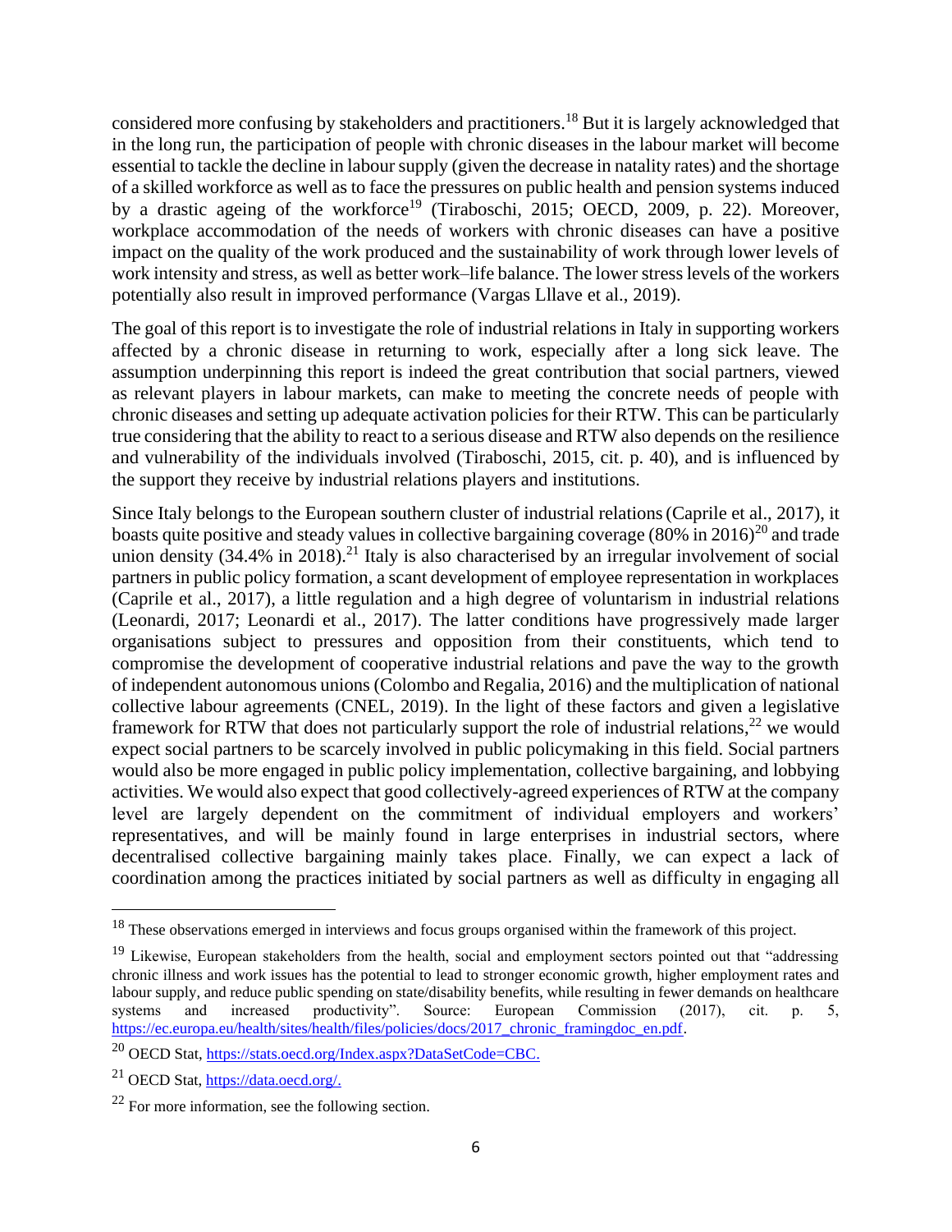considered more confusing by stakeholders and practitioners.[18] But it is largely acknowledged that in the long run, the participation of people with chronic diseases in the labour market will become essential to tackle the decline in labour supply (given the decrease in natality rates) and the shortage of a skilled workforce as well as to face the pressures on public health and pension systems induced by a drastic ageing of the workforce[19] (Tiraboschi, 2015; OECD, 2009, p. 22). Moreover, workplace accommodation of the needs of workers with chronic diseases can have a positive impact on the quality of the work produced and the sustainability of work through lower levels of work intensity and stress, as well as better work–life balance. The lower stress levels of the workers potentially also result in improved performance (Vargas Lllave et al., 2019).

The goal of this report is to investigate the role of industrial relations in Italy in supporting workers affected by a chronic disease in returning to work, especially after a long sick leave. The assumption underpinning this report is indeed the great contribution that social partners, viewed as relevant players in labour markets, can make to meeting the concrete needs of people with chronic diseases and setting up adequate activation policies for their RTW. This can be particularly true considering that the ability to react to a serious disease and RTW also depends on the resilience and vulnerability of the individuals involved (Tiraboschi, 2015, cit. p. 40), and is influenced by the support they receive by industrial relations players and institutions.

Since Italy belongs to the European southern cluster of industrial relations (Caprile et al., 2017), it boasts quite positive and steady values in collective bargaining coverage (80% in 2016)[20] and trade union density (34.4% in 2018).[21] Italy is also characterised by an irregular involvement of social partners in public policy formation, a scant development of employee representation in workplaces (Caprile et al., 2017), a little regulation and a high degree of voluntarism in industrial relations (Leonardi, 2017; Leonardi et al., 2017). The latter conditions have progressively made larger organisations subject to pressures and opposition from their constituents, which tend to compromise the development of cooperative industrial relations and pave the way to the growth of independent autonomous unions (Colombo and Regalia, 2016) and the multiplication of national collective labour agreements (CNEL, 2019). In the light of these factors and given a legislative framework for RTW that does not particularly support the role of industrial relations,[22] we would expect social partners to be scarcely involved in public policymaking in this field. Social partners would also be more engaged in public policy implementation, collective bargaining, and lobbying activities. We would also expect that good collectively-agreed experiences of RTW at the company level are largely dependent on the commitment of individual employers and workers' representatives, and will be mainly found in large enterprises in industrial sectors, where decentralised collective bargaining mainly takes place. Finally, we can expect a lack of coordination among the practices initiated by social partners as well as difficulty in engaging all

---

[18] These observations emerged in interviews and focus groups organised within the framework of this project.

[19] Likewise, European stakeholders from the health, social and employment sectors pointed out that "addressing chronic illness and work issues has the potential to lead to stronger economic growth, higher employment rates and labour supply, and reduce public spending on state/disability benefits, while resulting in fewer demands on healthcare systems and increased productivity". Source: European Commission (2017), cit. p. 5, https://ec.europa.eu/health/sites/health/files/policies/docs/2017_chronic_framingdoc_en.pdf.

[20] OECD Stat, https://stats.oecd.org/Index.aspx?DataSetCode=CBC.

[21] OECD Stat, https://data.oecd.org/.

[22] For more information, see the following section.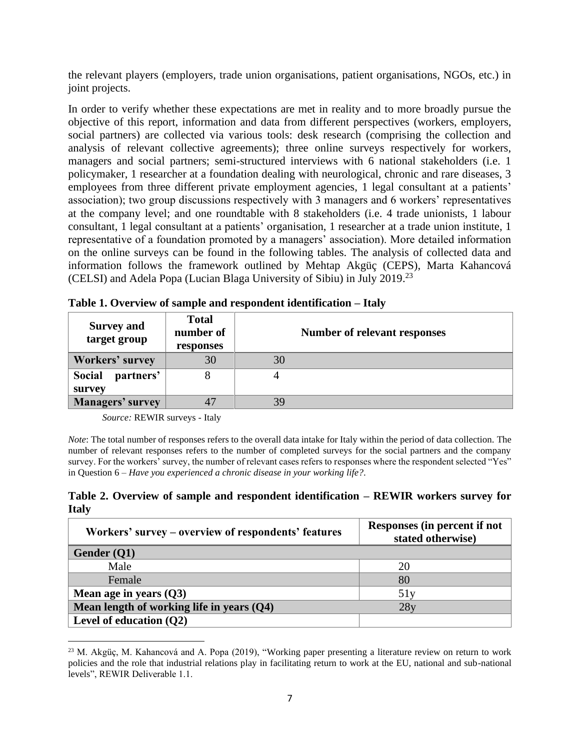the relevant players (employers, trade union organisations, patient organisations, NGOs, etc.) in joint projects.

In order to verify whether these expectations are met in reality and to more broadly pursue the objective of this report, information and data from different perspectives (workers, employers, social partners) are collected via various tools: desk research (comprising the collection and analysis of relevant collective agreements); three online surveys respectively for workers, managers and social partners; semi-structured interviews with 6 national stakeholders (i.e. 1 policymaker, 1 researcher at a foundation dealing with neurological, chronic and rare diseases, 3 employees from three different private employment agencies, 1 legal consultant at a patients' association); two group discussions respectively with 3 managers and 6 workers' representatives at the company level; and one roundtable with 8 stakeholders (i.e. 4 trade unionists, 1 labour consultant, 1 legal consultant at a patients' organisation, 1 researcher at a trade union institute, 1 representative of a foundation promoted by a managers' association). More detailed information on the online surveys can be found in the following tables. The analysis of collected data and information follows the framework outlined by Mehtap Akgüç (CEPS), Marta Kahancová (CELSI) and Adela Popa (Lucian Blaga University of Sibiu) in July 2019.[23]

**Table 1. Overview of sample and respondent identification – Italy**

| Survey and target group | Total number of responses | Number of relevant responses |
|---|---|---|
| **Workers' survey** | 30 | 30 |
| **Social partners' survey** | 8 | 4 |
| **Managers' survey** | 47 | 39 |

*Source:* REWIR surveys - Italy

*Note*: The total number of responses refers to the overall data intake for Italy within the period of data collection. The number of relevant responses refers to the number of completed surveys for the social partners and the company survey. For the workers' survey, the number of relevant cases refers to responses where the respondent selected "Yes" in Question 6 – *Have you experienced a chronic disease in your working life?*.

**Table 2. Overview of sample and respondent identification – REWIR workers survey for Italy**

| Workers' survey – overview of respondents' features | Responses (in percent if not stated otherwise) |
|---|---|
| **Gender (Q1)** | |
| Male | 20 |
| Female | 80 |
| **Mean age in years (Q3)** | 51y |
| **Mean length of working life in years (Q4)** | 28y |
| **Level of education (Q2)** | |

[23] M. Akgüç, M. Kahancová and A. Popa (2019), "Working paper presenting a literature review on return to work policies and the role that industrial relations play in facilitating return to work at the EU, national and sub-national levels", REWIR Deliverable 1.1.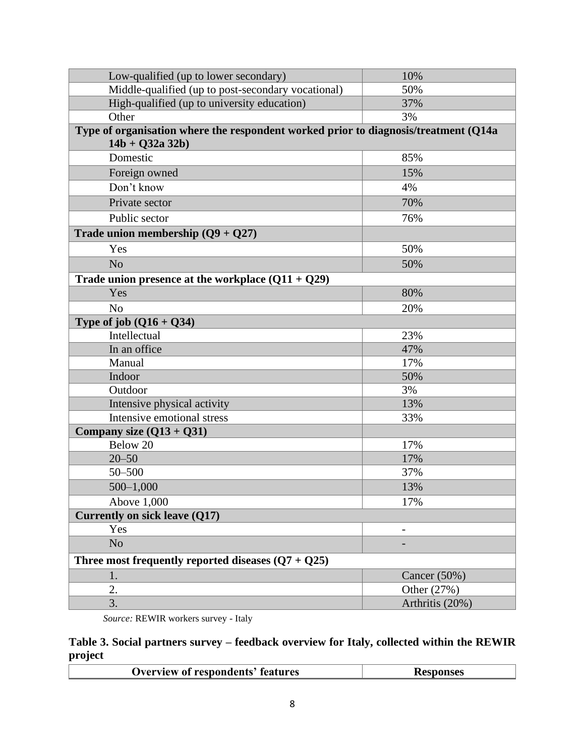| | |
|---|---|
| Low-qualified (up to lower secondary) | 10% |
| Middle-qualified (up to post-secondary vocational) | 50% |
| High-qualified (up to university education) | 37% |
| Other | 3% |
| **Type of organisation where the respondent worked prior to diagnosis/treatment (Q14a 14b + Q32a 32b)** | |
| Domestic | 85% |
| Foreign owned | 15% |
| Don't know | 4% |
| Private sector | 70% |
| Public sector | 76% |
| **Trade union membership (Q9 + Q27)** | |
| Yes | 50% |
| No | 50% |
| **Trade union presence at the workplace (Q11 + Q29)** | |
| Yes | 80% |
| No | 20% |
| **Type of job (Q16 + Q34)** | |
| Intellectual | 23% |
| In an office | 47% |
| Manual | 17% |
| Indoor | 50% |
| Outdoor | 3% |
| Intensive physical activity | 13% |
| Intensive emotional stress | 33% |
| **Company size (Q13 + Q31)** | |
| Below 20 | 17% |
| 20–50 | 17% |
| 50–500 | 37% |
| 500–1,000 | 13% |
| Above 1,000 | 17% |
| **Currently on sick leave (Q17)** | |
| Yes | - |
| No | - |
| **Three most frequently reported diseases (Q7 + Q25)** | |
| 1. | Cancer (50%) |
| 2. | Other (27%) |
| 3. | Arthritis (20%) |

*Source:* REWIR workers survey - Italy

**Table 3. Social partners survey – feedback overview for Italy, collected within the REWIR project**

| Overview of respondents' features | Responses |
|---|---|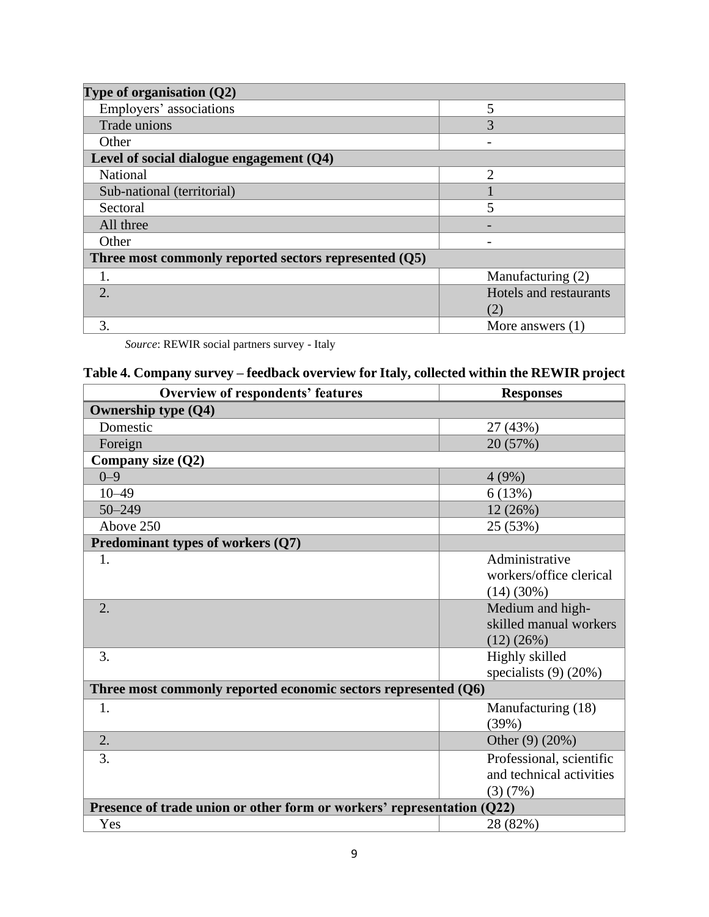| Type of organisation (Q2) | |
|---|---|
| Employers' associations | 5 |
| Trade unions | 3 |
| Other | - |
| **Level of social dialogue engagement (Q4)** | |
| National | 2 |
| Sub-national (territorial) | 1 |
| Sectoral | 5 |
| All three | - |
| Other | - |
| **Three most commonly reported sectors represented (Q5)** | |
| 1. | Manufacturing (2) |
| 2. | Hotels and restaurants (2) |
| 3. | More answers (1) |

*Source*: REWIR social partners survey - Italy

**Table 4. Company survey – feedback overview for Italy, collected within the REWIR project**

| Overview of respondents' features | Responses |
|---|---|
| **Ownership type (Q4)** | |
| Domestic | 27 (43%) |
| Foreign | 20 (57%) |
| **Company size (Q2)** | |
| 0–9 | 4 (9%) |
| 10–49 | 6 (13%) |
| 50–249 | 12 (26%) |
| Above 250 | 25 (53%) |
| **Predominant types of workers (Q7)** | |
| 1. | Administrative workers/office clerical (14) (30%) |
| 2. | Medium and high-skilled manual workers (12) (26%) |
| 3. | Highly skilled specialists (9) (20%) |
| **Three most commonly reported economic sectors represented (Q6)** | |
| 1. | Manufacturing (18) (39%) |
| 2. | Other (9) (20%) |
| 3. | Professional, scientific and technical activities (3) (7%) |
| **Presence of trade union or other form or workers' representation (Q22)** | |
| Yes | 28 (82%) |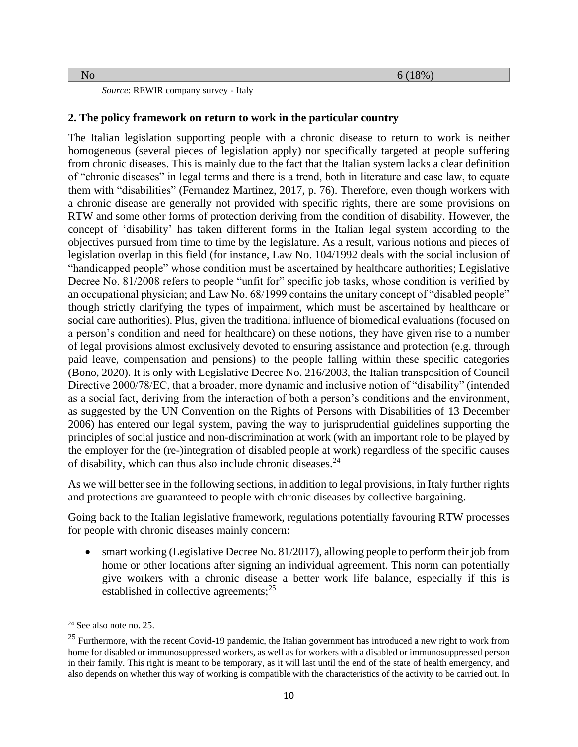| No | 6 (18%) |
|---|---|

*Source*: REWIR company survey - Italy

**2. The policy framework on return to work in the particular country**

The Italian legislation supporting people with a chronic disease to return to work is neither homogeneous (several pieces of legislation apply) nor specifically targeted at people suffering from chronic diseases. This is mainly due to the fact that the Italian system lacks a clear definition of "chronic diseases" in legal terms and there is a trend, both in literature and case law, to equate them with "disabilities" (Fernandez Martinez, 2017, p. 76). Therefore, even though workers with a chronic disease are generally not provided with specific rights, there are some provisions on RTW and some other forms of protection deriving from the condition of disability. However, the concept of 'disability' has taken different forms in the Italian legal system according to the objectives pursued from time to time by the legislature. As a result, various notions and pieces of legislation overlap in this field (for instance, Law No. 104/1992 deals with the social inclusion of "handicapped people" whose condition must be ascertained by healthcare authorities; Legislative Decree No. 81/2008 refers to people "unfit for" specific job tasks, whose condition is verified by an occupational physician; and Law No. 68/1999 contains the unitary concept of "disabled people" though strictly clarifying the types of impairment, which must be ascertained by healthcare or social care authorities). Plus, given the traditional influence of biomedical evaluations (focused on a person's condition and need for healthcare) on these notions, they have given rise to a number of legal provisions almost exclusively devoted to ensuring assistance and protection (e.g. through paid leave, compensation and pensions) to the people falling within these specific categories (Bono, 2020). It is only with Legislative Decree No. 216/2003, the Italian transposition of Council Directive 2000/78/EC, that a broader, more dynamic and inclusive notion of "disability" (intended as a social fact, deriving from the interaction of both a person's conditions and the environment, as suggested by the UN Convention on the Rights of Persons with Disabilities of 13 December 2006) has entered our legal system, paving the way to jurisprudential guidelines supporting the principles of social justice and non-discrimination at work (with an important role to be played by the employer for the (re-)integration of disabled people at work) regardless of the specific causes of disability, which can thus also include chronic diseases.[24]

As we will better see in the following sections, in addition to legal provisions, in Italy further rights and protections are guaranteed to people with chronic diseases by collective bargaining.

Going back to the Italian legislative framework, regulations potentially favouring RTW processes for people with chronic diseases mainly concern:

- smart working (Legislative Decree No. 81/2017), allowing people to perform their job from home or other locations after signing an individual agreement. This norm can potentially give workers with a chronic disease a better work–life balance, especially if this is established in collective agreements;[25]

[24] See also note no. 25.

[25] Furthermore, with the recent Covid-19 pandemic, the Italian government has introduced a new right to work from home for disabled or immunosuppressed workers, as well as for workers with a disabled or immunosuppressed person in their family. This right is meant to be temporary, as it will last until the end of the state of health emergency, and also depends on whether this way of working is compatible with the characteristics of the activity to be carried out. In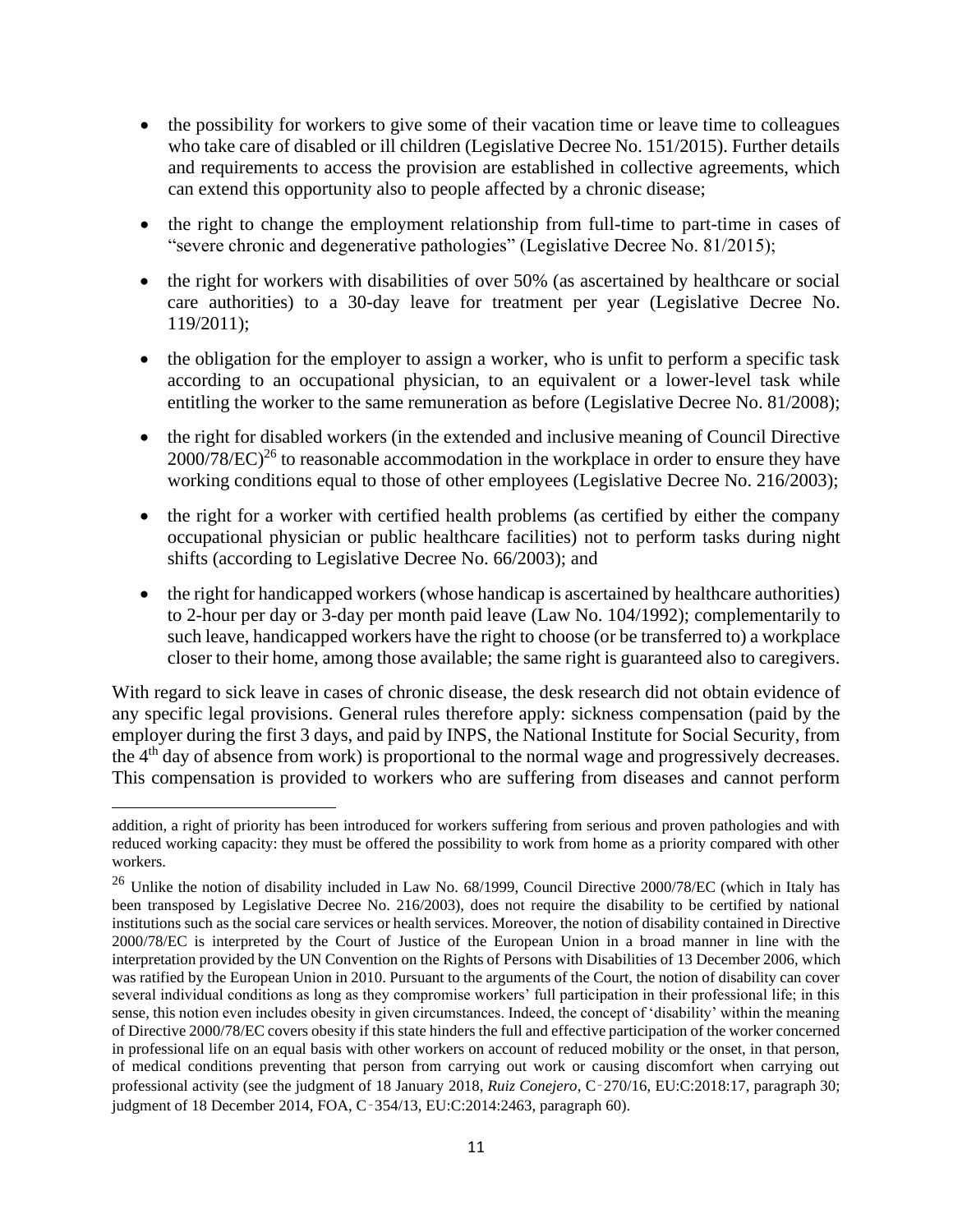- the possibility for workers to give some of their vacation time or leave time to colleagues who take care of disabled or ill children (Legislative Decree No. 151/2015). Further details and requirements to access the provision are established in collective agreements, which can extend this opportunity also to people affected by a chronic disease;
- the right to change the employment relationship from full-time to part-time in cases of "severe chronic and degenerative pathologies" (Legislative Decree No. 81/2015);
- the right for workers with disabilities of over 50% (as ascertained by healthcare or social care authorities) to a 30-day leave for treatment per year (Legislative Decree No. 119/2011);
- the obligation for the employer to assign a worker, who is unfit to perform a specific task according to an occupational physician, to an equivalent or a lower-level task while entitling the worker to the same remuneration as before (Legislative Decree No. 81/2008);
- the right for disabled workers (in the extended and inclusive meaning of Council Directive 2000/78/EC)[26] to reasonable accommodation in the workplace in order to ensure they have working conditions equal to those of other employees (Legislative Decree No. 216/2003);
- the right for a worker with certified health problems (as certified by either the company occupational physician or public healthcare facilities) not to perform tasks during night shifts (according to Legislative Decree No. 66/2003); and
- the right for handicapped workers (whose handicap is ascertained by healthcare authorities) to 2-hour per day or 3-day per month paid leave (Law No. 104/1992); complementarily to such leave, handicapped workers have the right to choose (or be transferred to) a workplace closer to their home, among those available; the same right is guaranteed also to caregivers.

With regard to sick leave in cases of chronic disease, the desk research did not obtain evidence of any specific legal provisions. General rules therefore apply: sickness compensation (paid by the employer during the first 3 days, and paid by INPS, the National Institute for Social Security, from the 4th day of absence from work) is proportional to the normal wage and progressively decreases. This compensation is provided to workers who are suffering from diseases and cannot perform

---

addition, a right of priority has been introduced for workers suffering from serious and proven pathologies and with reduced working capacity: they must be offered the possibility to work from home as a priority compared with other workers.

[26] Unlike the notion of disability included in Law No. 68/1999, Council Directive 2000/78/EC (which in Italy has been transposed by Legislative Decree No. 216/2003), does not require the disability to be certified by national institutions such as the social care services or health services. Moreover, the notion of disability contained in Directive 2000/78/EC is interpreted by the Court of Justice of the European Union in a broad manner in line with the interpretation provided by the UN Convention on the Rights of Persons with Disabilities of 13 December 2006, which was ratified by the European Union in 2010. Pursuant to the arguments of the Court, the notion of disability can cover several individual conditions as long as they compromise workers' full participation in their professional life; in this sense, this notion even includes obesity in given circumstances. Indeed, the concept of 'disability' within the meaning of Directive 2000/78/EC covers obesity if this state hinders the full and effective participation of the worker concerned in professional life on an equal basis with other workers on account of reduced mobility or the onset, in that person, of medical conditions preventing that person from carrying out work or causing discomfort when carrying out professional activity (see the judgment of 18 January 2018, *Ruiz Conejero*, C‑270/16, EU:C:2018:17, paragraph 30; judgment of 18 December 2014, FOA, C‑354/13, EU:C:2014:2463, paragraph 60).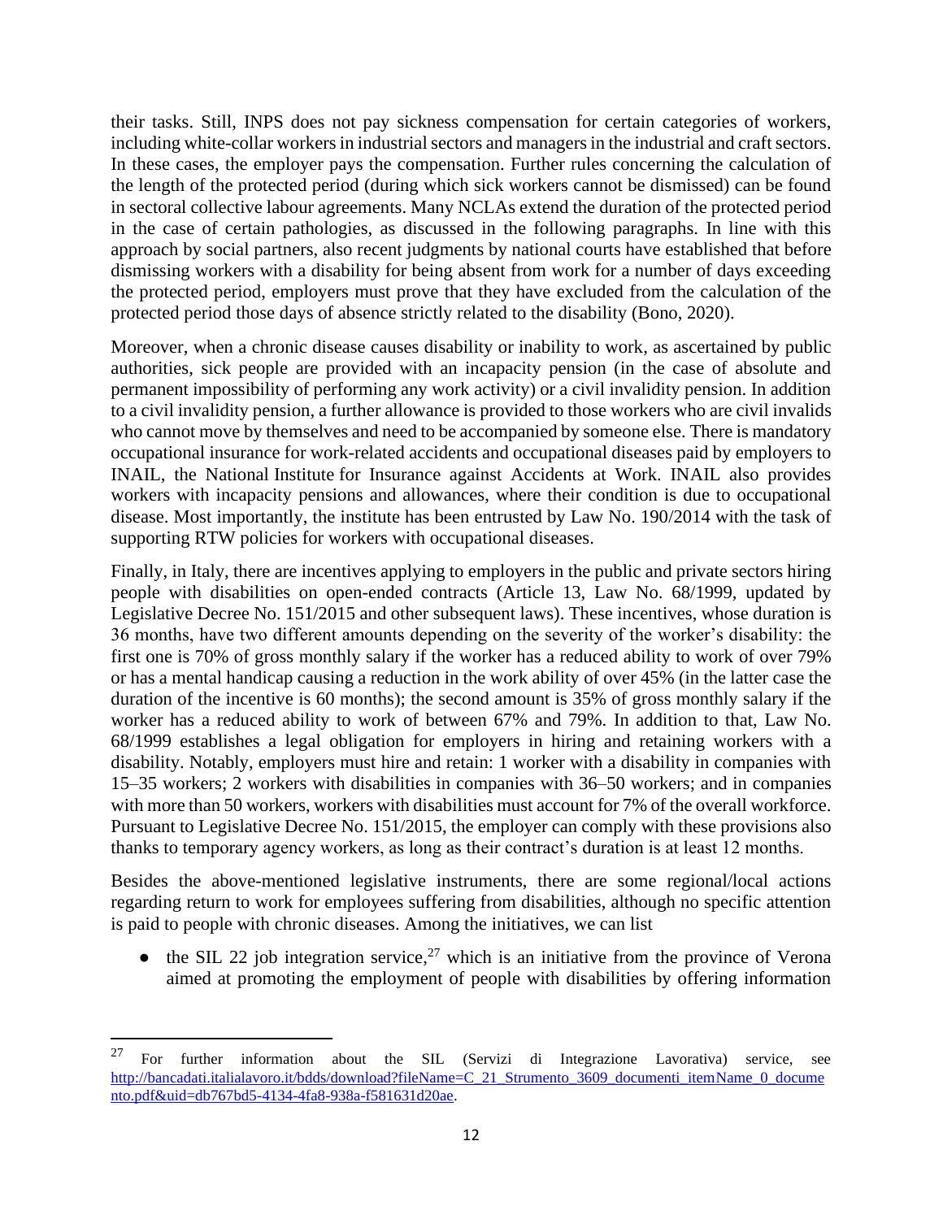their tasks. Still, INPS does not pay sickness compensation for certain categories of workers, including white-collar workers in industrial sectors and managers in the industrial and craft sectors. In these cases, the employer pays the compensation. Further rules concerning the calculation of the length of the protected period (during which sick workers cannot be dismissed) can be found in sectoral collective labour agreements. Many NCLAs extend the duration of the protected period in the case of certain pathologies, as discussed in the following paragraphs. In line with this approach by social partners, also recent judgments by national courts have established that before dismissing workers with a disability for being absent from work for a number of days exceeding the protected period, employers must prove that they have excluded from the calculation of the protected period those days of absence strictly related to the disability (Bono, 2020).

Moreover, when a chronic disease causes disability or inability to work, as ascertained by public authorities, sick people are provided with an incapacity pension (in the case of absolute and permanent impossibility of performing any work activity) or a civil invalidity pension. In addition to a civil invalidity pension, a further allowance is provided to those workers who are civil invalids who cannot move by themselves and need to be accompanied by someone else. There is mandatory occupational insurance for work-related accidents and occupational diseases paid by employers to INAIL, the National Institute for Insurance against Accidents at Work. INAIL also provides workers with incapacity pensions and allowances, where their condition is due to occupational disease. Most importantly, the institute has been entrusted by Law No. 190/2014 with the task of supporting RTW policies for workers with occupational diseases.

Finally, in Italy, there are incentives applying to employers in the public and private sectors hiring people with disabilities on open-ended contracts (Article 13, Law No. 68/1999, updated by Legislative Decree No. 151/2015 and other subsequent laws). These incentives, whose duration is 36 months, have two different amounts depending on the severity of the worker's disability: the first one is 70% of gross monthly salary if the worker has a reduced ability to work of over 79% or has a mental handicap causing a reduction in the work ability of over 45% (in the latter case the duration of the incentive is 60 months); the second amount is 35% of gross monthly salary if the worker has a reduced ability to work of between 67% and 79%. In addition to that, Law No. 68/1999 establishes a legal obligation for employers in hiring and retaining workers with a disability. Notably, employers must hire and retain: 1 worker with a disability in companies with 15–35 workers; 2 workers with disabilities in companies with 36–50 workers; and in companies with more than 50 workers, workers with disabilities must account for 7% of the overall workforce. Pursuant to Legislative Decree No. 151/2015, the employer can comply with these provisions also thanks to temporary agency workers, as long as their contract's duration is at least 12 months.

Besides the above-mentioned legislative instruments, there are some regional/local actions regarding return to work for employees suffering from disabilities, although no specific attention is paid to people with chronic diseases. Among the initiatives, we can list

- the SIL 22 job integration service,[27] which is an initiative from the province of Verona aimed at promoting the employment of people with disabilities by offering information

---

[27] For further information about the SIL (Servizi di Integrazione Lavorativa) service, see http://bancadati.italialavoro.it/bdds/download?fileName=C_21_Strumento_3609_documenti_itemName_0_documento.pdf&uid=db767bd5-4134-4fa8-938a-f581631d20ae.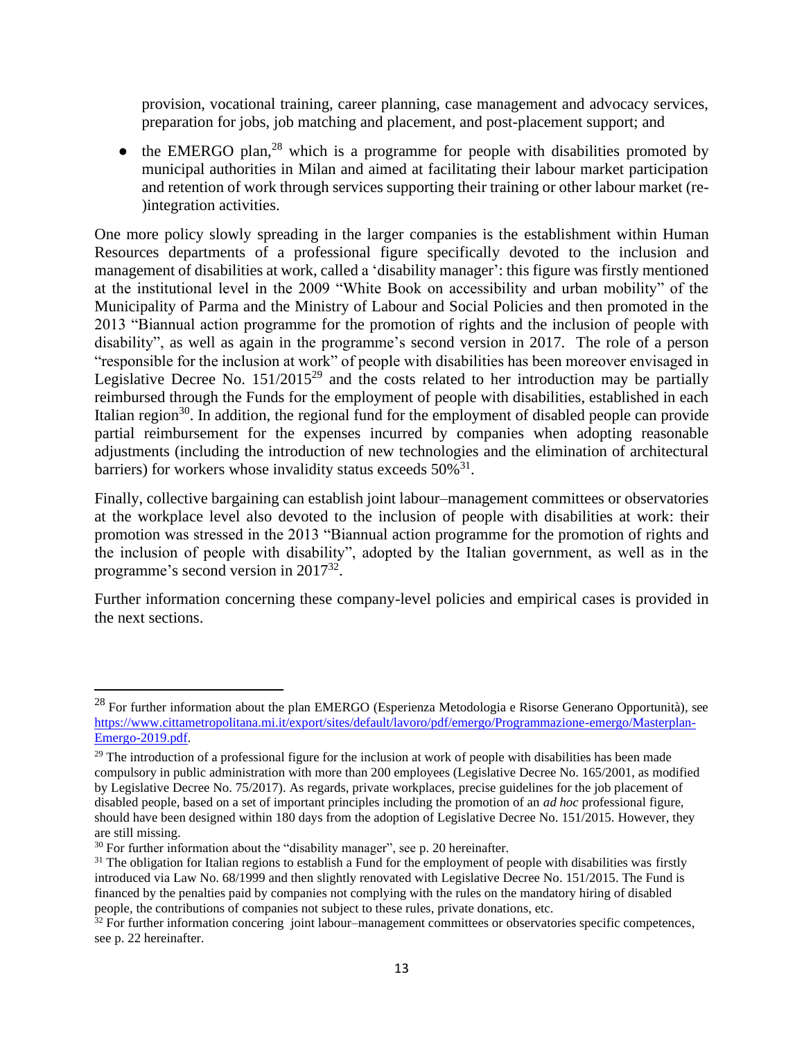provision, vocational training, career planning, case management and advocacy services, preparation for jobs, job matching and placement, and post-placement support; and

- the EMERGO plan,[28] which is a programme for people with disabilities promoted by municipal authorities in Milan and aimed at facilitating their labour market participation and retention of work through services supporting their training or other labour market (re-)integration activities.

One more policy slowly spreading in the larger companies is the establishment within Human Resources departments of a professional figure specifically devoted to the inclusion and management of disabilities at work, called a 'disability manager': this figure was firstly mentioned at the institutional level in the 2009 "White Book on accessibility and urban mobility" of the Municipality of Parma and the Ministry of Labour and Social Policies and then promoted in the 2013 "Biannual action programme for the promotion of rights and the inclusion of people with disability", as well as again in the programme's second version in 2017. The role of a person "responsible for the inclusion at work" of people with disabilities has been moreover envisaged in Legislative Decree No. 151/2015[29] and the costs related to her introduction may be partially reimbursed through the Funds for the employment of people with disabilities, established in each Italian region[30]. In addition, the regional fund for the employment of disabled people can provide partial reimbursement for the expenses incurred by companies when adopting reasonable adjustments (including the introduction of new technologies and the elimination of architectural barriers) for workers whose invalidity status exceeds 50%[31].

Finally, collective bargaining can establish joint labour–management committees or observatories at the workplace level also devoted to the inclusion of people with disabilities at work: their promotion was stressed in the 2013 "Biannual action programme for the promotion of rights and the inclusion of people with disability", adopted by the Italian government, as well as in the programme's second version in 2017[32].

Further information concerning these company-level policies and empirical cases is provided in the next sections.

---

[28] For further information about the plan EMERGO (Esperienza Metodologia e Risorse Generano Opportunità), see https://www.cittametropolitana.mi.it/export/sites/default/lavoro/pdf/emergo/Programmazione-emergo/Masterplan-Emergo-2019.pdf.

[29] The introduction of a professional figure for the inclusion at work of people with disabilities has been made compulsory in public administration with more than 200 employees (Legislative Decree No. 165/2001, as modified by Legislative Decree No. 75/2017). As regards, private workplaces, precise guidelines for the job placement of disabled people, based on a set of important principles including the promotion of an *ad hoc* professional figure, should have been designed within 180 days from the adoption of Legislative Decree No. 151/2015. However, they are still missing.

[30] For further information about the "disability manager", see p. 20 hereinafter.

[31] The obligation for Italian regions to establish a Fund for the employment of people with disabilities was firstly introduced via Law No. 68/1999 and then slightly renovated with Legislative Decree No. 151/2015. The Fund is financed by the penalties paid by companies not complying with the rules on the mandatory hiring of disabled people, the contributions of companies not subject to these rules, private donations, etc.

[32] For further information concering joint labour–management committees or observatories specific competences, see p. 22 hereinafter.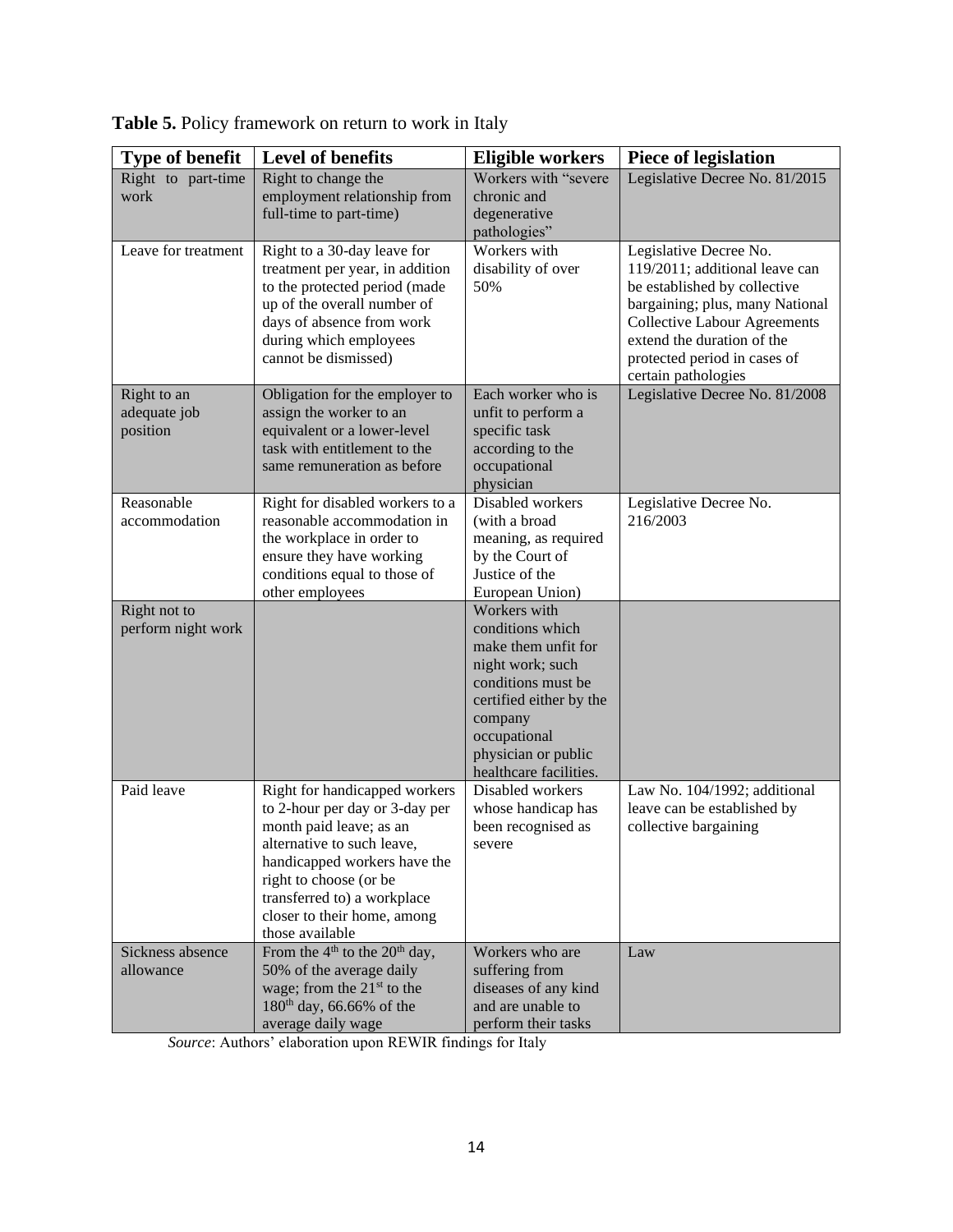**Table 5.** Policy framework on return to work in Italy

| Type of benefit | Level of benefits | Eligible workers | Piece of legislation |
|---|---|---|---|
| Right to part-time work | Right to change the employment relationship from full-time to part-time) | Workers with "severe chronic and degenerative pathologies" | Legislative Decree No. 81/2015 |
| Leave for treatment | Right to a 30-day leave for treatment per year, in addition to the protected period (made up of the overall number of days of absence from work during which employees cannot be dismissed) | Workers with disability of over 50% | Legislative Decree No. 119/2011; additional leave can be established by collective bargaining; plus, many National Collective Labour Agreements extend the duration of the protected period in cases of certain pathologies |
| Right to an adequate job position | Obligation for the employer to assign the worker to an equivalent or a lower-level task with entitlement to the same remuneration as before | Each worker who is unfit to perform a specific task according to the occupational physician | Legislative Decree No. 81/2008 |
| Reasonable accommodation | Right for disabled workers to a reasonable accommodation in the workplace in order to ensure they have working conditions equal to those of other employees | Disabled workers (with a broad meaning, as required by the Court of Justice of the European Union) | Legislative Decree No. 216/2003 |
| Right not to perform night work | | Workers with conditions which make them unfit for night work; such conditions must be certified either by the company occupational physician or public healthcare facilities. | |
| Paid leave | Right for handicapped workers to 2-hour per day or 3-day per month paid leave; as an alternative to such leave, handicapped workers have the right to choose (or be transferred to) a workplace closer to their home, among those available | Disabled workers whose handicap has been recognised as severe | Law No. 104/1992; additional leave can be established by collective bargaining |
| Sickness absence allowance | From the 4th to the 20th day, 50% of the average daily wage; from the 21st to the 180th day, 66.66% of the average daily wage | Workers who are suffering from diseases of any kind and are unable to perform their tasks | Law |

*Source*: Authors' elaboration upon REWIR findings for Italy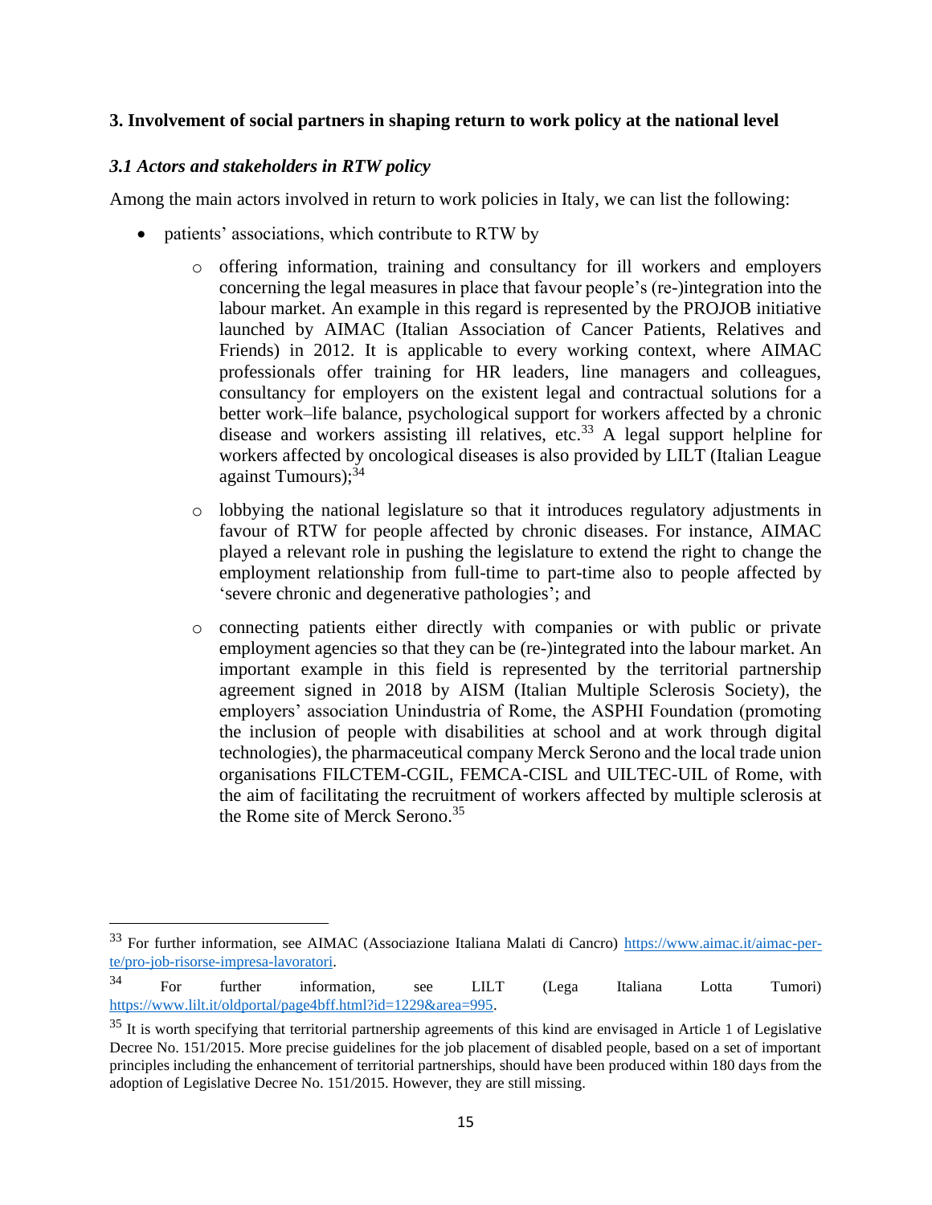## 3. Involvement of social partners in shaping return to work policy at the national level

### *3.1 Actors and stakeholders in RTW policy*

Among the main actors involved in return to work policies in Italy, we can list the following:

- patients' associations, which contribute to RTW by
  - offering information, training and consultancy for ill workers and employers concerning the legal measures in place that favour people's (re-)integration into the labour market. An example in this regard is represented by the PROJOB initiative launched by AIMAC (Italian Association of Cancer Patients, Relatives and Friends) in 2012. It is applicable to every working context, where AIMAC professionals offer training for HR leaders, line managers and colleagues, consultancy for employers on the existent legal and contractual solutions for a better work–life balance, psychological support for workers affected by a chronic disease and workers assisting ill relatives, etc.[33] A legal support helpline for workers affected by oncological diseases is also provided by LILT (Italian League against Tumours);[34]
  - lobbying the national legislature so that it introduces regulatory adjustments in favour of RTW for people affected by chronic diseases. For instance, AIMAC played a relevant role in pushing the legislature to extend the right to change the employment relationship from full-time to part-time also to people affected by 'severe chronic and degenerative pathologies'; and
  - connecting patients either directly with companies or with public or private employment agencies so that they can be (re-)integrated into the labour market. An important example in this field is represented by the territorial partnership agreement signed in 2018 by AISM (Italian Multiple Sclerosis Society), the employers' association Unindustria of Rome, the ASPHI Foundation (promoting the inclusion of people with disabilities at school and at work through digital technologies), the pharmaceutical company Merck Serono and the local trade union organisations FILCTEM-CGIL, FEMCA-CISL and UILTEC-UIL of Rome, with the aim of facilitating the recruitment of workers affected by multiple sclerosis at the Rome site of Merck Serono.[35]

---

[33] For further information, see AIMAC (Associazione Italiana Malati di Cancro) https://www.aimac.it/aimac-per-te/pro-job-risorse-impresa-lavoratori.

[34] For further information, see LILT (Lega Italiana Lotta Tumori) https://www.lilt.it/oldportal/page4bff.html?id=1229&area=995.

[35] It is worth specifying that territorial partnership agreements of this kind are envisaged in Article 1 of Legislative Decree No. 151/2015. More precise guidelines for the job placement of disabled people, based on a set of important principles including the enhancement of territorial partnerships, should have been produced within 180 days from the adoption of Legislative Decree No. 151/2015. However, they are still missing.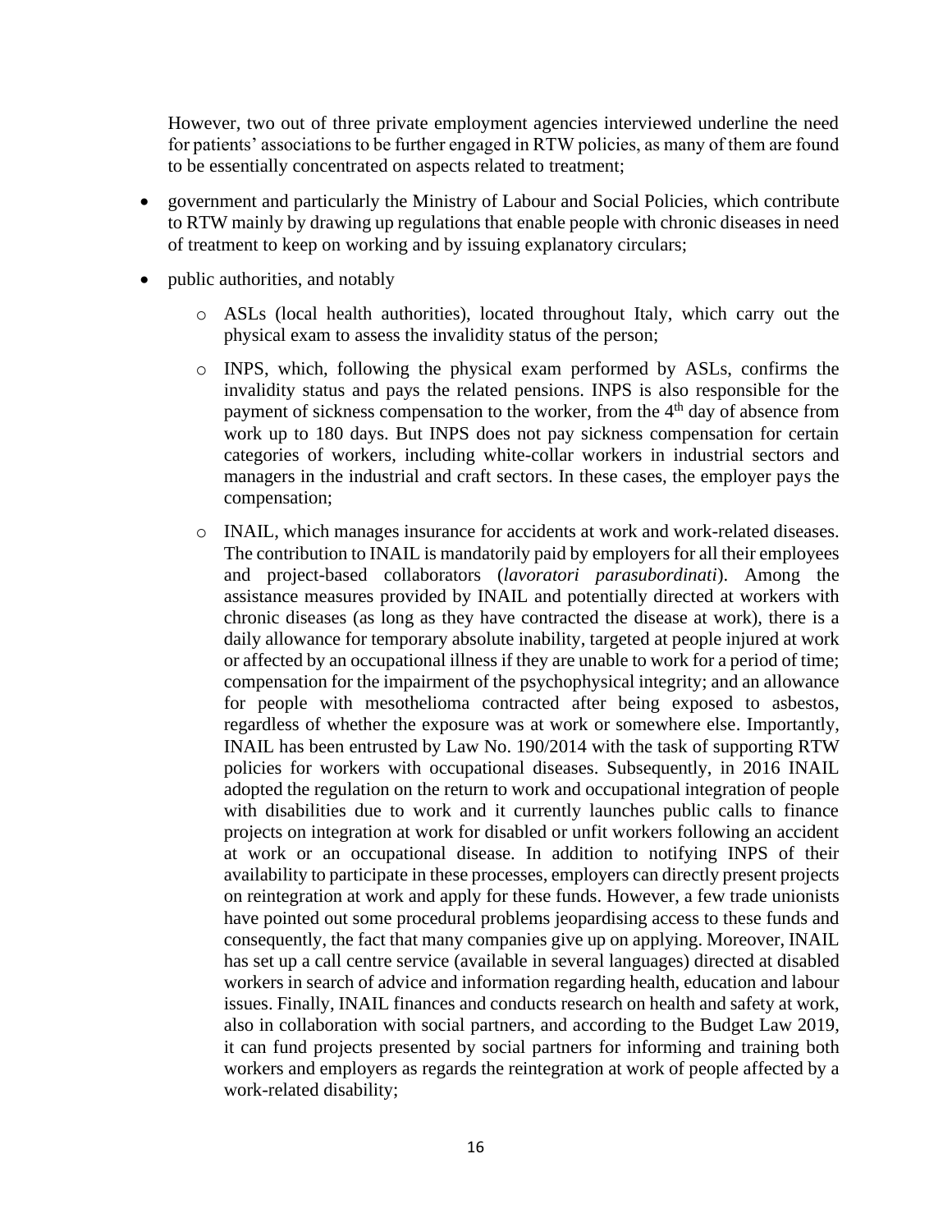However, two out of three private employment agencies interviewed underline the need for patients' associations to be further engaged in RTW policies, as many of them are found to be essentially concentrated on aspects related to treatment;

- government and particularly the Ministry of Labour and Social Policies, which contribute to RTW mainly by drawing up regulations that enable people with chronic diseases in need of treatment to keep on working and by issuing explanatory circulars;
- public authorities, and notably
  - ASLs (local health authorities), located throughout Italy, which carry out the physical exam to assess the invalidity status of the person;
  - INPS, which, following the physical exam performed by ASLs, confirms the invalidity status and pays the related pensions. INPS is also responsible for the payment of sickness compensation to the worker, from the 4th day of absence from work up to 180 days. But INPS does not pay sickness compensation for certain categories of workers, including white-collar workers in industrial sectors and managers in the industrial and craft sectors. In these cases, the employer pays the compensation;
  - INAIL, which manages insurance for accidents at work and work-related diseases. The contribution to INAIL is mandatorily paid by employers for all their employees and project-based collaborators (*lavoratori parasubordinati*). Among the assistance measures provided by INAIL and potentially directed at workers with chronic diseases (as long as they have contracted the disease at work), there is a daily allowance for temporary absolute inability, targeted at people injured at work or affected by an occupational illness if they are unable to work for a period of time; compensation for the impairment of the psychophysical integrity; and an allowance for people with mesothelioma contracted after being exposed to asbestos, regardless of whether the exposure was at work or somewhere else. Importantly, INAIL has been entrusted by Law No. 190/2014 with the task of supporting RTW policies for workers with occupational diseases. Subsequently, in 2016 INAIL adopted the regulation on the return to work and occupational integration of people with disabilities due to work and it currently launches public calls to finance projects on integration at work for disabled or unfit workers following an accident at work or an occupational disease. In addition to notifying INPS of their availability to participate in these processes, employers can directly present projects on reintegration at work and apply for these funds. However, a few trade unionists have pointed out some procedural problems jeopardising access to these funds and consequently, the fact that many companies give up on applying. Moreover, INAIL has set up a call centre service (available in several languages) directed at disabled workers in search of advice and information regarding health, education and labour issues. Finally, INAIL finances and conducts research on health and safety at work, also in collaboration with social partners, and according to the Budget Law 2019, it can fund projects presented by social partners for informing and training both workers and employers as regards the reintegration at work of people affected by a work-related disability;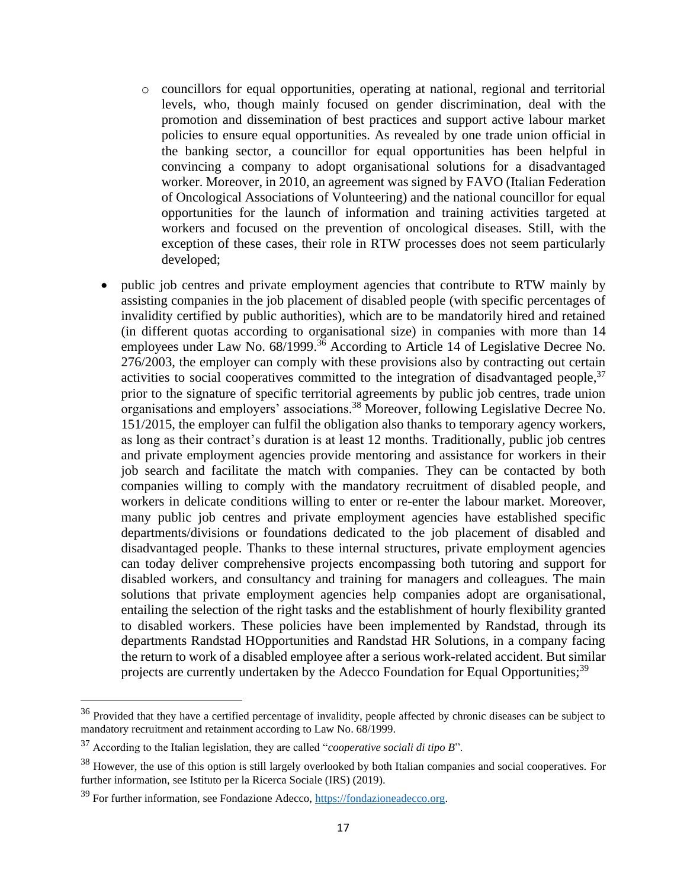- councillors for equal opportunities, operating at national, regional and territorial levels, who, though mainly focused on gender discrimination, deal with the promotion and dissemination of best practices and support active labour market policies to ensure equal opportunities. As revealed by one trade union official in the banking sector, a councillor for equal opportunities has been helpful in convincing a company to adopt organisational solutions for a disadvantaged worker. Moreover, in 2010, an agreement was signed by FAVO (Italian Federation of Oncological Associations of Volunteering) and the national councillor for equal opportunities for the launch of information and training activities targeted at workers and focused on the prevention of oncological diseases. Still, with the exception of these cases, their role in RTW processes does not seem particularly developed;

- public job centres and private employment agencies that contribute to RTW mainly by assisting companies in the job placement of disabled people (with specific percentages of invalidity certified by public authorities), which are to be mandatorily hired and retained (in different quotas according to organisational size) in companies with more than 14 employees under Law No. 68/1999.[36] According to Article 14 of Legislative Decree No. 276/2003, the employer can comply with these provisions also by contracting out certain activities to social cooperatives committed to the integration of disadvantaged people,[37] prior to the signature of specific territorial agreements by public job centres, trade union organisations and employers' associations.[38] Moreover, following Legislative Decree No. 151/2015, the employer can fulfil the obligation also thanks to temporary agency workers, as long as their contract's duration is at least 12 months. Traditionally, public job centres and private employment agencies provide mentoring and assistance for workers in their job search and facilitate the match with companies. They can be contacted by both companies willing to comply with the mandatory recruitment of disabled people, and workers in delicate conditions willing to enter or re-enter the labour market. Moreover, many public job centres and private employment agencies have established specific departments/divisions or foundations dedicated to the job placement of disabled and disadvantaged people. Thanks to these internal structures, private employment agencies can today deliver comprehensive projects encompassing both tutoring and support for disabled workers, and consultancy and training for managers and colleagues. The main solutions that private employment agencies help companies adopt are organisational, entailing the selection of the right tasks and the establishment of hourly flexibility granted to disabled workers. These policies have been implemented by Randstad, through its departments Randstad HOpportunities and Randstad HR Solutions, in a company facing the return to work of a disabled employee after a serious work-related accident. But similar projects are currently undertaken by the Adecco Foundation for Equal Opportunities;[39]

---

[36] Provided that they have a certified percentage of invalidity, people affected by chronic diseases can be subject to mandatory recruitment and retainment according to Law No. 68/1999.

[37] According to the Italian legislation, they are called "*cooperative sociali di tipo B*".

[38] However, the use of this option is still largely overlooked by both Italian companies and social cooperatives. For further information, see Istituto per la Ricerca Sociale (IRS) (2019).

[39] For further information, see Fondazione Adecco, https://fondazioneadecco.org.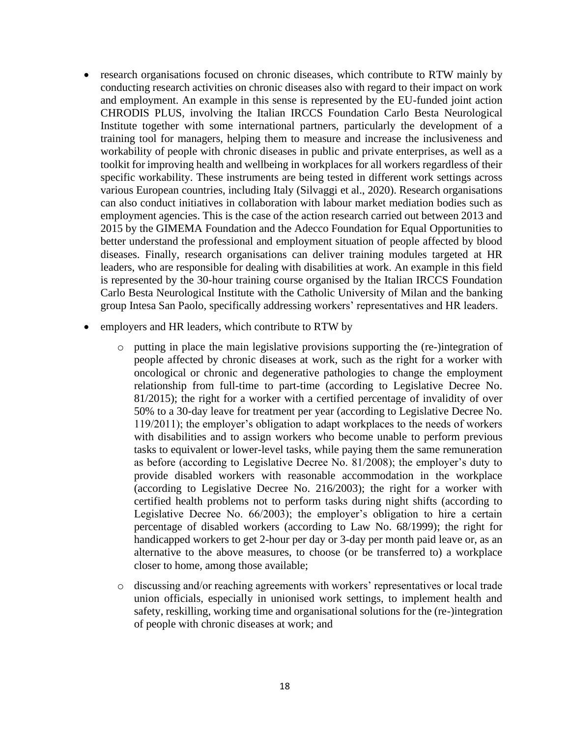- research organisations focused on chronic diseases, which contribute to RTW mainly by conducting research activities on chronic diseases also with regard to their impact on work and employment. An example in this sense is represented by the EU-funded joint action CHRODIS PLUS, involving the Italian IRCCS Foundation Carlo Besta Neurological Institute together with some international partners, particularly the development of a training tool for managers, helping them to measure and increase the inclusiveness and workability of people with chronic diseases in public and private enterprises, as well as a toolkit for improving health and wellbeing in workplaces for all workers regardless of their specific workability. These instruments are being tested in different work settings across various European countries, including Italy (Silvaggi et al., 2020). Research organisations can also conduct initiatives in collaboration with labour market mediation bodies such as employment agencies. This is the case of the action research carried out between 2013 and 2015 by the GIMEMA Foundation and the Adecco Foundation for Equal Opportunities to better understand the professional and employment situation of people affected by blood diseases. Finally, research organisations can deliver training modules targeted at HR leaders, who are responsible for dealing with disabilities at work. An example in this field is represented by the 30-hour training course organised by the Italian IRCCS Foundation Carlo Besta Neurological Institute with the Catholic University of Milan and the banking group Intesa San Paolo, specifically addressing workers' representatives and HR leaders.
- employers and HR leaders, which contribute to RTW by
  - putting in place the main legislative provisions supporting the (re-)integration of people affected by chronic diseases at work, such as the right for a worker with oncological or chronic and degenerative pathologies to change the employment relationship from full-time to part-time (according to Legislative Decree No. 81/2015); the right for a worker with a certified percentage of invalidity of over 50% to a 30-day leave for treatment per year (according to Legislative Decree No. 119/2011); the employer's obligation to adapt workplaces to the needs of workers with disabilities and to assign workers who become unable to perform previous tasks to equivalent or lower-level tasks, while paying them the same remuneration as before (according to Legislative Decree No. 81/2008); the employer's duty to provide disabled workers with reasonable accommodation in the workplace (according to Legislative Decree No. 216/2003); the right for a worker with certified health problems not to perform tasks during night shifts (according to Legislative Decree No. 66/2003); the employer's obligation to hire a certain percentage of disabled workers (according to Law No. 68/1999); the right for handicapped workers to get 2-hour per day or 3-day per month paid leave or, as an alternative to the above measures, to choose (or be transferred to) a workplace closer to home, among those available;
  - discussing and/or reaching agreements with workers' representatives or local trade union officials, especially in unionised work settings, to implement health and safety, reskilling, working time and organisational solutions for the (re-)integration of people with chronic diseases at work; and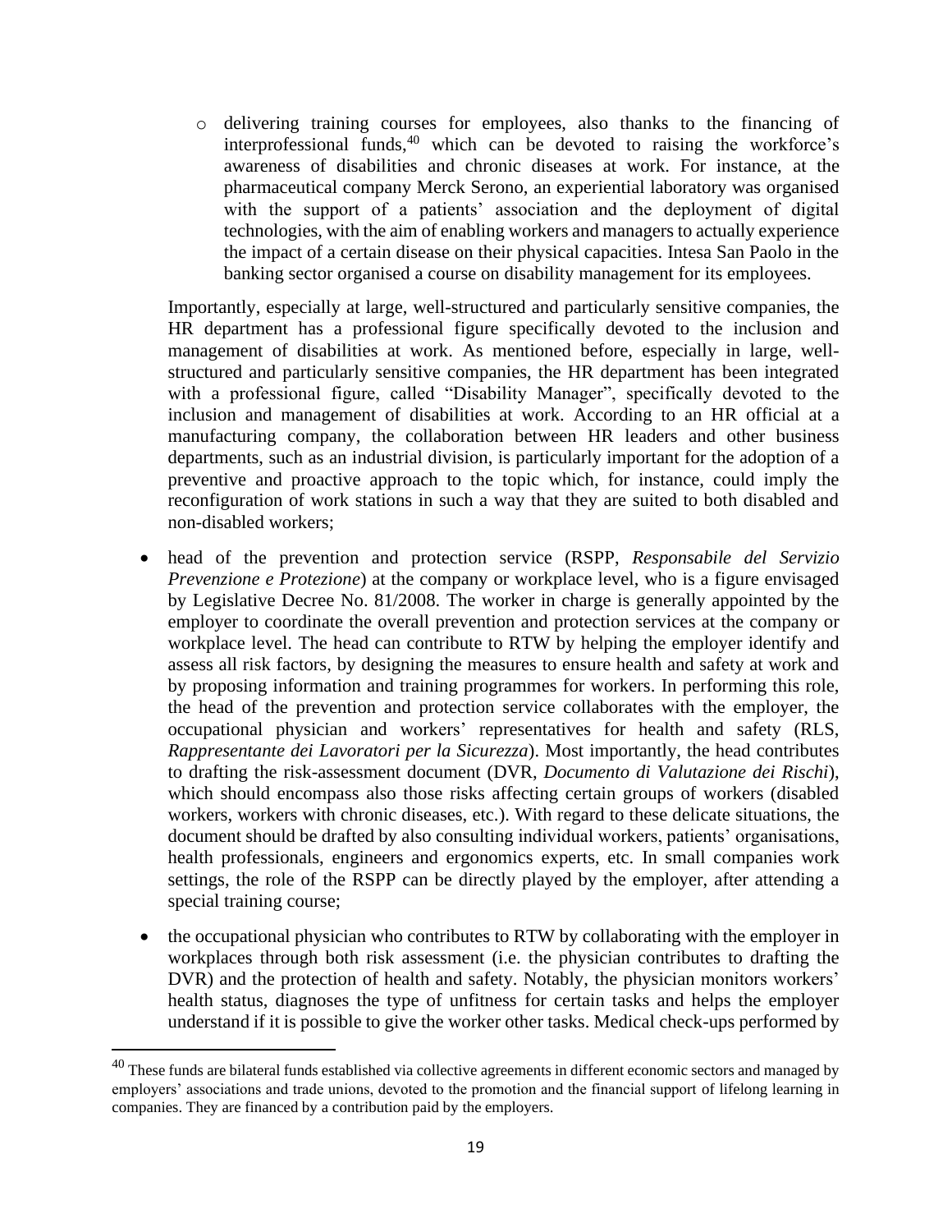- delivering training courses for employees, also thanks to the financing of interprofessional funds,[40] which can be devoted to raising the workforce's awareness of disabilities and chronic diseases at work. For instance, at the pharmaceutical company Merck Serono, an experiential laboratory was organised with the support of a patients' association and the deployment of digital technologies, with the aim of enabling workers and managers to actually experience the impact of a certain disease on their physical capacities. Intesa San Paolo in the banking sector organised a course on disability management for its employees.

Importantly, especially at large, well-structured and particularly sensitive companies, the HR department has a professional figure specifically devoted to the inclusion and management of disabilities at work. As mentioned before, especially in large, well-structured and particularly sensitive companies, the HR department has been integrated with a professional figure, called "Disability Manager", specifically devoted to the inclusion and management of disabilities at work. According to an HR official at a manufacturing company, the collaboration between HR leaders and other business departments, such as an industrial division, is particularly important for the adoption of a preventive and proactive approach to the topic which, for instance, could imply the reconfiguration of work stations in such a way that they are suited to both disabled and non-disabled workers;

- head of the prevention and protection service (RSPP, *Responsabile del Servizio Prevenzione e Protezione*) at the company or workplace level, who is a figure envisaged by Legislative Decree No. 81/2008. The worker in charge is generally appointed by the employer to coordinate the overall prevention and protection services at the company or workplace level. The head can contribute to RTW by helping the employer identify and assess all risk factors, by designing the measures to ensure health and safety at work and by proposing information and training programmes for workers. In performing this role, the head of the prevention and protection service collaborates with the employer, the occupational physician and workers' representatives for health and safety (RLS, *Rappresentante dei Lavoratori per la Sicurezza*). Most importantly, the head contributes to drafting the risk-assessment document (DVR, *Documento di Valutazione dei Rischi*), which should encompass also those risks affecting certain groups of workers (disabled workers, workers with chronic diseases, etc.). With regard to these delicate situations, the document should be drafted by also consulting individual workers, patients' organisations, health professionals, engineers and ergonomics experts, etc. In small companies work settings, the role of the RSPP can be directly played by the employer, after attending a special training course;

- the occupational physician who contributes to RTW by collaborating with the employer in workplaces through both risk assessment (i.e. the physician contributes to drafting the DVR) and the protection of health and safety. Notably, the physician monitors workers' health status, diagnoses the type of unfitness for certain tasks and helps the employer understand if it is possible to give the worker other tasks. Medical check-ups performed by

---

[40] These funds are bilateral funds established via collective agreements in different economic sectors and managed by employers' associations and trade unions, devoted to the promotion and the financial support of lifelong learning in companies. They are financed by a contribution paid by the employers.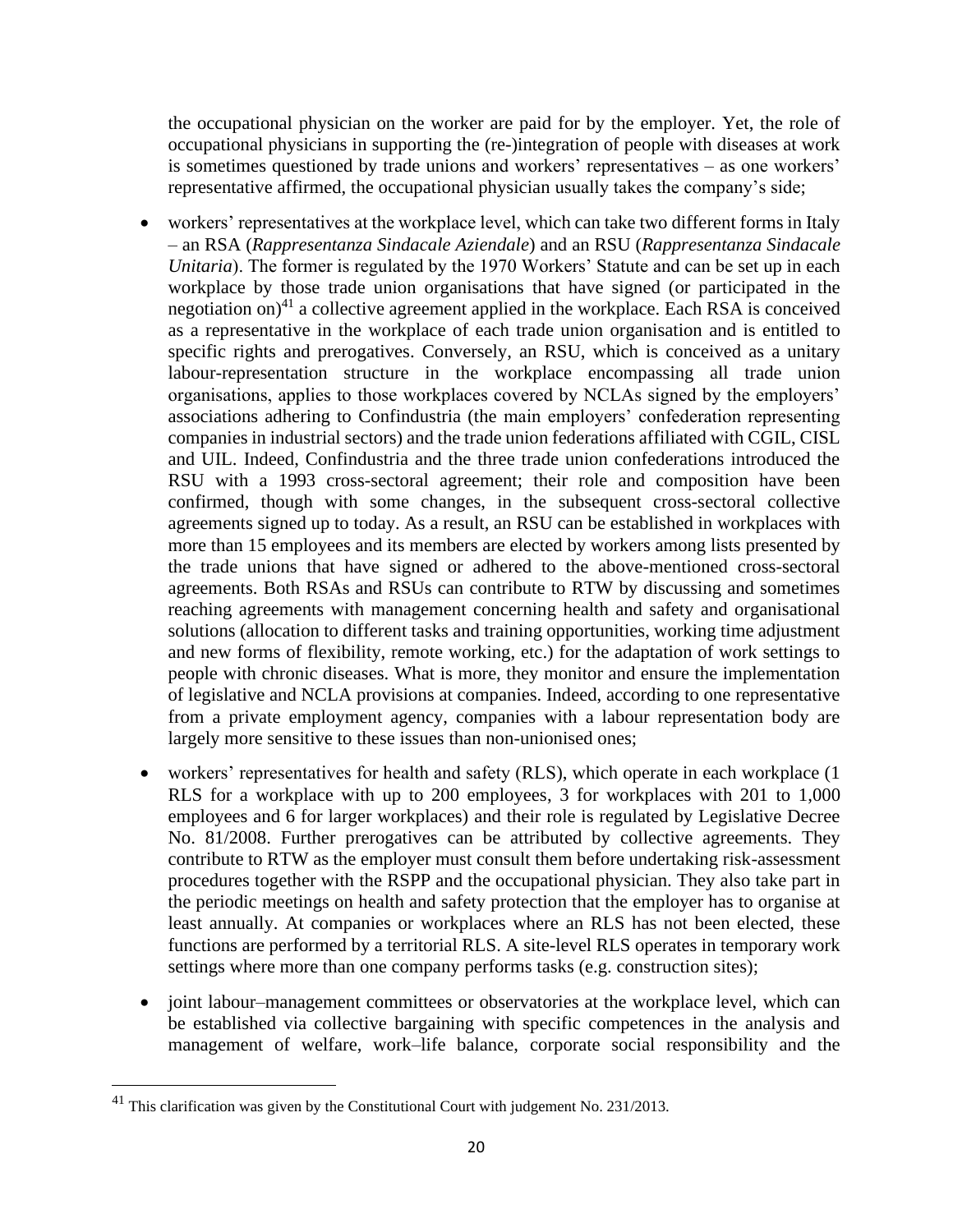the occupational physician on the worker are paid for by the employer. Yet, the role of occupational physicians in supporting the (re-)integration of people with diseases at work is sometimes questioned by trade unions and workers' representatives – as one workers' representative affirmed, the occupational physician usually takes the company's side;

- workers' representatives at the workplace level, which can take two different forms in Italy – an RSA (*Rappresentanza Sindacale Aziendale*) and an RSU (*Rappresentanza Sindacale Unitaria*). The former is regulated by the 1970 Workers' Statute and can be set up in each workplace by those trade union organisations that have signed (or participated in the negotiation on)[41] a collective agreement applied in the workplace. Each RSA is conceived as a representative in the workplace of each trade union organisation and is entitled to specific rights and prerogatives. Conversely, an RSU, which is conceived as a unitary labour-representation structure in the workplace encompassing all trade union organisations, applies to those workplaces covered by NCLAs signed by the employers' associations adhering to Confindustria (the main employers' confederation representing companies in industrial sectors) and the trade union federations affiliated with CGIL, CISL and UIL. Indeed, Confindustria and the three trade union confederations introduced the RSU with a 1993 cross-sectoral agreement; their role and composition have been confirmed, though with some changes, in the subsequent cross-sectoral collective agreements signed up to today. As a result, an RSU can be established in workplaces with more than 15 employees and its members are elected by workers among lists presented by the trade unions that have signed or adhered to the above-mentioned cross-sectoral agreements. Both RSAs and RSUs can contribute to RTW by discussing and sometimes reaching agreements with management concerning health and safety and organisational solutions (allocation to different tasks and training opportunities, working time adjustment and new forms of flexibility, remote working, etc.) for the adaptation of work settings to people with chronic diseases. What is more, they monitor and ensure the implementation of legislative and NCLA provisions at companies. Indeed, according to one representative from a private employment agency, companies with a labour representation body are largely more sensitive to these issues than non-unionised ones;
- workers' representatives for health and safety (RLS), which operate in each workplace (1 RLS for a workplace with up to 200 employees, 3 for workplaces with 201 to 1,000 employees and 6 for larger workplaces) and their role is regulated by Legislative Decree No. 81/2008. Further prerogatives can be attributed by collective agreements. They contribute to RTW as the employer must consult them before undertaking risk-assessment procedures together with the RSPP and the occupational physician. They also take part in the periodic meetings on health and safety protection that the employer has to organise at least annually. At companies or workplaces where an RLS has not been elected, these functions are performed by a territorial RLS. A site-level RLS operates in temporary work settings where more than one company performs tasks (e.g. construction sites);
- joint labour–management committees or observatories at the workplace level, which can be established via collective bargaining with specific competences in the analysis and management of welfare, work–life balance, corporate social responsibility and the

[41] This clarification was given by the Constitutional Court with judgement No. 231/2013.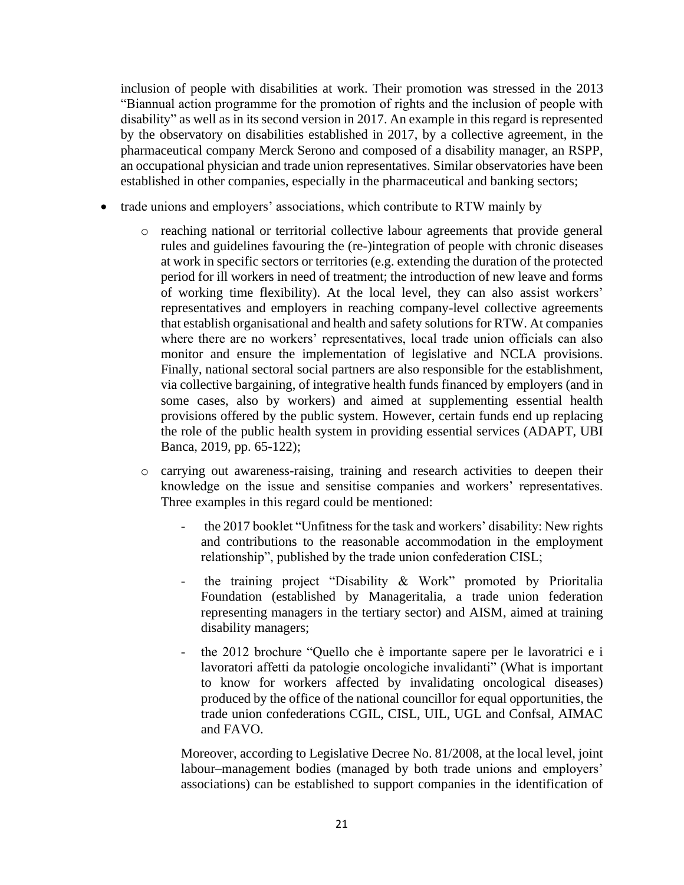inclusion of people with disabilities at work. Their promotion was stressed in the 2013 "Biannual action programme for the promotion of rights and the inclusion of people with disability" as well as in its second version in 2017. An example in this regard is represented by the observatory on disabilities established in 2017, by a collective agreement, in the pharmaceutical company Merck Serono and composed of a disability manager, an RSPP, an occupational physician and trade union representatives. Similar observatories have been established in other companies, especially in the pharmaceutical and banking sectors;

- trade unions and employers' associations, which contribute to RTW mainly by
    - reaching national or territorial collective labour agreements that provide general rules and guidelines favouring the (re-)integration of people with chronic diseases at work in specific sectors or territories (e.g. extending the duration of the protected period for ill workers in need of treatment; the introduction of new leave and forms of working time flexibility). At the local level, they can also assist workers' representatives and employers in reaching company-level collective agreements that establish organisational and health and safety solutions for RTW. At companies where there are no workers' representatives, local trade union officials can also monitor and ensure the implementation of legislative and NCLA provisions. Finally, national sectoral social partners are also responsible for the establishment, via collective bargaining, of integrative health funds financed by employers (and in some cases, also by workers) and aimed at supplementing essential health provisions offered by the public system. However, certain funds end up replacing the role of the public health system in providing essential services (ADAPT, UBI Banca, 2019, pp. 65-122);
    - carrying out awareness-raising, training and research activities to deepen their knowledge on the issue and sensitise companies and workers' representatives. Three examples in this regard could be mentioned:
        - the 2017 booklet "Unfitness for the task and workers' disability: New rights and contributions to the reasonable accommodation in the employment relationship", published by the trade union confederation CISL;
        - the training project "Disability & Work" promoted by Prioritalia Foundation (established by Manageritalia, a trade union federation representing managers in the tertiary sector) and AISM, aimed at training disability managers;
        - the 2012 brochure "Quello che è importante sapere per le lavoratrici e i lavoratori affetti da patologie oncologiche invalidanti" (What is important to know for workers affected by invalidating oncological diseases) produced by the office of the national councillor for equal opportunities, the trade union confederations CGIL, CISL, UIL, UGL and Confsal, AIMAC and FAVO.

    Moreover, according to Legislative Decree No. 81/2008, at the local level, joint labour–management bodies (managed by both trade unions and employers' associations) can be established to support companies in the identification of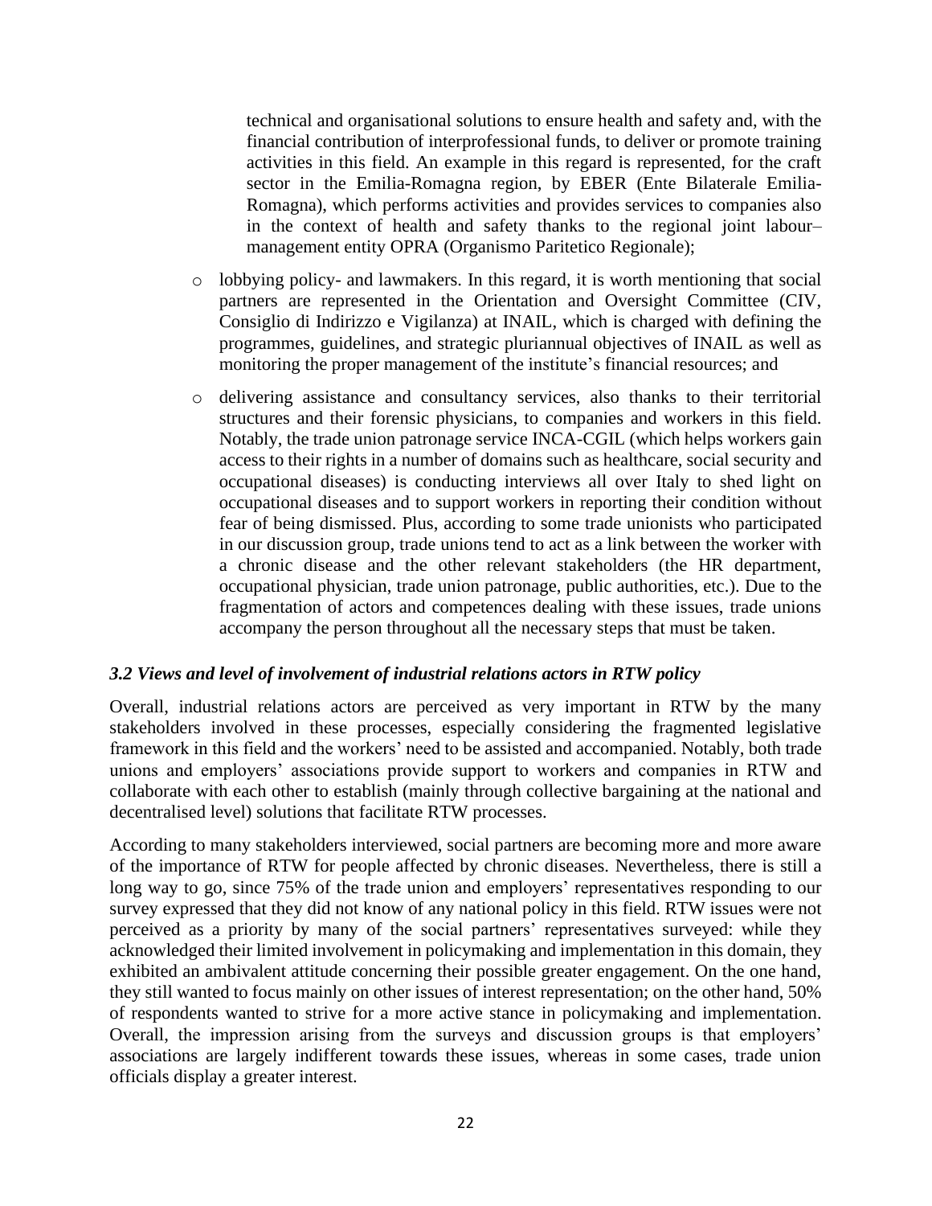technical and organisational solutions to ensure health and safety and, with the financial contribution of interprofessional funds, to deliver or promote training activities in this field. An example in this regard is represented, for the craft sector in the Emilia-Romagna region, by EBER (Ente Bilaterale Emilia-Romagna), which performs activities and provides services to companies also in the context of health and safety thanks to the regional joint labour–management entity OPRA (Organismo Paritetico Regionale);

- lobbying policy- and lawmakers. In this regard, it is worth mentioning that social partners are represented in the Orientation and Oversight Committee (CIV, Consiglio di Indirizzo e Vigilanza) at INAIL, which is charged with defining the programmes, guidelines, and strategic pluriannual objectives of INAIL as well as monitoring the proper management of the institute's financial resources; and
- delivering assistance and consultancy services, also thanks to their territorial structures and their forensic physicians, to companies and workers in this field. Notably, the trade union patronage service INCA-CGIL (which helps workers gain access to their rights in a number of domains such as healthcare, social security and occupational diseases) is conducting interviews all over Italy to shed light on occupational diseases and to support workers in reporting their condition without fear of being dismissed. Plus, according to some trade unionists who participated in our discussion group, trade unions tend to act as a link between the worker with a chronic disease and the other relevant stakeholders (the HR department, occupational physician, trade union patronage, public authorities, etc.). Due to the fragmentation of actors and competences dealing with these issues, trade unions accompany the person throughout all the necessary steps that must be taken.

### *3.2 Views and level of involvement of industrial relations actors in RTW policy*

Overall, industrial relations actors are perceived as very important in RTW by the many stakeholders involved in these processes, especially considering the fragmented legislative framework in this field and the workers' need to be assisted and accompanied. Notably, both trade unions and employers' associations provide support to workers and companies in RTW and collaborate with each other to establish (mainly through collective bargaining at the national and decentralised level) solutions that facilitate RTW processes.

According to many stakeholders interviewed, social partners are becoming more and more aware of the importance of RTW for people affected by chronic diseases. Nevertheless, there is still a long way to go, since 75% of the trade union and employers' representatives responding to our survey expressed that they did not know of any national policy in this field. RTW issues were not perceived as a priority by many of the social partners' representatives surveyed: while they acknowledged their limited involvement in policymaking and implementation in this domain, they exhibited an ambivalent attitude concerning their possible greater engagement. On the one hand, they still wanted to focus mainly on other issues of interest representation; on the other hand, 50% of respondents wanted to strive for a more active stance in policymaking and implementation. Overall, the impression arising from the surveys and discussion groups is that employers' associations are largely indifferent towards these issues, whereas in some cases, trade union officials display a greater interest.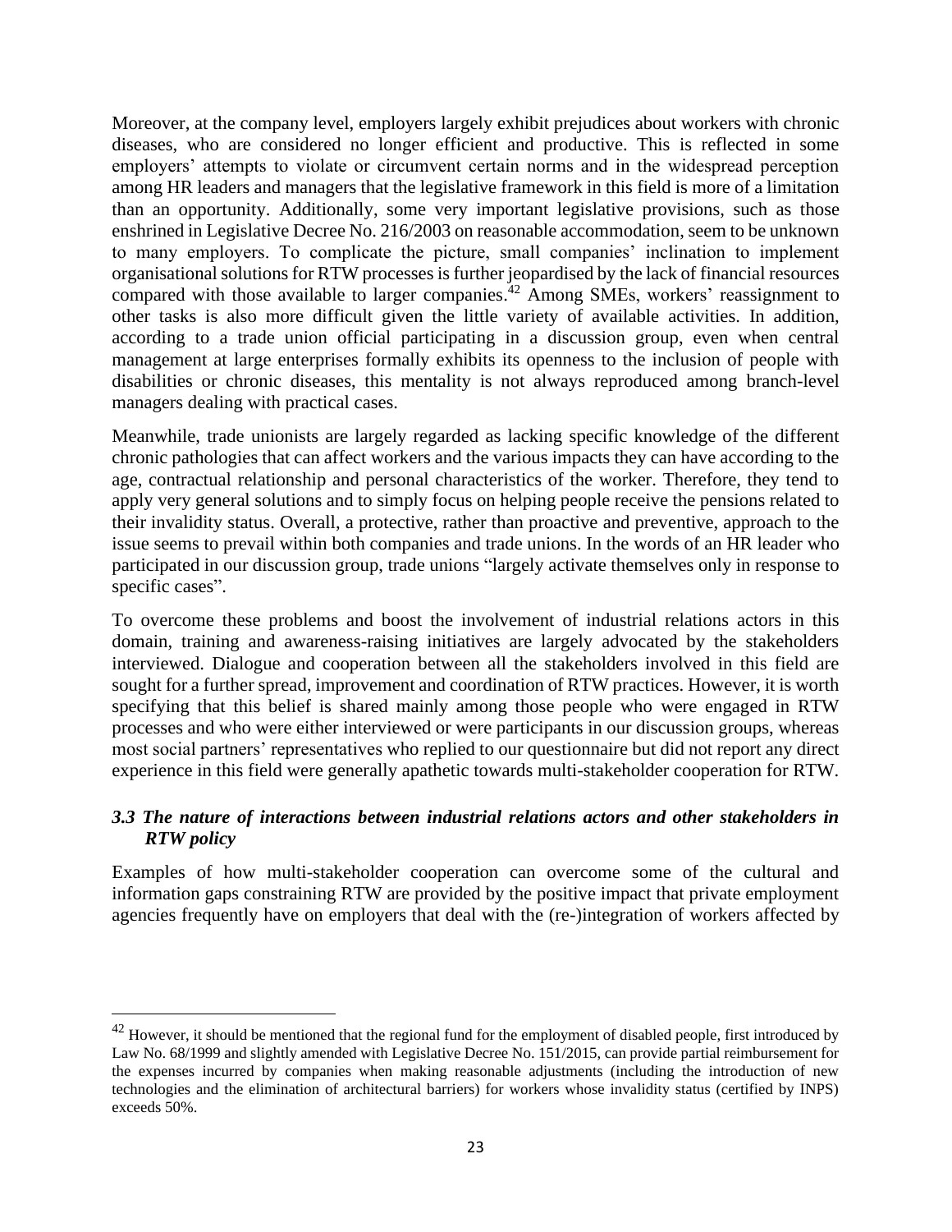Moreover, at the company level, employers largely exhibit prejudices about workers with chronic diseases, who are considered no longer efficient and productive. This is reflected in some employers' attempts to violate or circumvent certain norms and in the widespread perception among HR leaders and managers that the legislative framework in this field is more of a limitation than an opportunity. Additionally, some very important legislative provisions, such as those enshrined in Legislative Decree No. 216/2003 on reasonable accommodation, seem to be unknown to many employers. To complicate the picture, small companies' inclination to implement organisational solutions for RTW processes is further jeopardised by the lack of financial resources compared with those available to larger companies.[42] Among SMEs, workers' reassignment to other tasks is also more difficult given the little variety of available activities. In addition, according to a trade union official participating in a discussion group, even when central management at large enterprises formally exhibits its openness to the inclusion of people with disabilities or chronic diseases, this mentality is not always reproduced among branch-level managers dealing with practical cases.

Meanwhile, trade unionists are largely regarded as lacking specific knowledge of the different chronic pathologies that can affect workers and the various impacts they can have according to the age, contractual relationship and personal characteristics of the worker. Therefore, they tend to apply very general solutions and to simply focus on helping people receive the pensions related to their invalidity status. Overall, a protective, rather than proactive and preventive, approach to the issue seems to prevail within both companies and trade unions. In the words of an HR leader who participated in our discussion group, trade unions "largely activate themselves only in response to specific cases".

To overcome these problems and boost the involvement of industrial relations actors in this domain, training and awareness-raising initiatives are largely advocated by the stakeholders interviewed. Dialogue and cooperation between all the stakeholders involved in this field are sought for a further spread, improvement and coordination of RTW practices. However, it is worth specifying that this belief is shared mainly among those people who were engaged in RTW processes and who were either interviewed or were participants in our discussion groups, whereas most social partners' representatives who replied to our questionnaire but did not report any direct experience in this field were generally apathetic towards multi-stakeholder cooperation for RTW.

### *3.3 The nature of interactions between industrial relations actors and other stakeholders in RTW policy*

Examples of how multi-stakeholder cooperation can overcome some of the cultural and information gaps constraining RTW are provided by the positive impact that private employment agencies frequently have on employers that deal with the (re-)integration of workers affected by

---

[42] However, it should be mentioned that the regional fund for the employment of disabled people, first introduced by Law No. 68/1999 and slightly amended with Legislative Decree No. 151/2015, can provide partial reimbursement for the expenses incurred by companies when making reasonable adjustments (including the introduction of new technologies and the elimination of architectural barriers) for workers whose invalidity status (certified by INPS) exceeds 50%.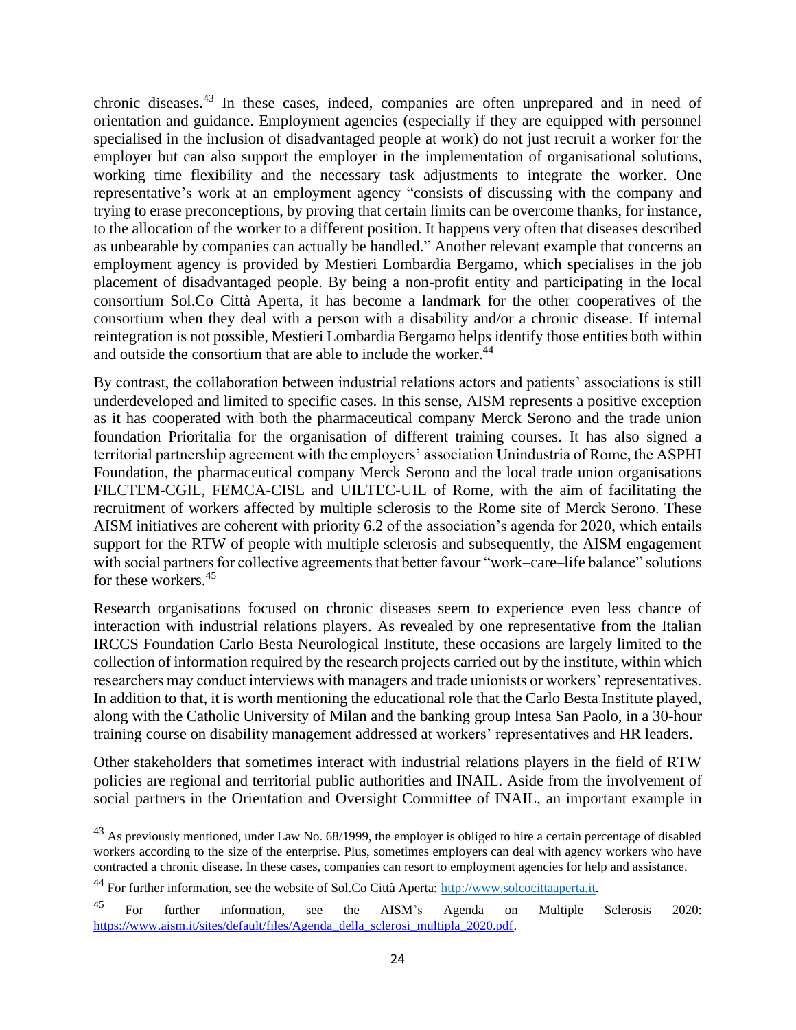chronic diseases.[43] In these cases, indeed, companies are often unprepared and in need of orientation and guidance. Employment agencies (especially if they are equipped with personnel specialised in the inclusion of disadvantaged people at work) do not just recruit a worker for the employer but can also support the employer in the implementation of organisational solutions, working time flexibility and the necessary task adjustments to integrate the worker. One representative's work at an employment agency "consists of discussing with the company and trying to erase preconceptions, by proving that certain limits can be overcome thanks, for instance, to the allocation of the worker to a different position. It happens very often that diseases described as unbearable by companies can actually be handled." Another relevant example that concerns an employment agency is provided by Mestieri Lombardia Bergamo, which specialises in the job placement of disadvantaged people. By being a non-profit entity and participating in the local consortium Sol.Co Città Aperta, it has become a landmark for the other cooperatives of the consortium when they deal with a person with a disability and/or a chronic disease. If internal reintegration is not possible, Mestieri Lombardia Bergamo helps identify those entities both within and outside the consortium that are able to include the worker.[44]

By contrast, the collaboration between industrial relations actors and patients' associations is still underdeveloped and limited to specific cases. In this sense, AISM represents a positive exception as it has cooperated with both the pharmaceutical company Merck Serono and the trade union foundation Prioritalia for the organisation of different training courses. It has also signed a territorial partnership agreement with the employers' association Unindustria of Rome, the ASPHI Foundation, the pharmaceutical company Merck Serono and the local trade union organisations FILCTEM-CGIL, FEMCA-CISL and UILTEC-UIL of Rome, with the aim of facilitating the recruitment of workers affected by multiple sclerosis to the Rome site of Merck Serono. These AISM initiatives are coherent with priority 6.2 of the association's agenda for 2020, which entails support for the RTW of people with multiple sclerosis and subsequently, the AISM engagement with social partners for collective agreements that better favour "work–care–life balance" solutions for these workers.[45]

Research organisations focused on chronic diseases seem to experience even less chance of interaction with industrial relations players. As revealed by one representative from the Italian IRCCS Foundation Carlo Besta Neurological Institute, these occasions are largely limited to the collection of information required by the research projects carried out by the institute, within which researchers may conduct interviews with managers and trade unionists or workers' representatives. In addition to that, it is worth mentioning the educational role that the Carlo Besta Institute played, along with the Catholic University of Milan and the banking group Intesa San Paolo, in a 30-hour training course on disability management addressed at workers' representatives and HR leaders.

Other stakeholders that sometimes interact with industrial relations players in the field of RTW policies are regional and territorial public authorities and INAIL. Aside from the involvement of social partners in the Orientation and Oversight Committee of INAIL, an important example in

---

[43] As previously mentioned, under Law No. 68/1999, the employer is obliged to hire a certain percentage of disabled workers according to the size of the enterprise. Plus, sometimes employers can deal with agency workers who have contracted a chronic disease. In these cases, companies can resort to employment agencies for help and assistance.

[44] For further information, see the website of Sol.Co Città Aperta: http://www.solcocittaaperta.it.

[45] For further information, see the AISM's Agenda on Multiple Sclerosis 2020: https://www.aism.it/sites/default/files/Agenda_della_sclerosi_multipla_2020.pdf.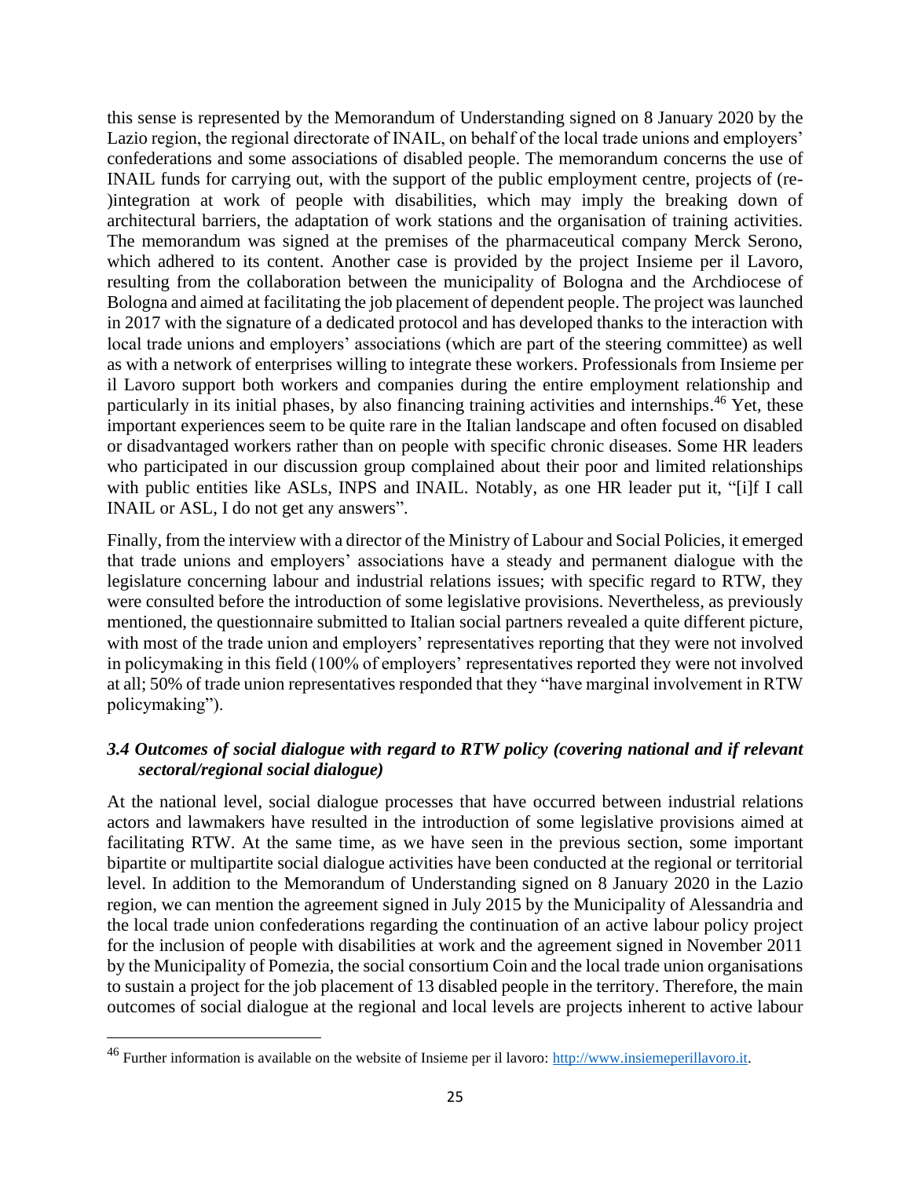this sense is represented by the Memorandum of Understanding signed on 8 January 2020 by the Lazio region, the regional directorate of INAIL, on behalf of the local trade unions and employers' confederations and some associations of disabled people. The memorandum concerns the use of INAIL funds for carrying out, with the support of the public employment centre, projects of (re-)integration at work of people with disabilities, which may imply the breaking down of architectural barriers, the adaptation of work stations and the organisation of training activities. The memorandum was signed at the premises of the pharmaceutical company Merck Serono, which adhered to its content. Another case is provided by the project Insieme per il Lavoro, resulting from the collaboration between the municipality of Bologna and the Archdiocese of Bologna and aimed at facilitating the job placement of dependent people. The project was launched in 2017 with the signature of a dedicated protocol and has developed thanks to the interaction with local trade unions and employers' associations (which are part of the steering committee) as well as with a network of enterprises willing to integrate these workers. Professionals from Insieme per il Lavoro support both workers and companies during the entire employment relationship and particularly in its initial phases, by also financing training activities and internships.[46] Yet, these important experiences seem to be quite rare in the Italian landscape and often focused on disabled or disadvantaged workers rather than on people with specific chronic diseases. Some HR leaders who participated in our discussion group complained about their poor and limited relationships with public entities like ASLs, INPS and INAIL. Notably, as one HR leader put it, "[i]f I call INAIL or ASL, I do not get any answers".

Finally, from the interview with a director of the Ministry of Labour and Social Policies, it emerged that trade unions and employers' associations have a steady and permanent dialogue with the legislature concerning labour and industrial relations issues; with specific regard to RTW, they were consulted before the introduction of some legislative provisions. Nevertheless, as previously mentioned, the questionnaire submitted to Italian social partners revealed a quite different picture, with most of the trade union and employers' representatives reporting that they were not involved in policymaking in this field (100% of employers' representatives reported they were not involved at all; 50% of trade union representatives responded that they "have marginal involvement in RTW policymaking").

### *3.4 Outcomes of social dialogue with regard to RTW policy (covering national and if relevant sectoral/regional social dialogue)*

At the national level, social dialogue processes that have occurred between industrial relations actors and lawmakers have resulted in the introduction of some legislative provisions aimed at facilitating RTW. At the same time, as we have seen in the previous section, some important bipartite or multipartite social dialogue activities have been conducted at the regional or territorial level. In addition to the Memorandum of Understanding signed on 8 January 2020 in the Lazio region, we can mention the agreement signed in July 2015 by the Municipality of Alessandria and the local trade union confederations regarding the continuation of an active labour policy project for the inclusion of people with disabilities at work and the agreement signed in November 2011 by the Municipality of Pomezia, the social consortium Coin and the local trade union organisations to sustain a project for the job placement of 13 disabled people in the territory. Therefore, the main outcomes of social dialogue at the regional and local levels are projects inherent to active labour

---

[46] Further information is available on the website of Insieme per il lavoro: http://www.insiemeperillavoro.it.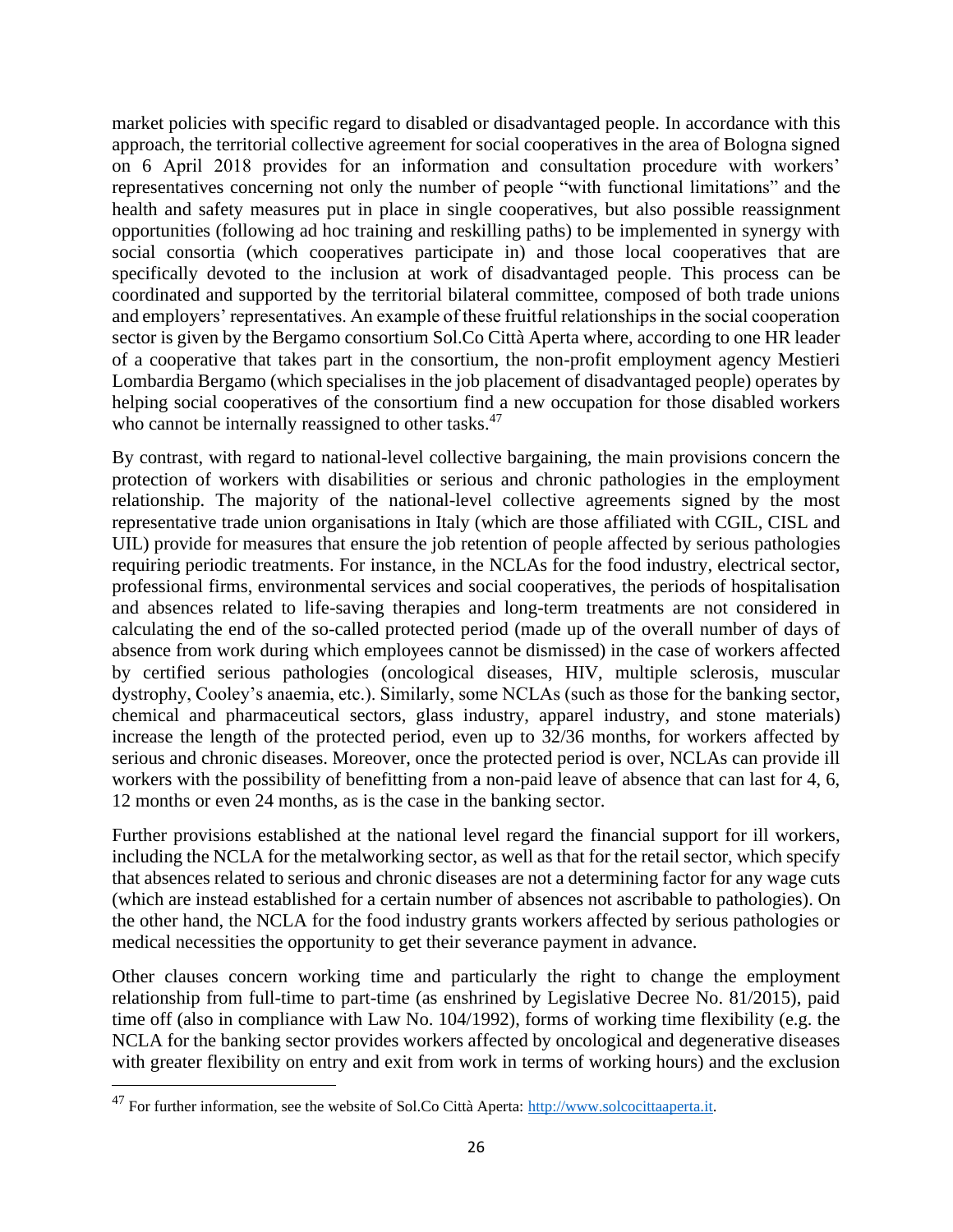market policies with specific regard to disabled or disadvantaged people. In accordance with this approach, the territorial collective agreement for social cooperatives in the area of Bologna signed on 6 April 2018 provides for an information and consultation procedure with workers' representatives concerning not only the number of people "with functional limitations" and the health and safety measures put in place in single cooperatives, but also possible reassignment opportunities (following ad hoc training and reskilling paths) to be implemented in synergy with social consortia (which cooperatives participate in) and those local cooperatives that are specifically devoted to the inclusion at work of disadvantaged people. This process can be coordinated and supported by the territorial bilateral committee, composed of both trade unions and employers' representatives. An example of these fruitful relationships in the social cooperation sector is given by the Bergamo consortium Sol.Co Città Aperta where, according to one HR leader of a cooperative that takes part in the consortium, the non-profit employment agency Mestieri Lombardia Bergamo (which specialises in the job placement of disadvantaged people) operates by helping social cooperatives of the consortium find a new occupation for those disabled workers who cannot be internally reassigned to other tasks.[47]

By contrast, with regard to national-level collective bargaining, the main provisions concern the protection of workers with disabilities or serious and chronic pathologies in the employment relationship. The majority of the national-level collective agreements signed by the most representative trade union organisations in Italy (which are those affiliated with CGIL, CISL and UIL) provide for measures that ensure the job retention of people affected by serious pathologies requiring periodic treatments. For instance, in the NCLAs for the food industry, electrical sector, professional firms, environmental services and social cooperatives, the periods of hospitalisation and absences related to life-saving therapies and long-term treatments are not considered in calculating the end of the so-called protected period (made up of the overall number of days of absence from work during which employees cannot be dismissed) in the case of workers affected by certified serious pathologies (oncological diseases, HIV, multiple sclerosis, muscular dystrophy, Cooley's anaemia, etc.). Similarly, some NCLAs (such as those for the banking sector, chemical and pharmaceutical sectors, glass industry, apparel industry, and stone materials) increase the length of the protected period, even up to 32/36 months, for workers affected by serious and chronic diseases. Moreover, once the protected period is over, NCLAs can provide ill workers with the possibility of benefitting from a non-paid leave of absence that can last for 4, 6, 12 months or even 24 months, as is the case in the banking sector.

Further provisions established at the national level regard the financial support for ill workers, including the NCLA for the metalworking sector, as well as that for the retail sector, which specify that absences related to serious and chronic diseases are not a determining factor for any wage cuts (which are instead established for a certain number of absences not ascribable to pathologies). On the other hand, the NCLA for the food industry grants workers affected by serious pathologies or medical necessities the opportunity to get their severance payment in advance.

Other clauses concern working time and particularly the right to change the employment relationship from full-time to part-time (as enshrined by Legislative Decree No. 81/2015), paid time off (also in compliance with Law No. 104/1992), forms of working time flexibility (e.g. the NCLA for the banking sector provides workers affected by oncological and degenerative diseases with greater flexibility on entry and exit from work in terms of working hours) and the exclusion

[47] For further information, see the website of Sol.Co Città Aperta: http://www.solcocittaaperta.it.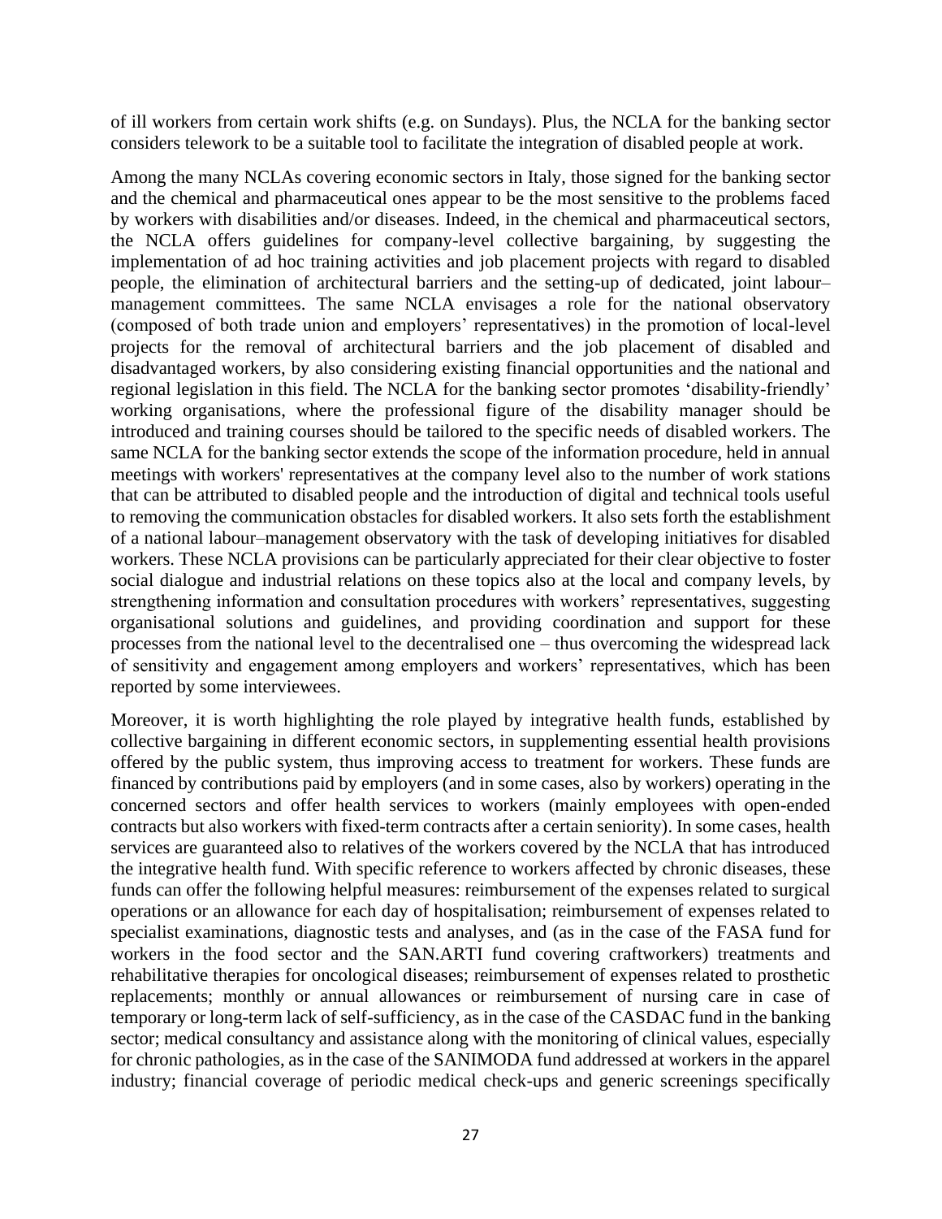of ill workers from certain work shifts (e.g. on Sundays). Plus, the NCLA for the banking sector considers telework to be a suitable tool to facilitate the integration of disabled people at work.

Among the many NCLAs covering economic sectors in Italy, those signed for the banking sector and the chemical and pharmaceutical ones appear to be the most sensitive to the problems faced by workers with disabilities and/or diseases. Indeed, in the chemical and pharmaceutical sectors, the NCLA offers guidelines for company-level collective bargaining, by suggesting the implementation of ad hoc training activities and job placement projects with regard to disabled people, the elimination of architectural barriers and the setting-up of dedicated, joint labour–management committees. The same NCLA envisages a role for the national observatory (composed of both trade union and employers' representatives) in the promotion of local-level projects for the removal of architectural barriers and the job placement of disabled and disadvantaged workers, by also considering existing financial opportunities and the national and regional legislation in this field. The NCLA for the banking sector promotes 'disability-friendly' working organisations, where the professional figure of the disability manager should be introduced and training courses should be tailored to the specific needs of disabled workers. The same NCLA for the banking sector extends the scope of the information procedure, held in annual meetings with workers' representatives at the company level also to the number of work stations that can be attributed to disabled people and the introduction of digital and technical tools useful to removing the communication obstacles for disabled workers. It also sets forth the establishment of a national labour–management observatory with the task of developing initiatives for disabled workers. These NCLA provisions can be particularly appreciated for their clear objective to foster social dialogue and industrial relations on these topics also at the local and company levels, by strengthening information and consultation procedures with workers' representatives, suggesting organisational solutions and guidelines, and providing coordination and support for these processes from the national level to the decentralised one – thus overcoming the widespread lack of sensitivity and engagement among employers and workers' representatives, which has been reported by some interviewees.

Moreover, it is worth highlighting the role played by integrative health funds, established by collective bargaining in different economic sectors, in supplementing essential health provisions offered by the public system, thus improving access to treatment for workers. These funds are financed by contributions paid by employers (and in some cases, also by workers) operating in the concerned sectors and offer health services to workers (mainly employees with open-ended contracts but also workers with fixed-term contracts after a certain seniority). In some cases, health services are guaranteed also to relatives of the workers covered by the NCLA that has introduced the integrative health fund. With specific reference to workers affected by chronic diseases, these funds can offer the following helpful measures: reimbursement of the expenses related to surgical operations or an allowance for each day of hospitalisation; reimbursement of expenses related to specialist examinations, diagnostic tests and analyses, and (as in the case of the FASA fund for workers in the food sector and the SAN.ARTI fund covering craftworkers) treatments and rehabilitative therapies for oncological diseases; reimbursement of expenses related to prosthetic replacements; monthly or annual allowances or reimbursement of nursing care in case of temporary or long-term lack of self-sufficiency, as in the case of the CASDAC fund in the banking sector; medical consultancy and assistance along with the monitoring of clinical values, especially for chronic pathologies, as in the case of the SANIMODA fund addressed at workers in the apparel industry; financial coverage of periodic medical check-ups and generic screenings specifically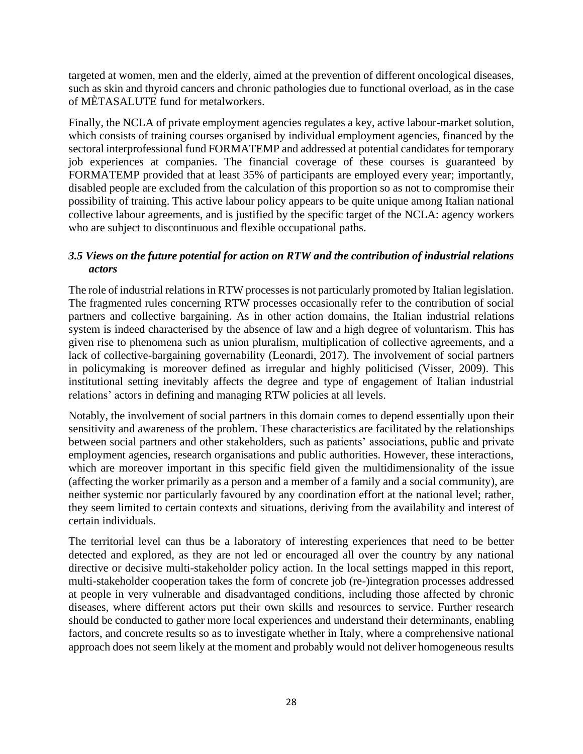targeted at women, men and the elderly, aimed at the prevention of different oncological diseases, such as skin and thyroid cancers and chronic pathologies due to functional overload, as in the case of MÈTASALUTE fund for metalworkers.

Finally, the NCLA of private employment agencies regulates a key, active labour-market solution, which consists of training courses organised by individual employment agencies, financed by the sectoral interprofessional fund FORMATEMP and addressed at potential candidates for temporary job experiences at companies. The financial coverage of these courses is guaranteed by FORMATEMP provided that at least 35% of participants are employed every year; importantly, disabled people are excluded from the calculation of this proportion so as not to compromise their possibility of training. This active labour policy appears to be quite unique among Italian national collective labour agreements, and is justified by the specific target of the NCLA: agency workers who are subject to discontinuous and flexible occupational paths.

### *3.5 Views on the future potential for action on RTW and the contribution of industrial relations actors*

The role of industrial relations in RTW processes is not particularly promoted by Italian legislation. The fragmented rules concerning RTW processes occasionally refer to the contribution of social partners and collective bargaining. As in other action domains, the Italian industrial relations system is indeed characterised by the absence of law and a high degree of voluntarism. This has given rise to phenomena such as union pluralism, multiplication of collective agreements, and a lack of collective-bargaining governability (Leonardi, 2017). The involvement of social partners in policymaking is moreover defined as irregular and highly politicised (Visser, 2009). This institutional setting inevitably affects the degree and type of engagement of Italian industrial relations' actors in defining and managing RTW policies at all levels.

Notably, the involvement of social partners in this domain comes to depend essentially upon their sensitivity and awareness of the problem. These characteristics are facilitated by the relationships between social partners and other stakeholders, such as patients' associations, public and private employment agencies, research organisations and public authorities. However, these interactions, which are moreover important in this specific field given the multidimensionality of the issue (affecting the worker primarily as a person and a member of a family and a social community), are neither systemic nor particularly favoured by any coordination effort at the national level; rather, they seem limited to certain contexts and situations, deriving from the availability and interest of certain individuals.

The territorial level can thus be a laboratory of interesting experiences that need to be better detected and explored, as they are not led or encouraged all over the country by any national directive or decisive multi-stakeholder policy action. In the local settings mapped in this report, multi-stakeholder cooperation takes the form of concrete job (re-)integration processes addressed at people in very vulnerable and disadvantaged conditions, including those affected by chronic diseases, where different actors put their own skills and resources to service. Further research should be conducted to gather more local experiences and understand their determinants, enabling factors, and concrete results so as to investigate whether in Italy, where a comprehensive national approach does not seem likely at the moment and probably would not deliver homogeneous results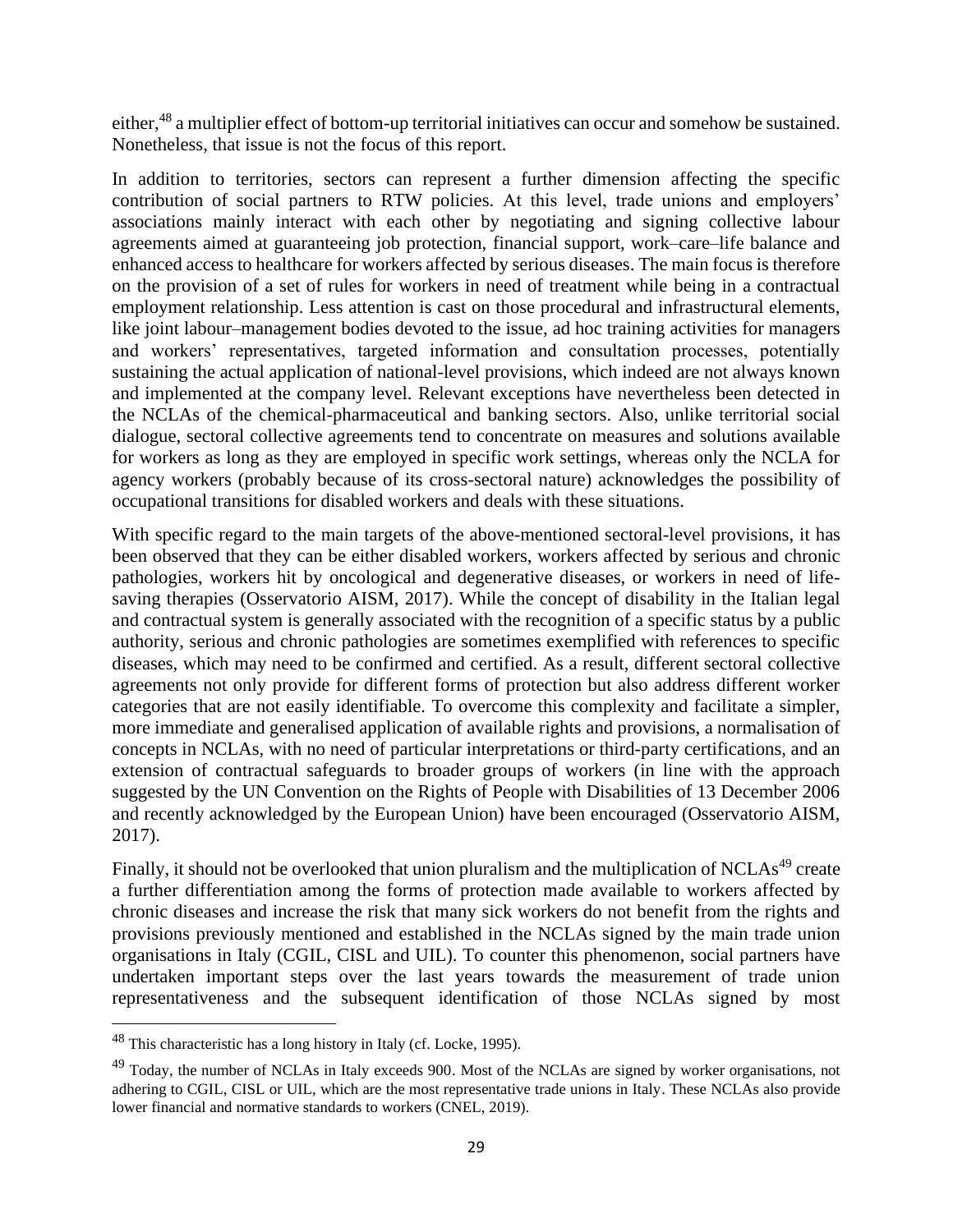either,[48] a multiplier effect of bottom-up territorial initiatives can occur and somehow be sustained. Nonetheless, that issue is not the focus of this report.

In addition to territories, sectors can represent a further dimension affecting the specific contribution of social partners to RTW policies. At this level, trade unions and employers' associations mainly interact with each other by negotiating and signing collective labour agreements aimed at guaranteeing job protection, financial support, work–care–life balance and enhanced access to healthcare for workers affected by serious diseases. The main focus is therefore on the provision of a set of rules for workers in need of treatment while being in a contractual employment relationship. Less attention is cast on those procedural and infrastructural elements, like joint labour–management bodies devoted to the issue, ad hoc training activities for managers and workers' representatives, targeted information and consultation processes, potentially sustaining the actual application of national-level provisions, which indeed are not always known and implemented at the company level. Relevant exceptions have nevertheless been detected in the NCLAs of the chemical-pharmaceutical and banking sectors. Also, unlike territorial social dialogue, sectoral collective agreements tend to concentrate on measures and solutions available for workers as long as they are employed in specific work settings, whereas only the NCLA for agency workers (probably because of its cross-sectoral nature) acknowledges the possibility of occupational transitions for disabled workers and deals with these situations.

With specific regard to the main targets of the above-mentioned sectoral-level provisions, it has been observed that they can be either disabled workers, workers affected by serious and chronic pathologies, workers hit by oncological and degenerative diseases, or workers in need of life-saving therapies (Osservatorio AISM, 2017). While the concept of disability in the Italian legal and contractual system is generally associated with the recognition of a specific status by a public authority, serious and chronic pathologies are sometimes exemplified with references to specific diseases, which may need to be confirmed and certified. As a result, different sectoral collective agreements not only provide for different forms of protection but also address different worker categories that are not easily identifiable. To overcome this complexity and facilitate a simpler, more immediate and generalised application of available rights and provisions, a normalisation of concepts in NCLAs, with no need of particular interpretations or third-party certifications, and an extension of contractual safeguards to broader groups of workers (in line with the approach suggested by the UN Convention on the Rights of People with Disabilities of 13 December 2006 and recently acknowledged by the European Union) have been encouraged (Osservatorio AISM, 2017).

Finally, it should not be overlooked that union pluralism and the multiplication of NCLAs[49] create a further differentiation among the forms of protection made available to workers affected by chronic diseases and increase the risk that many sick workers do not benefit from the rights and provisions previously mentioned and established in the NCLAs signed by the main trade union organisations in Italy (CGIL, CISL and UIL). To counter this phenomenon, social partners have undertaken important steps over the last years towards the measurement of trade union representativeness and the subsequent identification of those NCLAs signed by most

[48] This characteristic has a long history in Italy (cf. Locke, 1995).

[49] Today, the number of NCLAs in Italy exceeds 900. Most of the NCLAs are signed by worker organisations, not adhering to CGIL, CISL or UIL, which are the most representative trade unions in Italy. These NCLAs also provide lower financial and normative standards to workers (CNEL, 2019).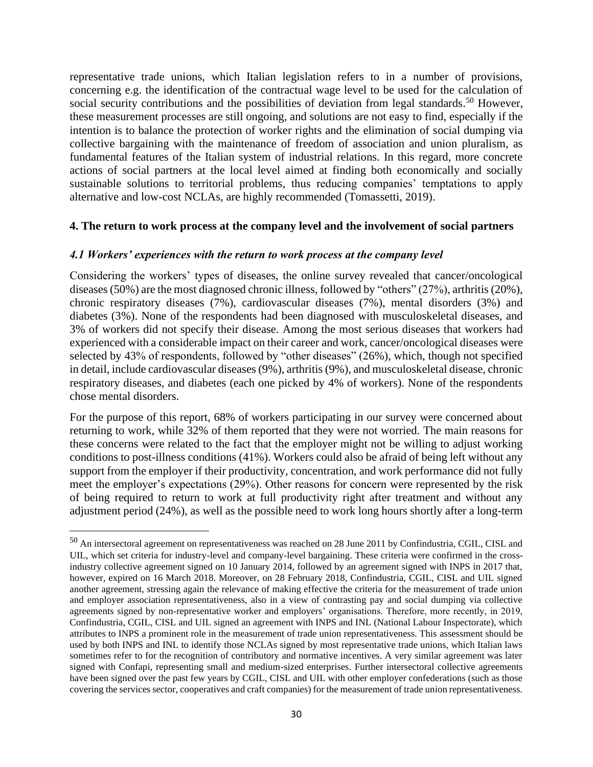representative trade unions, which Italian legislation refers to in a number of provisions, concerning e.g. the identification of the contractual wage level to be used for the calculation of social security contributions and the possibilities of deviation from legal standards.[50] However, these measurement processes are still ongoing, and solutions are not easy to find, especially if the intention is to balance the protection of worker rights and the elimination of social dumping via collective bargaining with the maintenance of freedom of association and union pluralism, as fundamental features of the Italian system of industrial relations. In this regard, more concrete actions of social partners at the local level aimed at finding both economically and socially sustainable solutions to territorial problems, thus reducing companies' temptations to apply alternative and low-cost NCLAs, are highly recommended (Tomassetti, 2019).

## 4. The return to work process at the company level and the involvement of social partners

### *4.1 Workers' experiences with the return to work process at the company level*

Considering the workers' types of diseases, the online survey revealed that cancer/oncological diseases (50%) are the most diagnosed chronic illness, followed by "others" (27%), arthritis (20%), chronic respiratory diseases (7%), cardiovascular diseases (7%), mental disorders (3%) and diabetes (3%). None of the respondents had been diagnosed with musculoskeletal diseases, and 3% of workers did not specify their disease. Among the most serious diseases that workers had experienced with a considerable impact on their career and work, cancer/oncological diseases were selected by 43% of respondents, followed by "other diseases" (26%), which, though not specified in detail, include cardiovascular diseases (9%), arthritis (9%), and musculoskeletal disease, chronic respiratory diseases, and diabetes (each one picked by 4% of workers). None of the respondents chose mental disorders.

For the purpose of this report, 68% of workers participating in our survey were concerned about returning to work, while 32% of them reported that they were not worried. The main reasons for these concerns were related to the fact that the employer might not be willing to adjust working conditions to post-illness conditions (41%). Workers could also be afraid of being left without any support from the employer if their productivity, concentration, and work performance did not fully meet the employer's expectations (29%). Other reasons for concern were represented by the risk of being required to return to work at full productivity right after treatment and without any adjustment period (24%), as well as the possible need to work long hours shortly after a long-term

---

[50] An intersectoral agreement on representativeness was reached on 28 June 2011 by Confindustria, CGIL, CISL and UIL, which set criteria for industry-level and company-level bargaining. These criteria were confirmed in the cross-industry collective agreement signed on 10 January 2014, followed by an agreement signed with INPS in 2017 that, however, expired on 16 March 2018. Moreover, on 28 February 2018, Confindustria, CGIL, CISL and UIL signed another agreement, stressing again the relevance of making effective the criteria for the measurement of trade union and employer association representativeness, also in a view of contrasting pay and social dumping via collective agreements signed by non-representative worker and employers' organisations. Therefore, more recently, in 2019, Confindustria, CGIL, CISL and UIL signed an agreement with INPS and INL (National Labour Inspectorate), which attributes to INPS a prominent role in the measurement of trade union representativeness. This assessment should be used by both INPS and INL to identify those NCLAs signed by most representative trade unions, which Italian laws sometimes refer to for the recognition of contributory and normative incentives. A very similar agreement was later signed with Confapi, representing small and medium-sized enterprises. Further intersectoral collective agreements have been signed over the past few years by CGIL, CISL and UIL with other employer confederations (such as those covering the services sector, cooperatives and craft companies) for the measurement of trade union representativeness.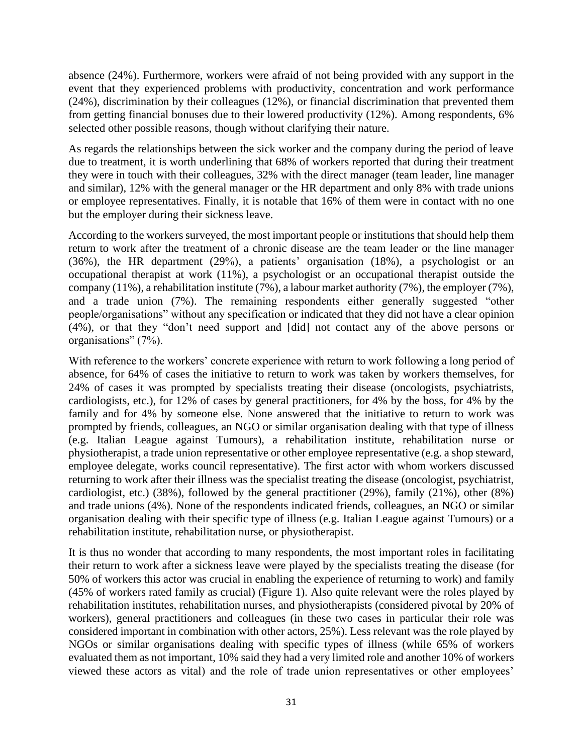absence (24%). Furthermore, workers were afraid of not being provided with any support in the event that they experienced problems with productivity, concentration and work performance (24%), discrimination by their colleagues (12%), or financial discrimination that prevented them from getting financial bonuses due to their lowered productivity (12%). Among respondents, 6% selected other possible reasons, though without clarifying their nature.

As regards the relationships between the sick worker and the company during the period of leave due to treatment, it is worth underlining that 68% of workers reported that during their treatment they were in touch with their colleagues, 32% with the direct manager (team leader, line manager and similar), 12% with the general manager or the HR department and only 8% with trade unions or employee representatives. Finally, it is notable that 16% of them were in contact with no one but the employer during their sickness leave.

According to the workers surveyed, the most important people or institutions that should help them return to work after the treatment of a chronic disease are the team leader or the line manager (36%), the HR department (29%), a patients' organisation (18%), a psychologist or an occupational therapist at work (11%), a psychologist or an occupational therapist outside the company (11%), a rehabilitation institute (7%), a labour market authority (7%), the employer (7%), and a trade union (7%). The remaining respondents either generally suggested "other people/organisations" without any specification or indicated that they did not have a clear opinion (4%), or that they "don't need support and [did] not contact any of the above persons or organisations" (7%).

With reference to the workers' concrete experience with return to work following a long period of absence, for 64% of cases the initiative to return to work was taken by workers themselves, for 24% of cases it was prompted by specialists treating their disease (oncologists, psychiatrists, cardiologists, etc.), for 12% of cases by general practitioners, for 4% by the boss, for 4% by the family and for 4% by someone else. None answered that the initiative to return to work was prompted by friends, colleagues, an NGO or similar organisation dealing with that type of illness (e.g. Italian League against Tumours), a rehabilitation institute, rehabilitation nurse or physiotherapist, a trade union representative or other employee representative (e.g. a shop steward, employee delegate, works council representative). The first actor with whom workers discussed returning to work after their illness was the specialist treating the disease (oncologist, psychiatrist, cardiologist, etc.) (38%), followed by the general practitioner (29%), family (21%), other (8%) and trade unions (4%). None of the respondents indicated friends, colleagues, an NGO or similar organisation dealing with their specific type of illness (e.g. Italian League against Tumours) or a rehabilitation institute, rehabilitation nurse, or physiotherapist.

It is thus no wonder that according to many respondents, the most important roles in facilitating their return to work after a sickness leave were played by the specialists treating the disease (for 50% of workers this actor was crucial in enabling the experience of returning to work) and family (45% of workers rated family as crucial) (Figure 1). Also quite relevant were the roles played by rehabilitation institutes, rehabilitation nurses, and physiotherapists (considered pivotal by 20% of workers), general practitioners and colleagues (in these two cases in particular their role was considered important in combination with other actors, 25%). Less relevant was the role played by NGOs or similar organisations dealing with specific types of illness (while 65% of workers evaluated them as not important, 10% said they had a very limited role and another 10% of workers viewed these actors as vital) and the role of trade union representatives or other employees'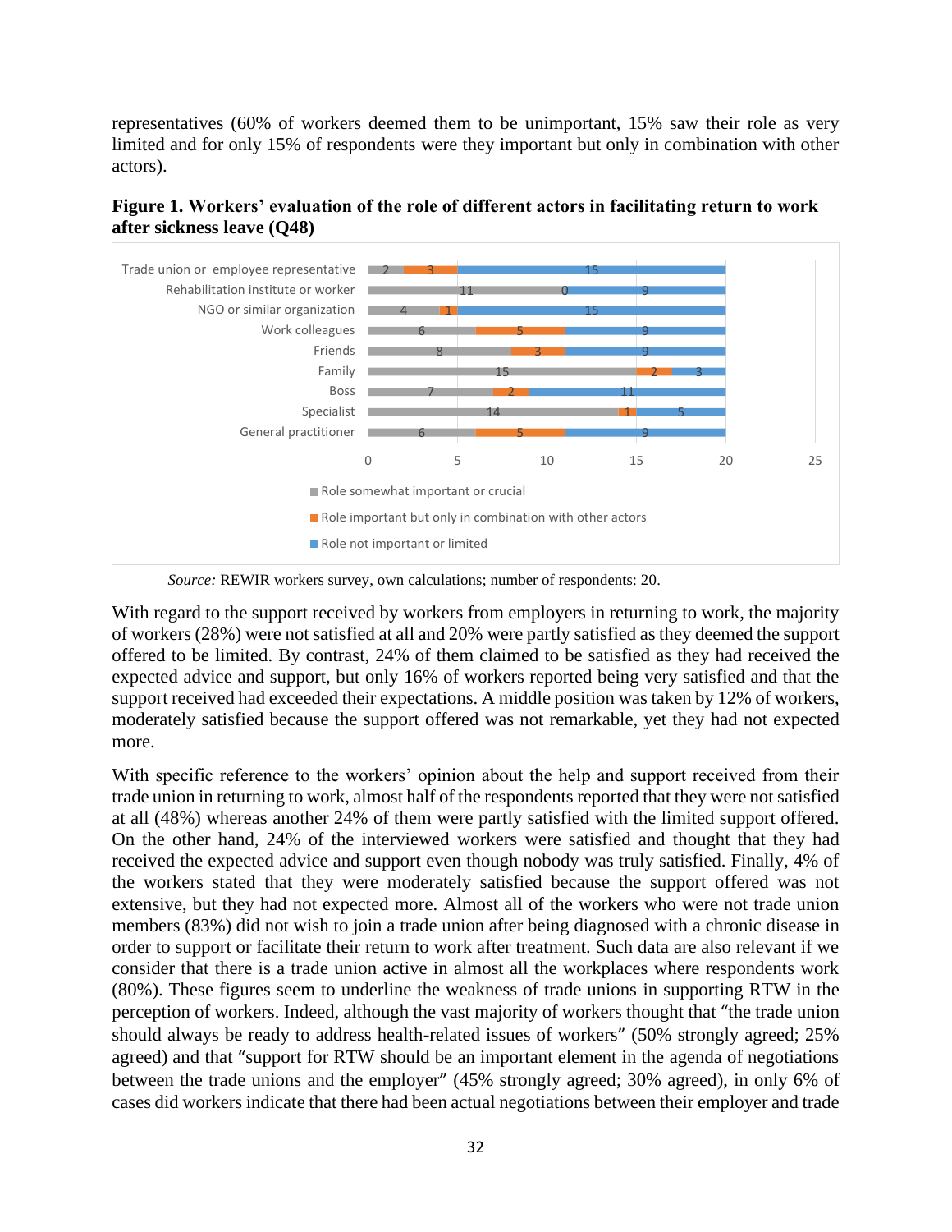representatives (60% of workers deemed them to be unimportant, 15% saw their role as very limited and for only 15% of respondents were they important but only in combination with other actors).

**Figure 1. Workers' evaluation of the role of different actors in facilitating return to work after sickness leave (Q48)**

| Actor | Role somewhat important or crucial | Role important but only in combination with other actors | Role not important or limited |
|---|---|---|---|
| Trade union or employee representative | 2 | 3 | 15 |
| Rehabilitation institute or worker | 11 | 0 | 9 |
| NGO or similar organization | 4 | 1 | 15 |
| Work colleagues | 6 | 5 | 9 |
| Friends | 8 | 3 | 9 |
| Family | 15 | 2 | 3 |
| Boss | 7 | 2 | 11 |
| Specialist | 14 | 1 | 5 |
| General practitioner | 6 | 5 | 9 |

*Source:* REWIR workers survey, own calculations; number of respondents: 20.

With regard to the support received by workers from employers in returning to work, the majority of workers (28%) were not satisfied at all and 20% were partly satisfied as they deemed the support offered to be limited. By contrast, 24% of them claimed to be satisfied as they had received the expected advice and support, but only 16% of workers reported being very satisfied and that the support received had exceeded their expectations. A middle position was taken by 12% of workers, moderately satisfied because the support offered was not remarkable, yet they had not expected more.

With specific reference to the workers' opinion about the help and support received from their trade union in returning to work, almost half of the respondents reported that they were not satisfied at all (48%) whereas another 24% of them were partly satisfied with the limited support offered. On the other hand, 24% of the interviewed workers were satisfied and thought that they had received the expected advice and support even though nobody was truly satisfied. Finally, 4% of the workers stated that they were moderately satisfied because the support offered was not extensive, but they had not expected more. Almost all of the workers who were not trade union members (83%) did not wish to join a trade union after being diagnosed with a chronic disease in order to support or facilitate their return to work after treatment. Such data are also relevant if we consider that there is a trade union active in almost all the workplaces where respondents work (80%). These figures seem to underline the weakness of trade unions in supporting RTW in the perception of workers. Indeed, although the vast majority of workers thought that "the trade union should always be ready to address health-related issues of workers" (50% strongly agreed; 25% agreed) and that "support for RTW should be an important element in the agenda of negotiations between the trade unions and the employer" (45% strongly agreed; 30% agreed), in only 6% of cases did workers indicate that there had been actual negotiations between their employer and trade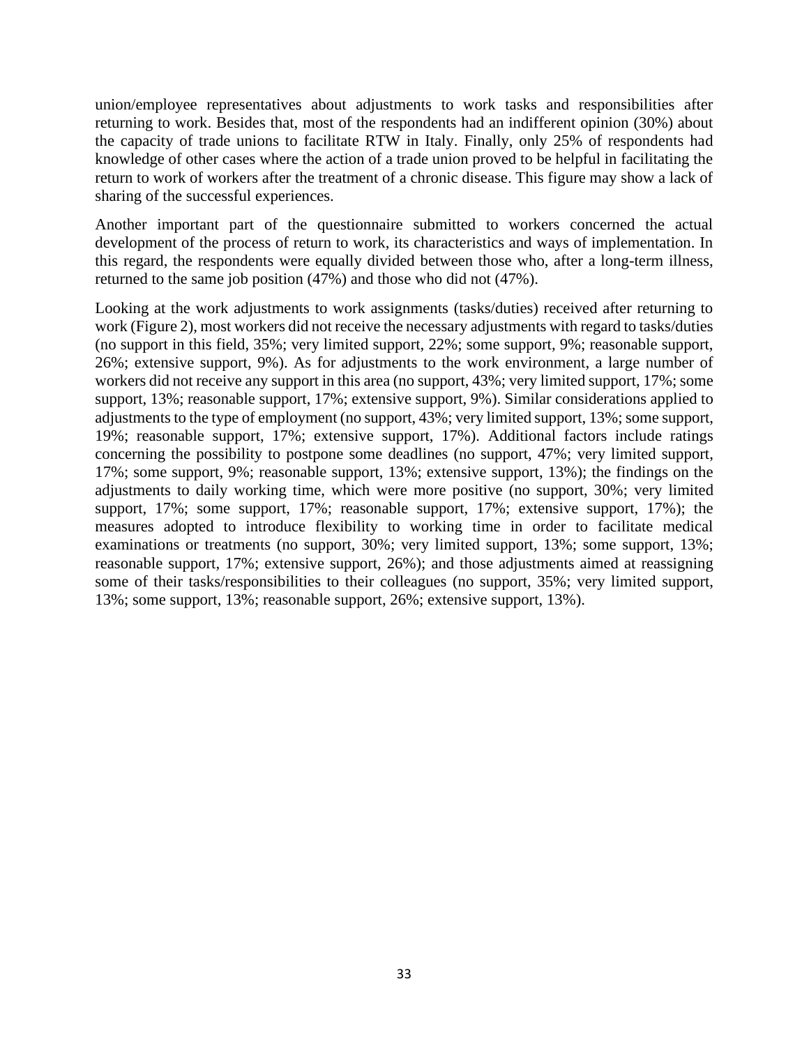union/employee representatives about adjustments to work tasks and responsibilities after returning to work. Besides that, most of the respondents had an indifferent opinion (30%) about the capacity of trade unions to facilitate RTW in Italy. Finally, only 25% of respondents had knowledge of other cases where the action of a trade union proved to be helpful in facilitating the return to work of workers after the treatment of a chronic disease. This figure may show a lack of sharing of the successful experiences.

Another important part of the questionnaire submitted to workers concerned the actual development of the process of return to work, its characteristics and ways of implementation. In this regard, the respondents were equally divided between those who, after a long-term illness, returned to the same job position (47%) and those who did not (47%).

Looking at the work adjustments to work assignments (tasks/duties) received after returning to work (Figure 2), most workers did not receive the necessary adjustments with regard to tasks/duties (no support in this field, 35%; very limited support, 22%; some support, 9%; reasonable support, 26%; extensive support, 9%). As for adjustments to the work environment, a large number of workers did not receive any support in this area (no support, 43%; very limited support, 17%; some support, 13%; reasonable support, 17%; extensive support, 9%). Similar considerations applied to adjustments to the type of employment (no support, 43%; very limited support, 13%; some support, 19%; reasonable support, 17%; extensive support, 17%). Additional factors include ratings concerning the possibility to postpone some deadlines (no support, 47%; very limited support, 17%; some support, 9%; reasonable support, 13%; extensive support, 13%); the findings on the adjustments to daily working time, which were more positive (no support, 30%; very limited support, 17%; some support, 17%; reasonable support, 17%; extensive support, 17%); the measures adopted to introduce flexibility to working time in order to facilitate medical examinations or treatments (no support, 30%; very limited support, 13%; some support, 13%; reasonable support, 17%; extensive support, 26%); and those adjustments aimed at reassigning some of their tasks/responsibilities to their colleagues (no support, 35%; very limited support, 13%; some support, 13%; reasonable support, 26%; extensive support, 13%).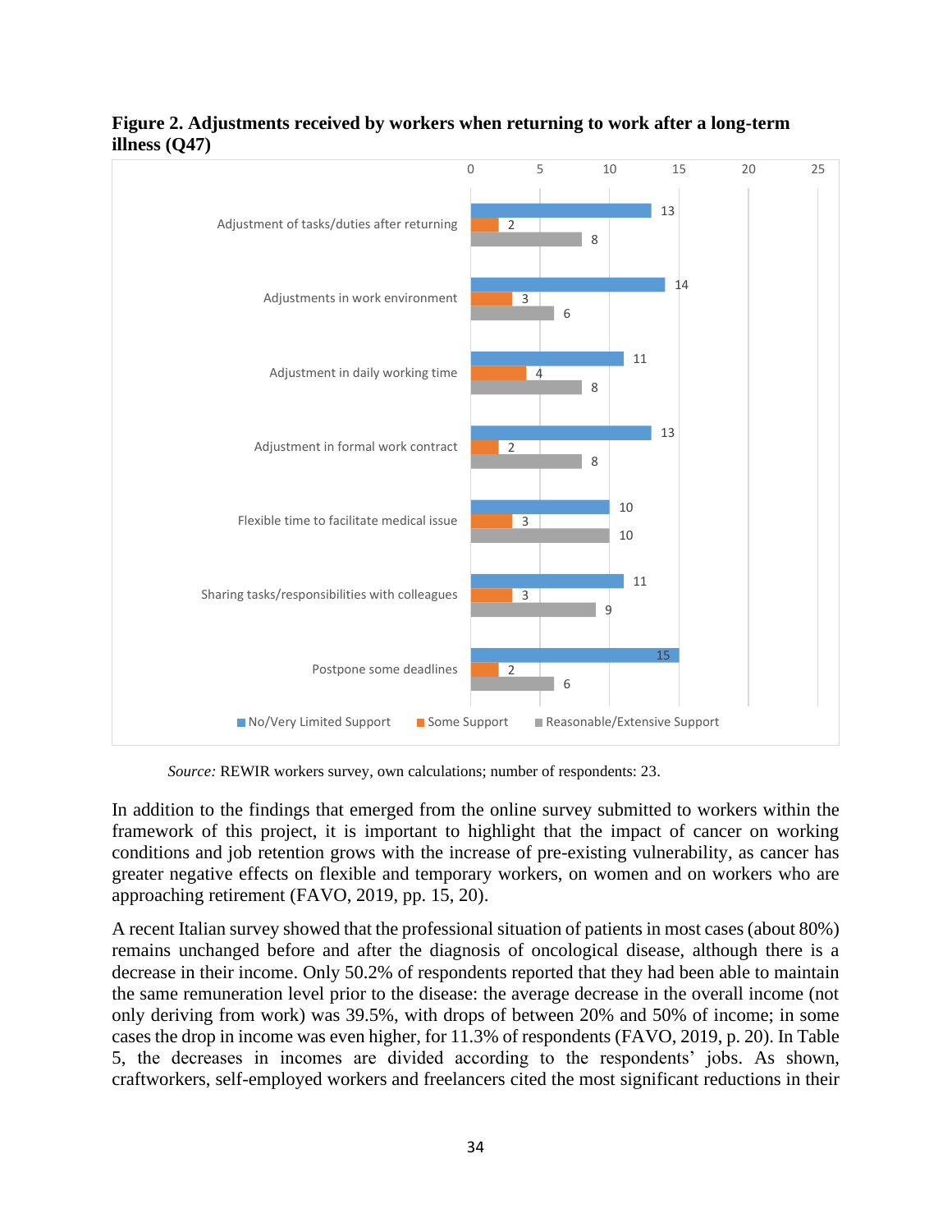**Figure 2. Adjustments received by workers when returning to work after a long-term illness (Q47)**

| | No/Very Limited Support | Some Support | Reasonable/Extensive Support |
|---|---|---|---|
| Adjustment of tasks/duties after returning | 13 | 2 | 8 |
| Adjustments in work environment | 14 | 3 | 6 |
| Adjustment in daily working time | 11 | 4 | 8 |
| Adjustment in formal work contract | 13 | 2 | 8 |
| Flexible time to facilitate medical issue | 10 | 3 | 10 |
| Sharing tasks/responsibilities with colleagues | 11 | 3 | 9 |
| Postpone some deadlines | 15 | 2 | 6 |

*Source:* REWIR workers survey, own calculations; number of respondents: 23.

In addition to the findings that emerged from the online survey submitted to workers within the framework of this project, it is important to highlight that the impact of cancer on working conditions and job retention grows with the increase of pre-existing vulnerability, as cancer has greater negative effects on flexible and temporary workers, on women and on workers who are approaching retirement (FAVO, 2019, pp. 15, 20).

A recent Italian survey showed that the professional situation of patients in most cases (about 80%) remains unchanged before and after the diagnosis of oncological disease, although there is a decrease in their income. Only 50.2% of respondents reported that they had been able to maintain the same remuneration level prior to the disease: the average decrease in the overall income (not only deriving from work) was 39.5%, with drops of between 20% and 50% of income; in some cases the drop in income was even higher, for 11.3% of respondents (FAVO, 2019, p. 20). In Table 5, the decreases in incomes are divided according to the respondents' jobs. As shown, craftworkers, self-employed workers and freelancers cited the most significant reductions in their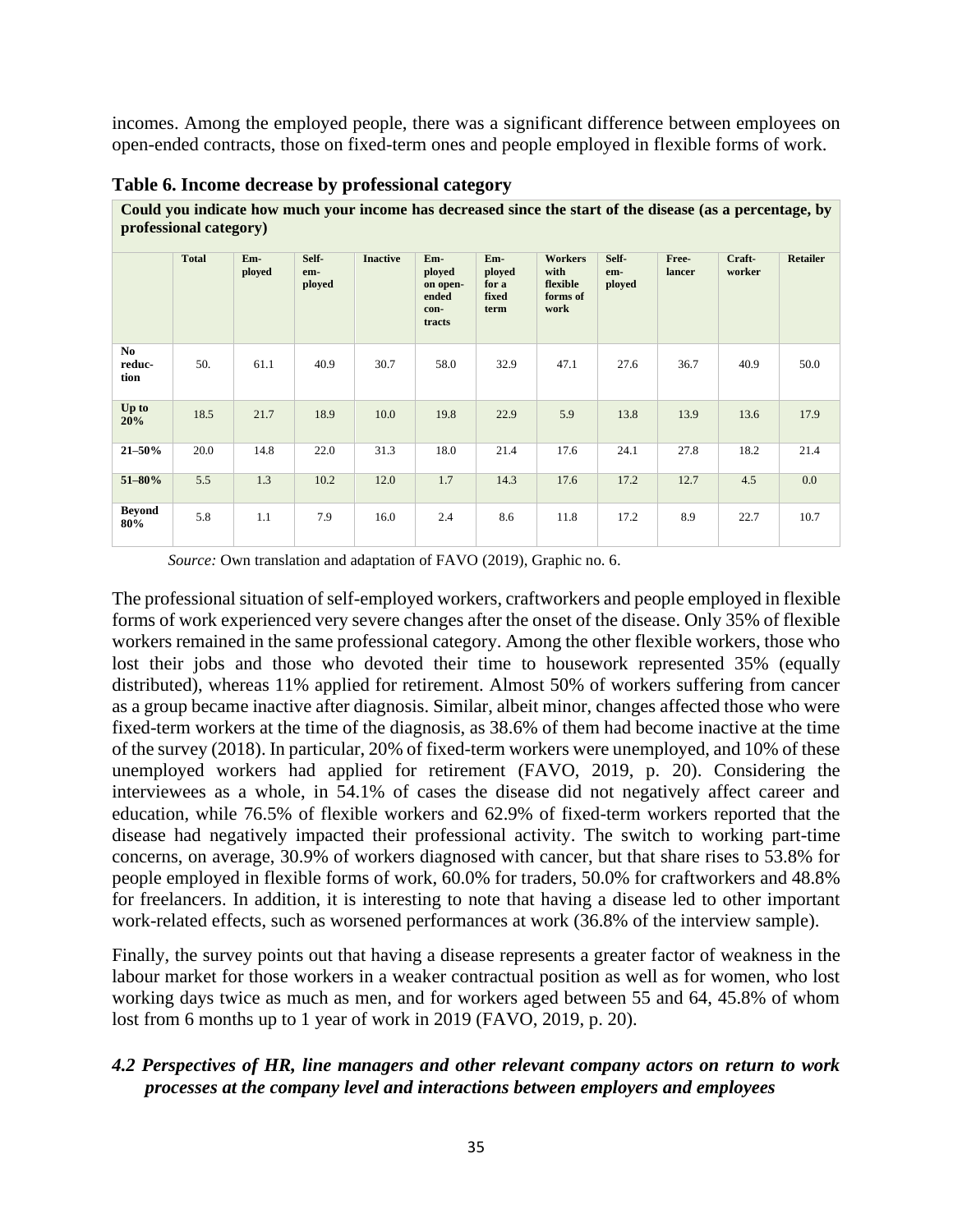incomes. Among the employed people, there was a significant difference between employees on open-ended contracts, those on fixed-term ones and people employed in flexible forms of work.

**Table 6. Income decrease by professional category**

| **Could you indicate how much your income has decreased since the start of the disease (as a percentage, by professional category)** | | | | | | | | | | | |
|---|---|---|---|---|---|---|---|---|---|---|---|
| | **Total** | **Employed** | **Self-employed** | **Inactive** | **Employed on open-ended contracts** | **Employed for a fixed term** | **Workers with flexible forms of work** | **Self-employed** | **Freelancer** | **Craftworker** | **Retailer** |
| **No reduction** | 50. | 61.1 | 40.9 | 30.7 | 58.0 | 32.9 | 47.1 | 27.6 | 36.7 | 40.9 | 50.0 |
| **Up to 20%** | 18.5 | 21.7 | 18.9 | 10.0 | 19.8 | 22.9 | 5.9 | 13.8 | 13.9 | 13.6 | 17.9 |
| **21–50%** | 20.0 | 14.8 | 22.0 | 31.3 | 18.0 | 21.4 | 17.6 | 24.1 | 27.8 | 18.2 | 21.4 |
| **51–80%** | 5.5 | 1.3 | 10.2 | 12.0 | 1.7 | 14.3 | 17.6 | 17.2 | 12.7 | 4.5 | 0.0 |
| **Beyond 80%** | 5.8 | 1.1 | 7.9 | 16.0 | 2.4 | 8.6 | 11.8 | 17.2 | 8.9 | 22.7 | 10.7 |

*Source:* Own translation and adaptation of FAVO (2019), Graphic no. 6.

The professional situation of self-employed workers, craftworkers and people employed in flexible forms of work experienced very severe changes after the onset of the disease. Only 35% of flexible workers remained in the same professional category. Among the other flexible workers, those who lost their jobs and those who devoted their time to housework represented 35% (equally distributed), whereas 11% applied for retirement. Almost 50% of workers suffering from cancer as a group became inactive after diagnosis. Similar, albeit minor, changes affected those who were fixed-term workers at the time of the diagnosis, as 38.6% of them had become inactive at the time of the survey (2018). In particular, 20% of fixed-term workers were unemployed, and 10% of these unemployed workers had applied for retirement (FAVO, 2019, p. 20). Considering the interviewees as a whole, in 54.1% of cases the disease did not negatively affect career and education, while 76.5% of flexible workers and 62.9% of fixed-term workers reported that the disease had negatively impacted their professional activity. The switch to working part-time concerns, on average, 30.9% of workers diagnosed with cancer, but that share rises to 53.8% for people employed in flexible forms of work, 60.0% for traders, 50.0% for craftworkers and 48.8% for freelancers. In addition, it is interesting to note that having a disease led to other important work-related effects, such as worsened performances at work (36.8% of the interview sample).

Finally, the survey points out that having a disease represents a greater factor of weakness in the labour market for those workers in a weaker contractual position as well as for women, who lost working days twice as much as men, and for workers aged between 55 and 64, 45.8% of whom lost from 6 months up to 1 year of work in 2019 (FAVO, 2019, p. 20).

### *4.2 Perspectives of HR, line managers and other relevant company actors on return to work processes at the company level and interactions between employers and employees*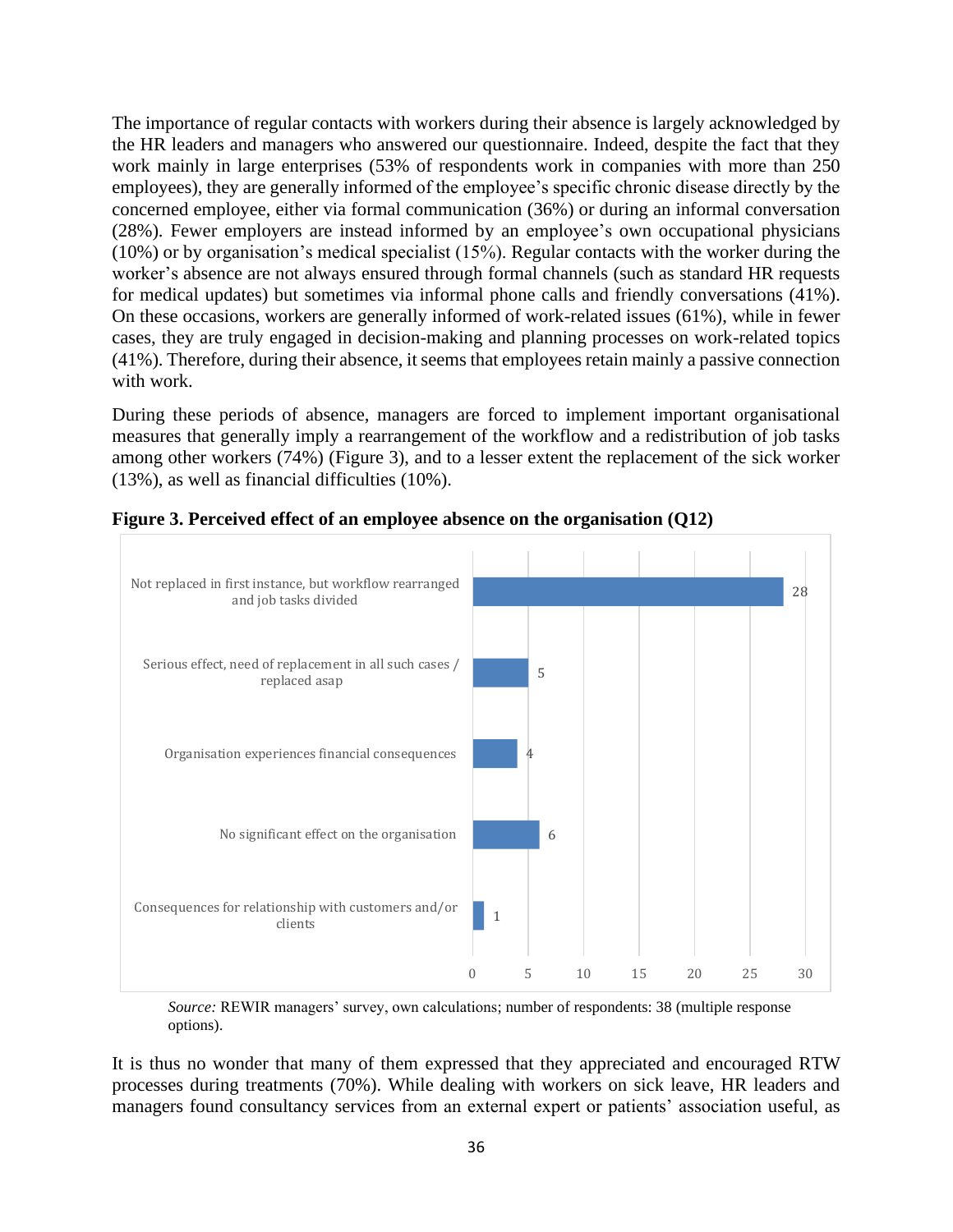The importance of regular contacts with workers during their absence is largely acknowledged by the HR leaders and managers who answered our questionnaire. Indeed, despite the fact that they work mainly in large enterprises (53% of respondents work in companies with more than 250 employees), they are generally informed of the employee's specific chronic disease directly by the concerned employee, either via formal communication (36%) or during an informal conversation (28%). Fewer employers are instead informed by an employee's own occupational physicians (10%) or by organisation's medical specialist (15%). Regular contacts with the worker during the worker's absence are not always ensured through formal channels (such as standard HR requests for medical updates) but sometimes via informal phone calls and friendly conversations (41%). On these occasions, workers are generally informed of work-related issues (61%), while in fewer cases, they are truly engaged in decision-making and planning processes on work-related topics (41%). Therefore, during their absence, it seems that employees retain mainly a passive connection with work.

During these periods of absence, managers are forced to implement important organisational measures that generally imply a rearrangement of the workflow and a redistribution of job tasks among other workers (74%) (Figure 3), and to a lesser extent the replacement of the sick worker (13%), as well as financial difficulties (10%).

**Figure 3. Perceived effect of an employee absence on the organisation (Q12)**

| Effect | Number |
|---|---|
| Not replaced in first instance, but workflow rearranged and job tasks divided | 28 |
| Serious effect, need of replacement in all such cases / replaced asap | 5 |
| Organisation experiences financial consequences | 4 |
| No significant effect on the organisation | 6 |
| Consequences for relationship with customers and/or clients | 1 |

*Source:* REWIR managers' survey, own calculations; number of respondents: 38 (multiple response options).

It is thus no wonder that many of them expressed that they appreciated and encouraged RTW processes during treatments (70%). While dealing with workers on sick leave, HR leaders and managers found consultancy services from an external expert or patients' association useful, as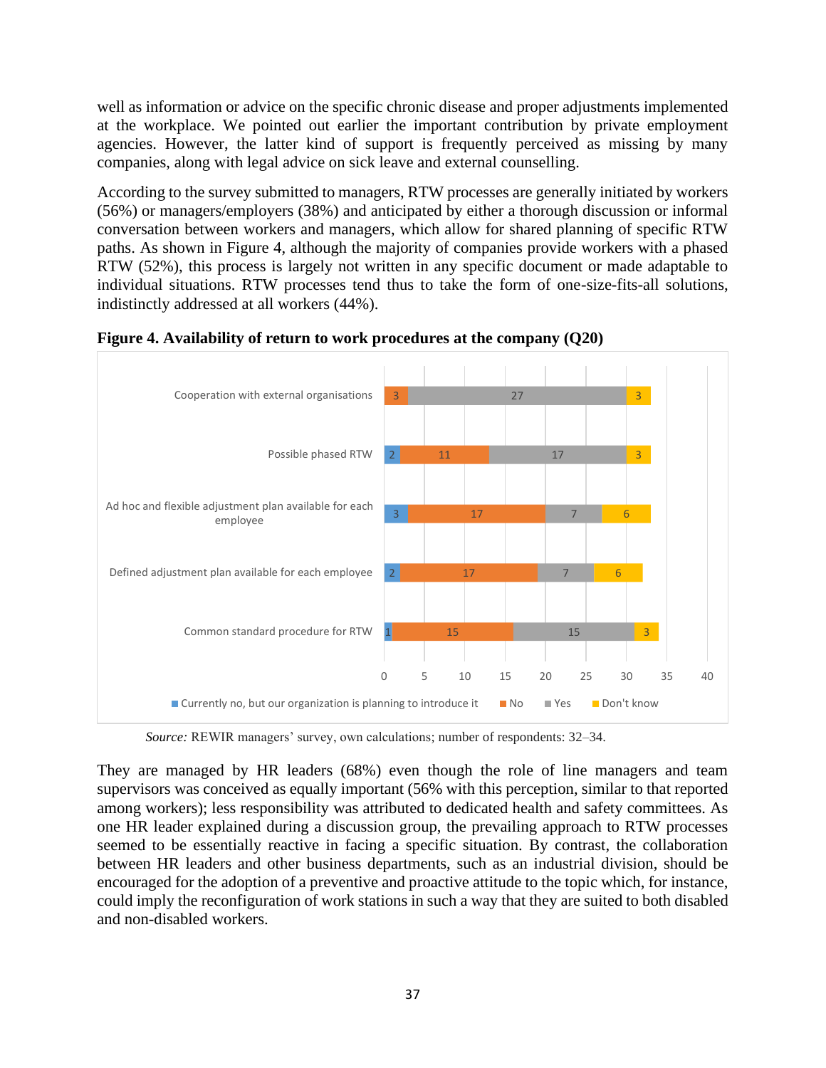well as information or advice on the specific chronic disease and proper adjustments implemented at the workplace. We pointed out earlier the important contribution by private employment agencies. However, the latter kind of support is frequently perceived as missing by many companies, along with legal advice on sick leave and external counselling.

According to the survey submitted to managers, RTW processes are generally initiated by workers (56%) or managers/employers (38%) and anticipated by either a thorough discussion or informal conversation between workers and managers, which allow for shared planning of specific RTW paths. As shown in Figure 4, although the majority of companies provide workers with a phased RTW (52%), this process is largely not written in any specific document or made adaptable to individual situations. RTW processes tend thus to take the form of one-size-fits-all solutions, indistinctly addressed at all workers (44%).

**Figure 4. Availability of return to work procedures at the company (Q20)**

| | Currently no, but our organization is planning to introduce it | No | Yes | Don't know |
|---|---|---|---|---|
| Cooperation with external organisations | | 3 | 27 | 3 |
| Possible phased RTW | 2 | 11 | 17 | 3 |
| Ad hoc and flexible adjustment plan available for each employee | 3 | 17 | 7 | 6 |
| Defined adjustment plan available for each employee | 2 | 17 | 7 | 6 |
| Common standard procedure for RTW | 1 | 15 | 15 | 3 |

*Source:* REWIR managers' survey, own calculations; number of respondents: 32–34.

They are managed by HR leaders (68%) even though the role of line managers and team supervisors was conceived as equally important (56% with this perception, similar to that reported among workers); less responsibility was attributed to dedicated health and safety committees. As one HR leader explained during a discussion group, the prevailing approach to RTW processes seemed to be essentially reactive in facing a specific situation. By contrast, the collaboration between HR leaders and other business departments, such as an industrial division, should be encouraged for the adoption of a preventive and proactive attitude to the topic which, for instance, could imply the reconfiguration of work stations in such a way that they are suited to both disabled and non-disabled workers.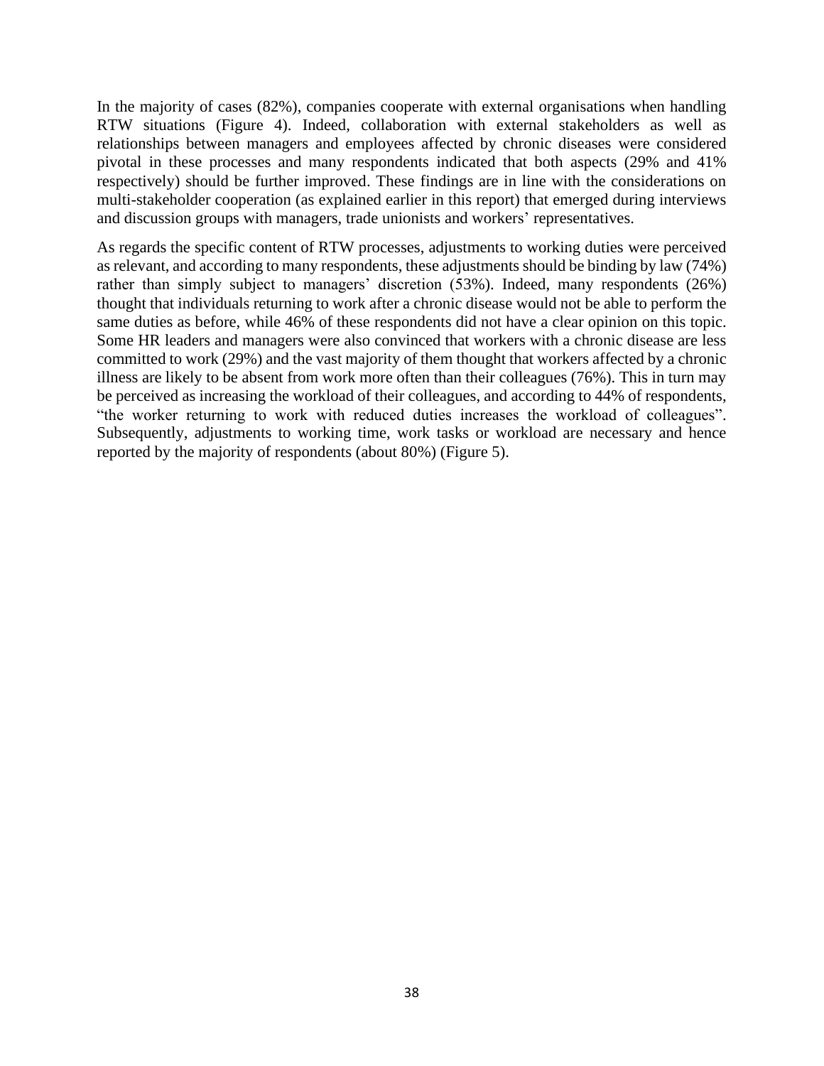In the majority of cases (82%), companies cooperate with external organisations when handling RTW situations (Figure 4). Indeed, collaboration with external stakeholders as well as relationships between managers and employees affected by chronic diseases were considered pivotal in these processes and many respondents indicated that both aspects (29% and 41% respectively) should be further improved. These findings are in line with the considerations on multi-stakeholder cooperation (as explained earlier in this report) that emerged during interviews and discussion groups with managers, trade unionists and workers' representatives.

As regards the specific content of RTW processes, adjustments to working duties were perceived as relevant, and according to many respondents, these adjustments should be binding by law (74%) rather than simply subject to managers' discretion (53%). Indeed, many respondents (26%) thought that individuals returning to work after a chronic disease would not be able to perform the same duties as before, while 46% of these respondents did not have a clear opinion on this topic. Some HR leaders and managers were also convinced that workers with a chronic disease are less committed to work (29%) and the vast majority of them thought that workers affected by a chronic illness are likely to be absent from work more often than their colleagues (76%). This in turn may be perceived as increasing the workload of their colleagues, and according to 44% of respondents, "the worker returning to work with reduced duties increases the workload of colleagues". Subsequently, adjustments to working time, work tasks or workload are necessary and hence reported by the majority of respondents (about 80%) (Figure 5).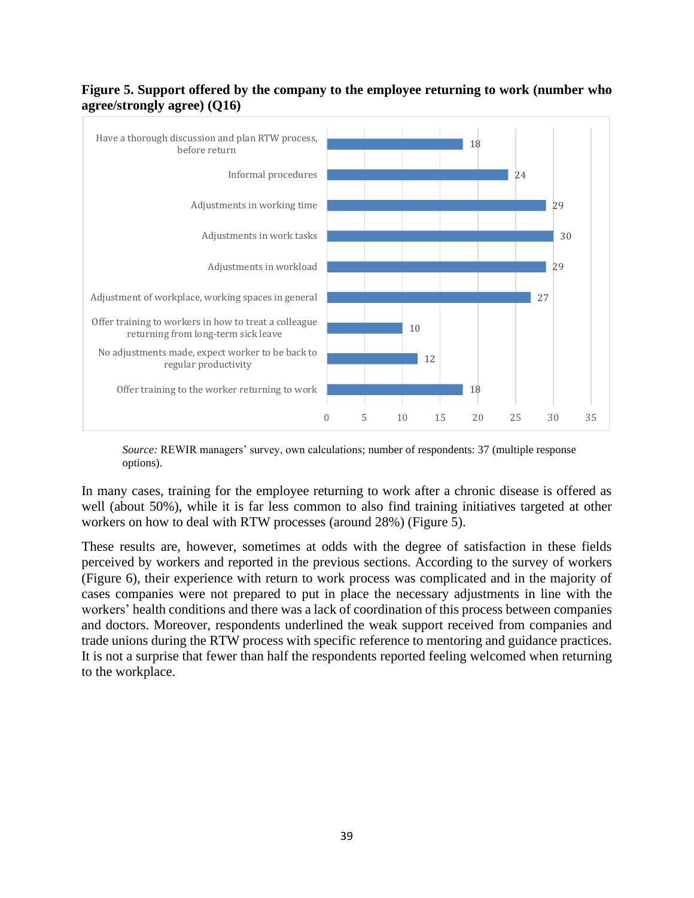**Figure 5. Support offered by the company to the employee returning to work (number who agree/strongly agree) (Q16)**

| Support offered | Number |
| --- | --- |
| Have a thorough discussion and plan RTW process, before return | 18 |
| Informal procedures | 24 |
| Adjustments in working time | 29 |
| Adjustments in work tasks | 30 |
| Adjustments in workload | 29 |
| Adjustment of workplace, working spaces in general | 27 |
| Offer training to workers in how to treat a colleague returning from long-term sick leave | 10 |
| No adjustments made, expect worker to be back to regular productivity | 12 |
| Offer training to the worker returning to work | 18 |

*Source:* REWIR managers' survey, own calculations; number of respondents: 37 (multiple response options).

In many cases, training for the employee returning to work after a chronic disease is offered as well (about 50%), while it is far less common to also find training initiatives targeted at other workers on how to deal with RTW processes (around 28%) (Figure 5).

These results are, however, sometimes at odds with the degree of satisfaction in these fields perceived by workers and reported in the previous sections. According to the survey of workers (Figure 6), their experience with return to work process was complicated and in the majority of cases companies were not prepared to put in place the necessary adjustments in line with the workers' health conditions and there was a lack of coordination of this process between companies and doctors. Moreover, respondents underlined the weak support received from companies and trade unions during the RTW process with specific reference to mentoring and guidance practices. It is not a surprise that fewer than half the respondents reported feeling welcomed when returning to the workplace.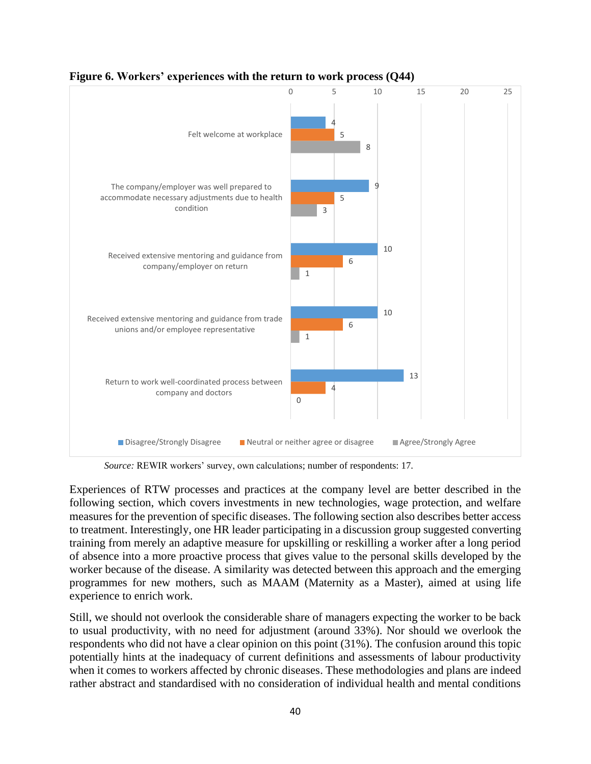**Figure 6. Workers' experiences with the return to work process (Q44)**

| | Disagree/Strongly Disagree | Neutral or neither agree or disagree | Agree/Strongly Agree |
|---|---|---|---|
| Felt welcome at workplace | 4 | 5 | 8 |
| The company/employer was well prepared to accommodate necessary adjustments due to health condition | 9 | 5 | 3 |
| Received extensive mentoring and guidance from company/employer on return | 10 | 6 | 1 |
| Received extensive mentoring and guidance from trade unions and/or employee representative | 10 | 6 | 1 |
| Return to work well-coordinated process between company and doctors | 13 | 4 | 0 |

*Source:* REWIR workers' survey, own calculations; number of respondents: 17.

Experiences of RTW processes and practices at the company level are better described in the following section, which covers investments in new technologies, wage protection, and welfare measures for the prevention of specific diseases. The following section also describes better access to treatment. Interestingly, one HR leader participating in a discussion group suggested converting training from merely an adaptive measure for upskilling or reskilling a worker after a long period of absence into a more proactive process that gives value to the personal skills developed by the worker because of the disease. A similarity was detected between this approach and the emerging programmes for new mothers, such as MAAM (Maternity as a Master), aimed at using life experience to enrich work.

Still, we should not overlook the considerable share of managers expecting the worker to be back to usual productivity, with no need for adjustment (around 33%). Nor should we overlook the respondents who did not have a clear opinion on this point (31%). The confusion around this topic potentially hints at the inadequacy of current definitions and assessments of labour productivity when it comes to workers affected by chronic diseases. These methodologies and plans are indeed rather abstract and standardised with no consideration of individual health and mental conditions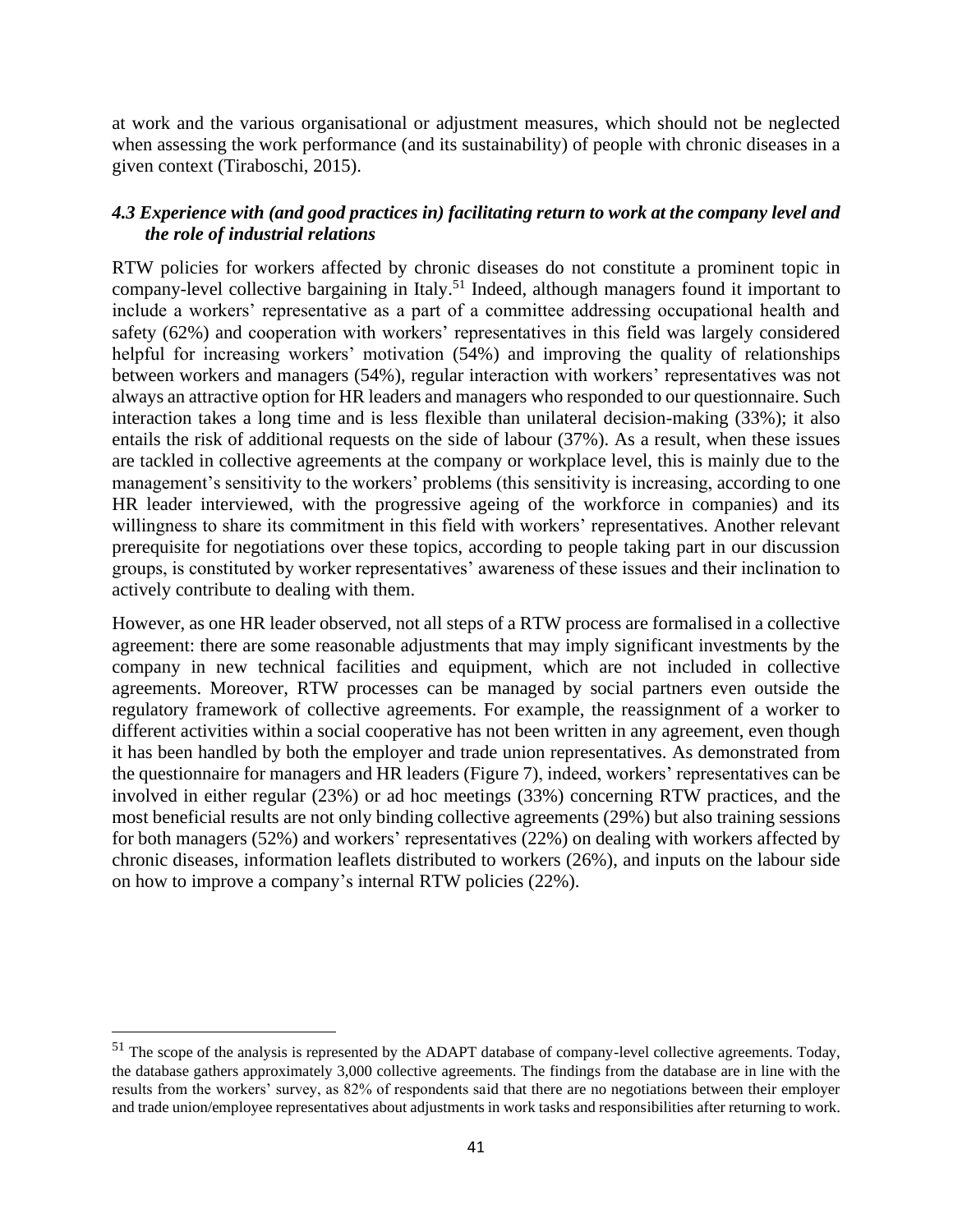at work and the various organisational or adjustment measures, which should not be neglected when assessing the work performance (and its sustainability) of people with chronic diseases in a given context (Tiraboschi, 2015).

### *4.3 Experience with (and good practices in) facilitating return to work at the company level and the role of industrial relations*

RTW policies for workers affected by chronic diseases do not constitute a prominent topic in company-level collective bargaining in Italy.[51] Indeed, although managers found it important to include a workers' representative as a part of a committee addressing occupational health and safety (62%) and cooperation with workers' representatives in this field was largely considered helpful for increasing workers' motivation (54%) and improving the quality of relationships between workers and managers (54%), regular interaction with workers' representatives was not always an attractive option for HR leaders and managers who responded to our questionnaire. Such interaction takes a long time and is less flexible than unilateral decision-making (33%); it also entails the risk of additional requests on the side of labour (37%). As a result, when these issues are tackled in collective agreements at the company or workplace level, this is mainly due to the management's sensitivity to the workers' problems (this sensitivity is increasing, according to one HR leader interviewed, with the progressive ageing of the workforce in companies) and its willingness to share its commitment in this field with workers' representatives. Another relevant prerequisite for negotiations over these topics, according to people taking part in our discussion groups, is constituted by worker representatives' awareness of these issues and their inclination to actively contribute to dealing with them.

However, as one HR leader observed, not all steps of a RTW process are formalised in a collective agreement: there are some reasonable adjustments that may imply significant investments by the company in new technical facilities and equipment, which are not included in collective agreements. Moreover, RTW processes can be managed by social partners even outside the regulatory framework of collective agreements. For example, the reassignment of a worker to different activities within a social cooperative has not been written in any agreement, even though it has been handled by both the employer and trade union representatives. As demonstrated from the questionnaire for managers and HR leaders (Figure 7), indeed, workers' representatives can be involved in either regular (23%) or ad hoc meetings (33%) concerning RTW practices, and the most beneficial results are not only binding collective agreements (29%) but also training sessions for both managers (52%) and workers' representatives (22%) on dealing with workers affected by chronic diseases, information leaflets distributed to workers (26%), and inputs on the labour side on how to improve a company's internal RTW policies (22%).

---

[51] The scope of the analysis is represented by the ADAPT database of company-level collective agreements. Today, the database gathers approximately 3,000 collective agreements. The findings from the database are in line with the results from the workers' survey, as 82% of respondents said that there are no negotiations between their employer and trade union/employee representatives about adjustments in work tasks and responsibilities after returning to work.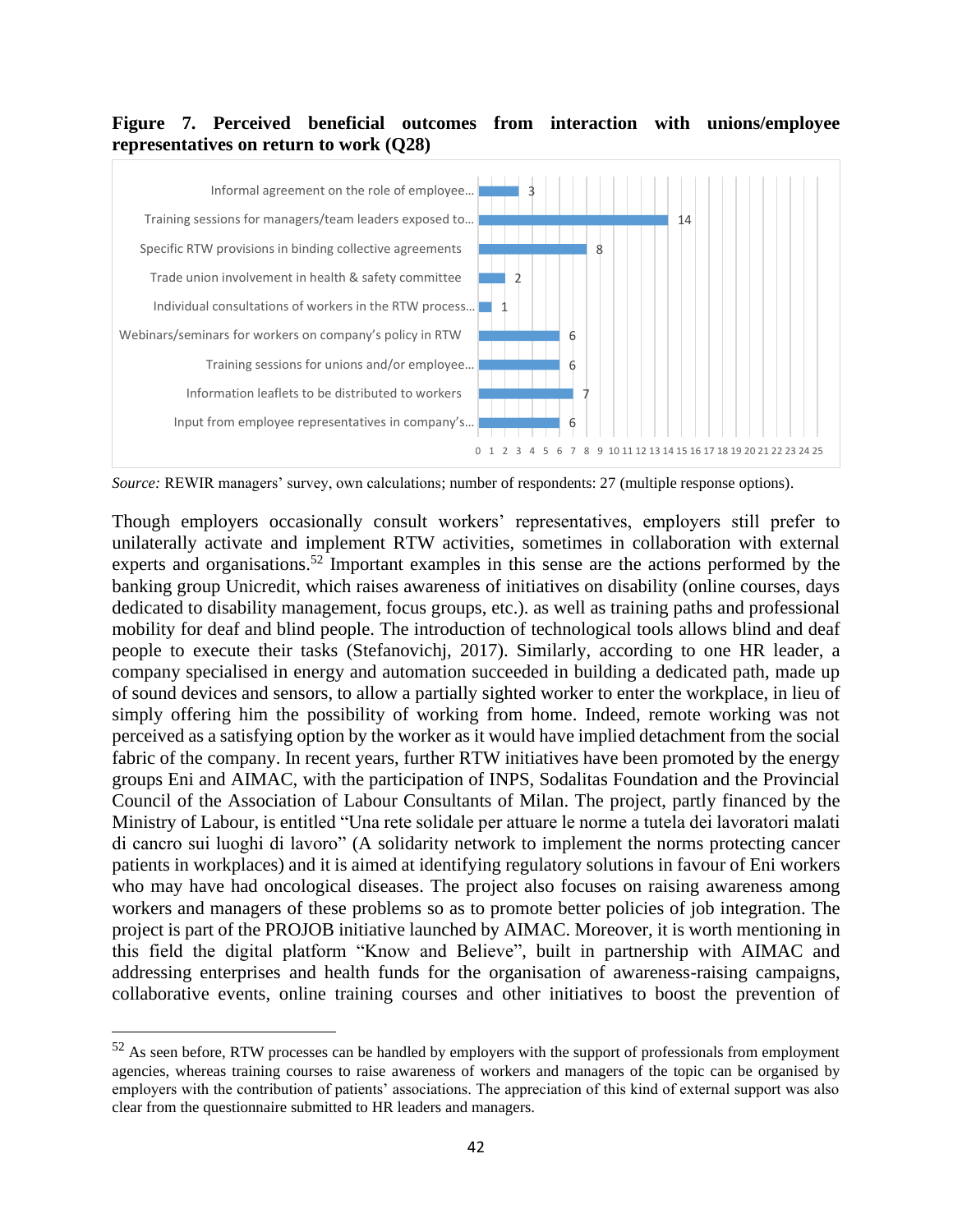**Figure 7. Perceived beneficial outcomes from interaction with unions/employee representatives on return to work (Q28)**

| Outcome | Number |
|---|---|
| Informal agreement on the role of employee… | 3 |
| Training sessions for managers/team leaders exposed to… | 14 |
| Specific RTW provisions in binding collective agreements | 8 |
| Trade union involvement in health & safety committee | 2 |
| Individual consultations of workers in the RTW process… | 1 |
| Webinars/seminars for workers on company's policy in RTW | 6 |
| Training sessions for unions and/or employee… | 6 |
| Information leaflets to be distributed to workers | 7 |
| Input from employee representatives in company's… | 6 |

*Source:* REWIR managers' survey, own calculations; number of respondents: 27 (multiple response options).

Though employers occasionally consult workers' representatives, employers still prefer to unilaterally activate and implement RTW activities, sometimes in collaboration with external experts and organisations.[52] Important examples in this sense are the actions performed by the banking group Unicredit, which raises awareness of initiatives on disability (online courses, days dedicated to disability management, focus groups, etc.). as well as training paths and professional mobility for deaf and blind people. The introduction of technological tools allows blind and deaf people to execute their tasks (Stefanovichj, 2017). Similarly, according to one HR leader, a company specialised in energy and automation succeeded in building a dedicated path, made up of sound devices and sensors, to allow a partially sighted worker to enter the workplace, in lieu of simply offering him the possibility of working from home. Indeed, remote working was not perceived as a satisfying option by the worker as it would have implied detachment from the social fabric of the company. In recent years, further RTW initiatives have been promoted by the energy groups Eni and AIMAC, with the participation of INPS, Sodalitas Foundation and the Provincial Council of the Association of Labour Consultants of Milan. The project, partly financed by the Ministry of Labour, is entitled "Una rete solidale per attuare le norme a tutela dei lavoratori malati di cancro sui luoghi di lavoro" (A solidarity network to implement the norms protecting cancer patients in workplaces) and it is aimed at identifying regulatory solutions in favour of Eni workers who may have had oncological diseases. The project also focuses on raising awareness among workers and managers of these problems so as to promote better policies of job integration. The project is part of the PROJOB initiative launched by AIMAC. Moreover, it is worth mentioning in this field the digital platform "Know and Believe", built in partnership with AIMAC and addressing enterprises and health funds for the organisation of awareness-raising campaigns, collaborative events, online training courses and other initiatives to boost the prevention of

---

[52] As seen before, RTW processes can be handled by employers with the support of professionals from employment agencies, whereas training courses to raise awareness of workers and managers of the topic can be organised by employers with the contribution of patients' associations. The appreciation of this kind of external support was also clear from the questionnaire submitted to HR leaders and managers.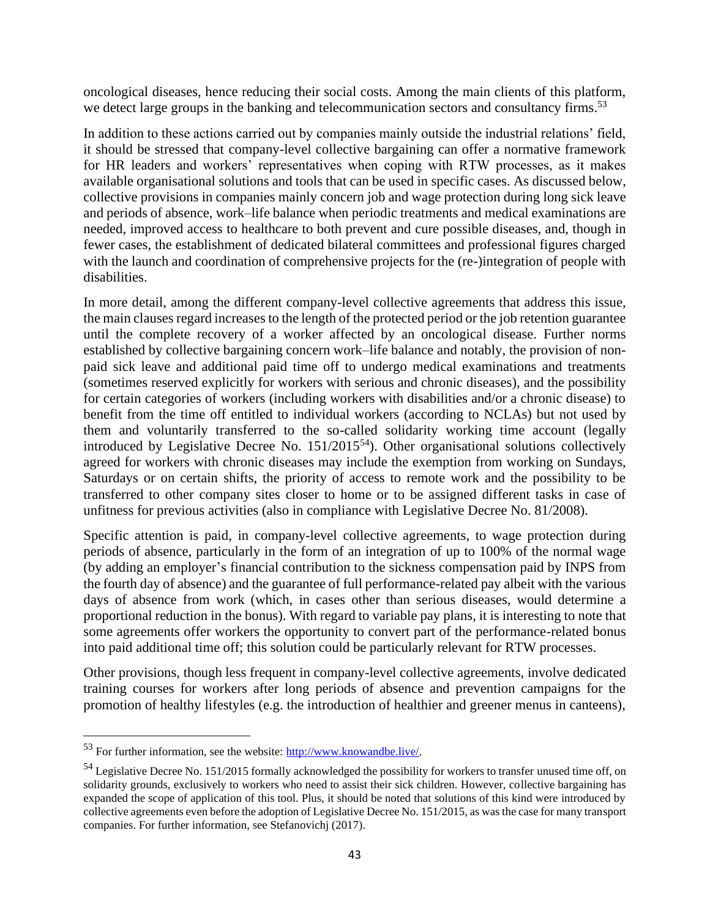oncological diseases, hence reducing their social costs. Among the main clients of this platform, we detect large groups in the banking and telecommunication sectors and consultancy firms.[53]

In addition to these actions carried out by companies mainly outside the industrial relations' field, it should be stressed that company-level collective bargaining can offer a normative framework for HR leaders and workers' representatives when coping with RTW processes, as it makes available organisational solutions and tools that can be used in specific cases. As discussed below, collective provisions in companies mainly concern job and wage protection during long sick leave and periods of absence, work–life balance when periodic treatments and medical examinations are needed, improved access to healthcare to both prevent and cure possible diseases, and, though in fewer cases, the establishment of dedicated bilateral committees and professional figures charged with the launch and coordination of comprehensive projects for the (re-)integration of people with disabilities.

In more detail, among the different company-level collective agreements that address this issue, the main clauses regard increases to the length of the protected period or the job retention guarantee until the complete recovery of a worker affected by an oncological disease. Further norms established by collective bargaining concern work–life balance and notably, the provision of non-paid sick leave and additional paid time off to undergo medical examinations and treatments (sometimes reserved explicitly for workers with serious and chronic diseases), and the possibility for certain categories of workers (including workers with disabilities and/or a chronic disease) to benefit from the time off entitled to individual workers (according to NCLAs) but not used by them and voluntarily transferred to the so-called solidarity working time account (legally introduced by Legislative Decree No. 151/2015[54]). Other organisational solutions collectively agreed for workers with chronic diseases may include the exemption from working on Sundays, Saturdays or on certain shifts, the priority of access to remote work and the possibility to be transferred to other company sites closer to home or to be assigned different tasks in case of unfitness for previous activities (also in compliance with Legislative Decree No. 81/2008).

Specific attention is paid, in company-level collective agreements, to wage protection during periods of absence, particularly in the form of an integration of up to 100% of the normal wage (by adding an employer's financial contribution to the sickness compensation paid by INPS from the fourth day of absence) and the guarantee of full performance-related pay albeit with the various days of absence from work (which, in cases other than serious diseases, would determine a proportional reduction in the bonus). With regard to variable pay plans, it is interesting to note that some agreements offer workers the opportunity to convert part of the performance-related bonus into paid additional time off; this solution could be particularly relevant for RTW processes.

Other provisions, though less frequent in company-level collective agreements, involve dedicated training courses for workers after long periods of absence and prevention campaigns for the promotion of healthy lifestyles (e.g. the introduction of healthier and greener menus in canteens),

---

[53] For further information, see the website: http://www.knowandbe.live/.

[54] Legislative Decree No. 151/2015 formally acknowledged the possibility for workers to transfer unused time off, on solidarity grounds, exclusively to workers who need to assist their sick children. However, collective bargaining has expanded the scope of application of this tool. Plus, it should be noted that solutions of this kind were introduced by collective agreements even before the adoption of Legislative Decree No. 151/2015, as was the case for many transport companies. For further information, see Stefanovichj (2017).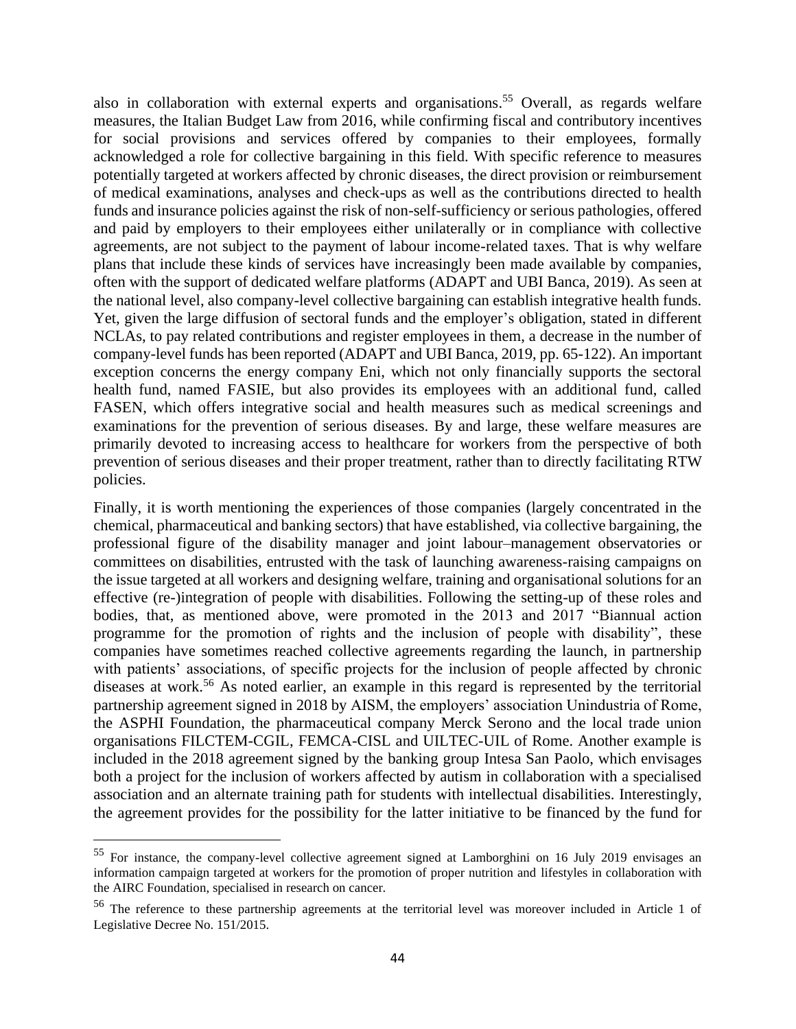also in collaboration with external experts and organisations.[55] Overall, as regards welfare measures, the Italian Budget Law from 2016, while confirming fiscal and contributory incentives for social provisions and services offered by companies to their employees, formally acknowledged a role for collective bargaining in this field. With specific reference to measures potentially targeted at workers affected by chronic diseases, the direct provision or reimbursement of medical examinations, analyses and check-ups as well as the contributions directed to health funds and insurance policies against the risk of non-self-sufficiency or serious pathologies, offered and paid by employers to their employees either unilaterally or in compliance with collective agreements, are not subject to the payment of labour income-related taxes. That is why welfare plans that include these kinds of services have increasingly been made available by companies, often with the support of dedicated welfare platforms (ADAPT and UBI Banca, 2019). As seen at the national level, also company-level collective bargaining can establish integrative health funds. Yet, given the large diffusion of sectoral funds and the employer's obligation, stated in different NCLAs, to pay related contributions and register employees in them, a decrease in the number of company-level funds has been reported (ADAPT and UBI Banca, 2019, pp. 65-122). An important exception concerns the energy company Eni, which not only financially supports the sectoral health fund, named FASIE, but also provides its employees with an additional fund, called FASEN, which offers integrative social and health measures such as medical screenings and examinations for the prevention of serious diseases. By and large, these welfare measures are primarily devoted to increasing access to healthcare for workers from the perspective of both prevention of serious diseases and their proper treatment, rather than to directly facilitating RTW policies.

Finally, it is worth mentioning the experiences of those companies (largely concentrated in the chemical, pharmaceutical and banking sectors) that have established, via collective bargaining, the professional figure of the disability manager and joint labour–management observatories or committees on disabilities, entrusted with the task of launching awareness-raising campaigns on the issue targeted at all workers and designing welfare, training and organisational solutions for an effective (re-)integration of people with disabilities. Following the setting-up of these roles and bodies, that, as mentioned above, were promoted in the 2013 and 2017 "Biannual action programme for the promotion of rights and the inclusion of people with disability", these companies have sometimes reached collective agreements regarding the launch, in partnership with patients' associations, of specific projects for the inclusion of people affected by chronic diseases at work.[56] As noted earlier, an example in this regard is represented by the territorial partnership agreement signed in 2018 by AISM, the employers' association Unindustria of Rome, the ASPHI Foundation, the pharmaceutical company Merck Serono and the local trade union organisations FILCTEM-CGIL, FEMCA-CISL and UILTEC-UIL of Rome. Another example is included in the 2018 agreement signed by the banking group Intesa San Paolo, which envisages both a project for the inclusion of workers affected by autism in collaboration with a specialised association and an alternate training path for students with intellectual disabilities. Interestingly, the agreement provides for the possibility for the latter initiative to be financed by the fund for

---

[55] For instance, the company-level collective agreement signed at Lamborghini on 16 July 2019 envisages an information campaign targeted at workers for the promotion of proper nutrition and lifestyles in collaboration with the AIRC Foundation, specialised in research on cancer.

[56] The reference to these partnership agreements at the territorial level was moreover included in Article 1 of Legislative Decree No. 151/2015.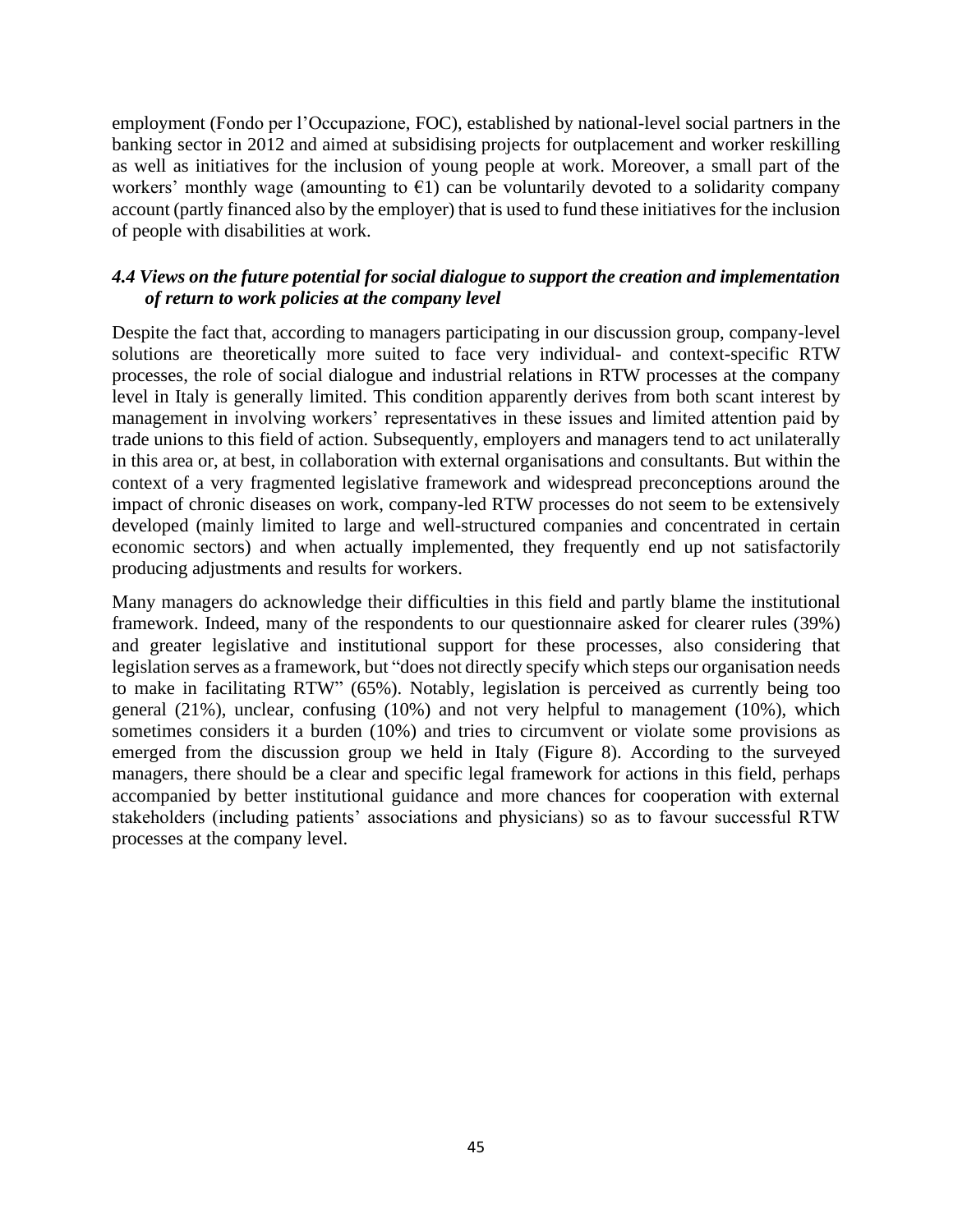employment (Fondo per l'Occupazione, FOC), established by national-level social partners in the banking sector in 2012 and aimed at subsidising projects for outplacement and worker reskilling as well as initiatives for the inclusion of young people at work. Moreover, a small part of the workers' monthly wage (amounting to €1) can be voluntarily devoted to a solidarity company account (partly financed also by the employer) that is used to fund these initiatives for the inclusion of people with disabilities at work.

### *4.4 Views on the future potential for social dialogue to support the creation and implementation of return to work policies at the company level*

Despite the fact that, according to managers participating in our discussion group, company-level solutions are theoretically more suited to face very individual- and context-specific RTW processes, the role of social dialogue and industrial relations in RTW processes at the company level in Italy is generally limited. This condition apparently derives from both scant interest by management in involving workers' representatives in these issues and limited attention paid by trade unions to this field of action. Subsequently, employers and managers tend to act unilaterally in this area or, at best, in collaboration with external organisations and consultants. But within the context of a very fragmented legislative framework and widespread preconceptions around the impact of chronic diseases on work, company-led RTW processes do not seem to be extensively developed (mainly limited to large and well-structured companies and concentrated in certain economic sectors) and when actually implemented, they frequently end up not satisfactorily producing adjustments and results for workers.

Many managers do acknowledge their difficulties in this field and partly blame the institutional framework. Indeed, many of the respondents to our questionnaire asked for clearer rules (39%) and greater legislative and institutional support for these processes, also considering that legislation serves as a framework, but "does not directly specify which steps our organisation needs to make in facilitating RTW" (65%). Notably, legislation is perceived as currently being too general (21%), unclear, confusing (10%) and not very helpful to management (10%), which sometimes considers it a burden (10%) and tries to circumvent or violate some provisions as emerged from the discussion group we held in Italy (Figure 8). According to the surveyed managers, there should be a clear and specific legal framework for actions in this field, perhaps accompanied by better institutional guidance and more chances for cooperation with external stakeholders (including patients' associations and physicians) so as to favour successful RTW processes at the company level.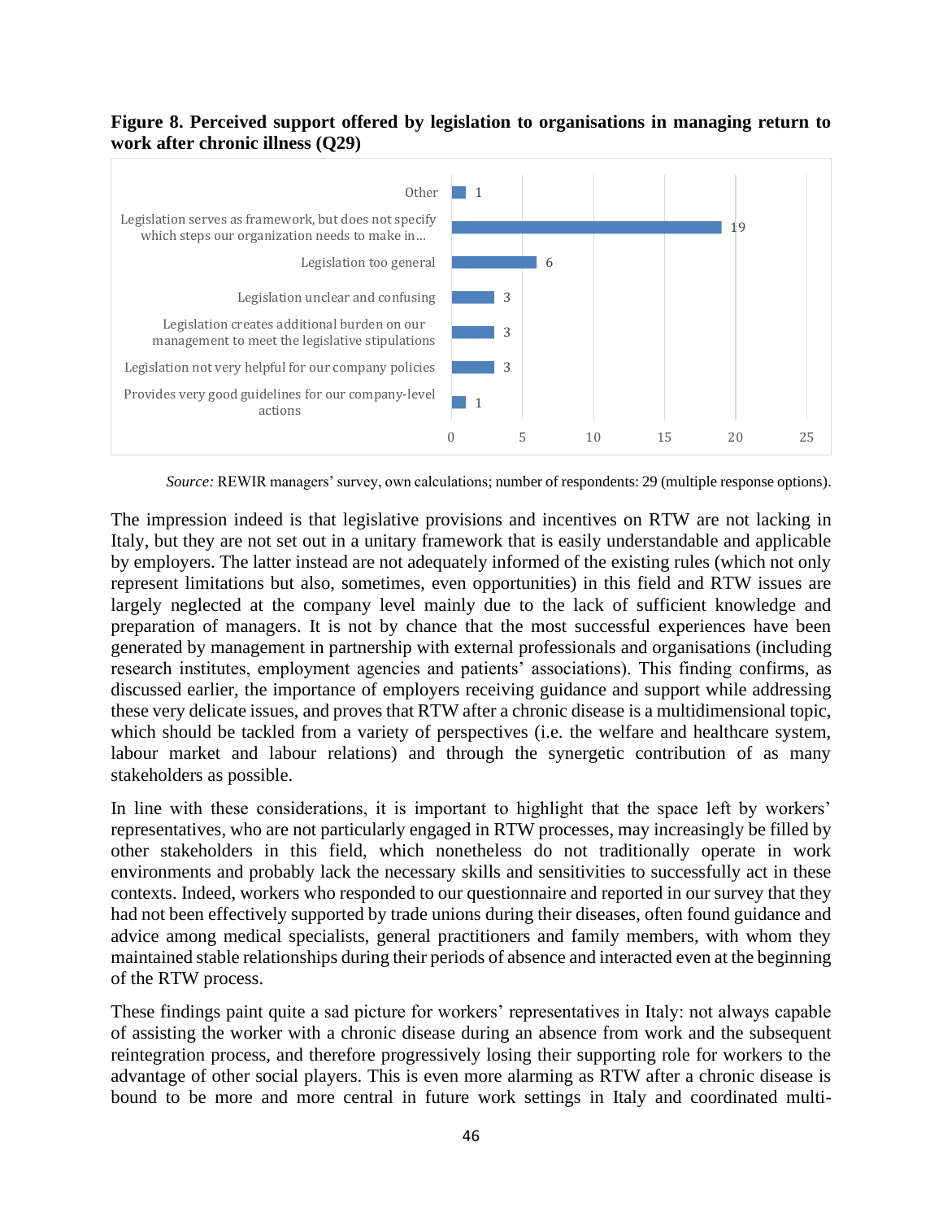**Figure 8. Perceived support offered by legislation to organisations in managing return to work after chronic illness (Q29)**

| Response | Count |
|---|---|
| Other | 1 |
| Legislation serves as framework, but does not specify which steps our organization needs to make in… | 19 |
| Legislation too general | 6 |
| Legislation unclear and confusing | 3 |
| Legislation creates additional burden on our management to meet the legislative stipulations | 3 |
| Legislation not very helpful for our company policies | 3 |
| Provides very good guidelines for our company-level actions | 1 |

*Source:* REWIR managers' survey, own calculations; number of respondents: 29 (multiple response options).

The impression indeed is that legislative provisions and incentives on RTW are not lacking in Italy, but they are not set out in a unitary framework that is easily understandable and applicable by employers. The latter instead are not adequately informed of the existing rules (which not only represent limitations but also, sometimes, even opportunities) in this field and RTW issues are largely neglected at the company level mainly due to the lack of sufficient knowledge and preparation of managers. It is not by chance that the most successful experiences have been generated by management in partnership with external professionals and organisations (including research institutes, employment agencies and patients' associations). This finding confirms, as discussed earlier, the importance of employers receiving guidance and support while addressing these very delicate issues, and proves that RTW after a chronic disease is a multidimensional topic, which should be tackled from a variety of perspectives (i.e. the welfare and healthcare system, labour market and labour relations) and through the synergetic contribution of as many stakeholders as possible.

In line with these considerations, it is important to highlight that the space left by workers' representatives, who are not particularly engaged in RTW processes, may increasingly be filled by other stakeholders in this field, which nonetheless do not traditionally operate in work environments and probably lack the necessary skills and sensitivities to successfully act in these contexts. Indeed, workers who responded to our questionnaire and reported in our survey that they had not been effectively supported by trade unions during their diseases, often found guidance and advice among medical specialists, general practitioners and family members, with whom they maintained stable relationships during their periods of absence and interacted even at the beginning of the RTW process.

These findings paint quite a sad picture for workers' representatives in Italy: not always capable of assisting the worker with a chronic disease during an absence from work and the subsequent reintegration process, and therefore progressively losing their supporting role for workers to the advantage of other social players. This is even more alarming as RTW after a chronic disease is bound to be more and more central in future work settings in Italy and coordinated multi-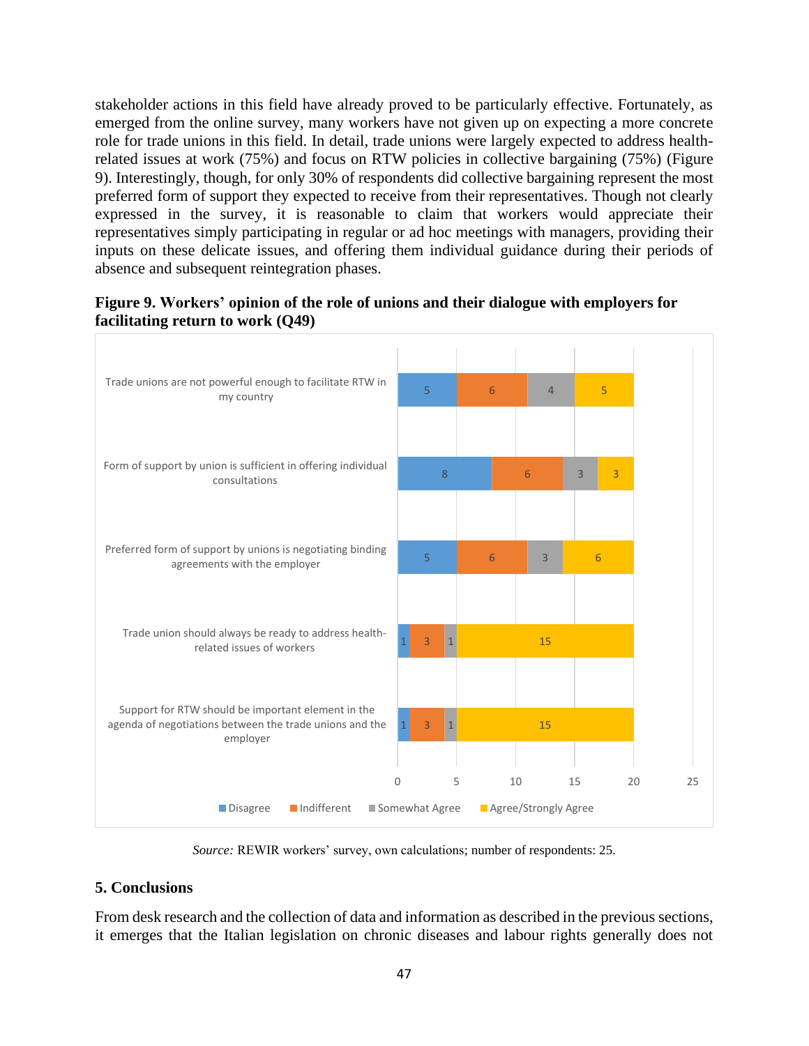stakeholder actions in this field have already proved to be particularly effective. Fortunately, as emerged from the online survey, many workers have not given up on expecting a more concrete role for trade unions in this field. In detail, trade unions were largely expected to address health-related issues at work (75%) and focus on RTW policies in collective bargaining (75%) (Figure 9). Interestingly, though, for only 30% of respondents did collective bargaining represent the most preferred form of support they expected to receive from their representatives. Though not clearly expressed in the survey, it is reasonable to claim that workers would appreciate their representatives simply participating in regular or ad hoc meetings with managers, providing their inputs on these delicate issues, and offering them individual guidance during their periods of absence and subsequent reintegration phases.

**Figure 9. Workers' opinion of the role of unions and their dialogue with employers for facilitating return to work (Q49)**

| | Disagree | Indifferent | Somewhat Agree | Agree/Strongly Agree |
|---|---|---|---|---|
| Trade unions are not powerful enough to facilitate RTW in my country | 5 | 6 | 4 | 5 |
| Form of support by union is sufficient in offering individual consultations | 8 | 6 | 3 | 3 |
| Preferred form of support by unions is negotiating binding agreements with the employer | 5 | 6 | 3 | 6 |
| Trade union should always be ready to address health-related issues of workers | 1 | 3 | 1 | 15 |
| Support for RTW should be important element in the agenda of negotiations between the trade unions and the employer | 1 | 3 | 1 | 15 |

*Source:* REWIR workers' survey, own calculations; number of respondents: 25.

## 5. Conclusions

From desk research and the collection of data and information as described in the previous sections, it emerges that the Italian legislation on chronic diseases and labour rights generally does not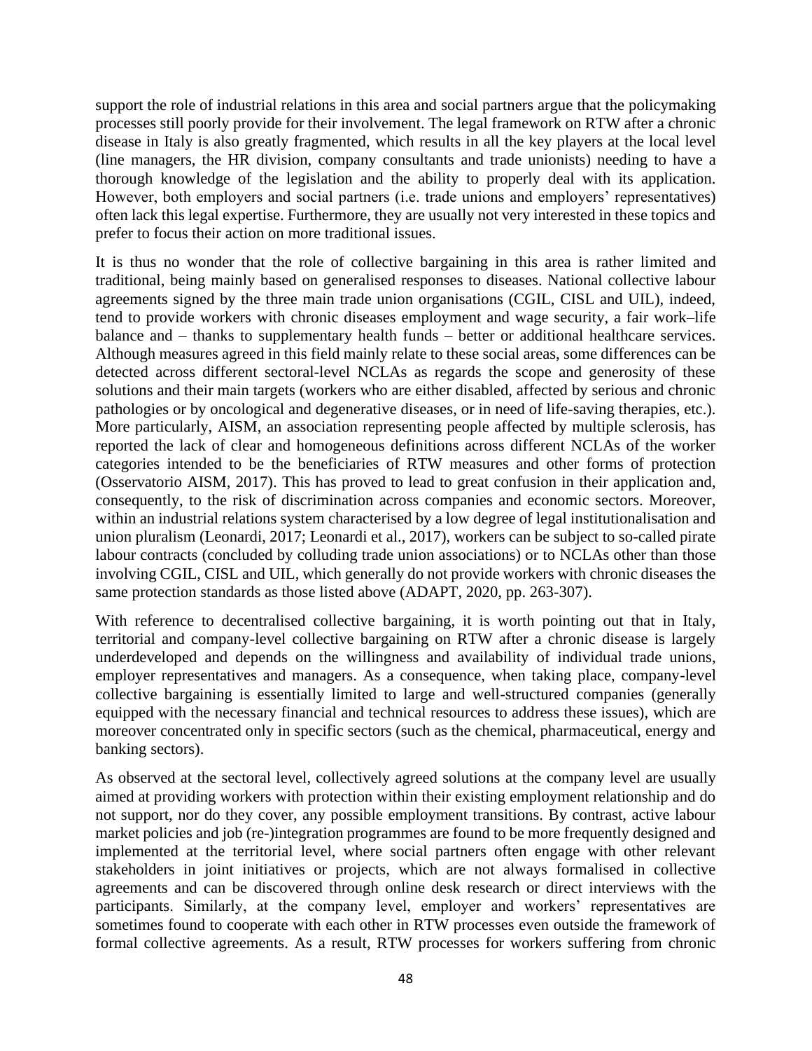support the role of industrial relations in this area and social partners argue that the policymaking processes still poorly provide for their involvement. The legal framework on RTW after a chronic disease in Italy is also greatly fragmented, which results in all the key players at the local level (line managers, the HR division, company consultants and trade unionists) needing to have a thorough knowledge of the legislation and the ability to properly deal with its application. However, both employers and social partners (i.e. trade unions and employers' representatives) often lack this legal expertise. Furthermore, they are usually not very interested in these topics and prefer to focus their action on more traditional issues.

It is thus no wonder that the role of collective bargaining in this area is rather limited and traditional, being mainly based on generalised responses to diseases. National collective labour agreements signed by the three main trade union organisations (CGIL, CISL and UIL), indeed, tend to provide workers with chronic diseases employment and wage security, a fair work–life balance and – thanks to supplementary health funds – better or additional healthcare services. Although measures agreed in this field mainly relate to these social areas, some differences can be detected across different sectoral-level NCLAs as regards the scope and generosity of these solutions and their main targets (workers who are either disabled, affected by serious and chronic pathologies or by oncological and degenerative diseases, or in need of life-saving therapies, etc.). More particularly, AISM, an association representing people affected by multiple sclerosis, has reported the lack of clear and homogeneous definitions across different NCLAs of the worker categories intended to be the beneficiaries of RTW measures and other forms of protection (Osservatorio AISM, 2017). This has proved to lead to great confusion in their application and, consequently, to the risk of discrimination across companies and economic sectors. Moreover, within an industrial relations system characterised by a low degree of legal institutionalisation and union pluralism (Leonardi, 2017; Leonardi et al., 2017), workers can be subject to so-called pirate labour contracts (concluded by colluding trade union associations) or to NCLAs other than those involving CGIL, CISL and UIL, which generally do not provide workers with chronic diseases the same protection standards as those listed above (ADAPT, 2020, pp. 263-307).

With reference to decentralised collective bargaining, it is worth pointing out that in Italy, territorial and company-level collective bargaining on RTW after a chronic disease is largely underdeveloped and depends on the willingness and availability of individual trade unions, employer representatives and managers. As a consequence, when taking place, company-level collective bargaining is essentially limited to large and well-structured companies (generally equipped with the necessary financial and technical resources to address these issues), which are moreover concentrated only in specific sectors (such as the chemical, pharmaceutical, energy and banking sectors).

As observed at the sectoral level, collectively agreed solutions at the company level are usually aimed at providing workers with protection within their existing employment relationship and do not support, nor do they cover, any possible employment transitions. By contrast, active labour market policies and job (re-)integration programmes are found to be more frequently designed and implemented at the territorial level, where social partners often engage with other relevant stakeholders in joint initiatives or projects, which are not always formalised in collective agreements and can be discovered through online desk research or direct interviews with the participants. Similarly, at the company level, employer and workers' representatives are sometimes found to cooperate with each other in RTW processes even outside the framework of formal collective agreements. As a result, RTW processes for workers suffering from chronic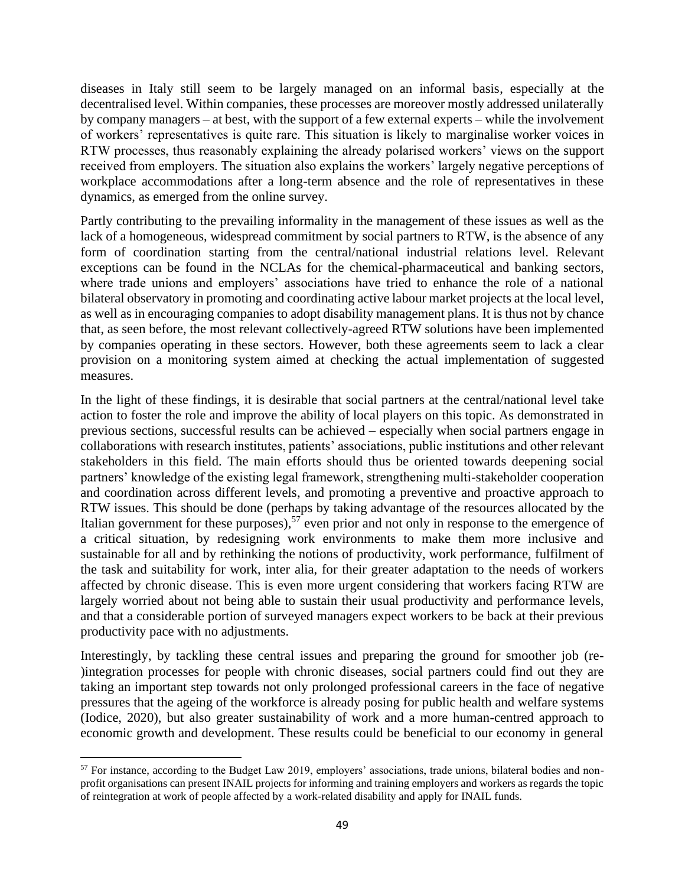diseases in Italy still seem to be largely managed on an informal basis, especially at the decentralised level. Within companies, these processes are moreover mostly addressed unilaterally by company managers – at best, with the support of a few external experts – while the involvement of workers' representatives is quite rare. This situation is likely to marginalise worker voices in RTW processes, thus reasonably explaining the already polarised workers' views on the support received from employers. The situation also explains the workers' largely negative perceptions of workplace accommodations after a long-term absence and the role of representatives in these dynamics, as emerged from the online survey.

Partly contributing to the prevailing informality in the management of these issues as well as the lack of a homogeneous, widespread commitment by social partners to RTW, is the absence of any form of coordination starting from the central/national industrial relations level. Relevant exceptions can be found in the NCLAs for the chemical-pharmaceutical and banking sectors, where trade unions and employers' associations have tried to enhance the role of a national bilateral observatory in promoting and coordinating active labour market projects at the local level, as well as in encouraging companies to adopt disability management plans. It is thus not by chance that, as seen before, the most relevant collectively-agreed RTW solutions have been implemented by companies operating in these sectors. However, both these agreements seem to lack a clear provision on a monitoring system aimed at checking the actual implementation of suggested measures.

In the light of these findings, it is desirable that social partners at the central/national level take action to foster the role and improve the ability of local players on this topic. As demonstrated in previous sections, successful results can be achieved – especially when social partners engage in collaborations with research institutes, patients' associations, public institutions and other relevant stakeholders in this field. The main efforts should thus be oriented towards deepening social partners' knowledge of the existing legal framework, strengthening multi-stakeholder cooperation and coordination across different levels, and promoting a preventive and proactive approach to RTW issues. This should be done (perhaps by taking advantage of the resources allocated by the Italian government for these purposes),[57] even prior and not only in response to the emergence of a critical situation, by redesigning work environments to make them more inclusive and sustainable for all and by rethinking the notions of productivity, work performance, fulfilment of the task and suitability for work, inter alia, for their greater adaptation to the needs of workers affected by chronic disease. This is even more urgent considering that workers facing RTW are largely worried about not being able to sustain their usual productivity and performance levels, and that a considerable portion of surveyed managers expect workers to be back at their previous productivity pace with no adjustments.

Interestingly, by tackling these central issues and preparing the ground for smoother job (re-)integration processes for people with chronic diseases, social partners could find out they are taking an important step towards not only prolonged professional careers in the face of negative pressures that the ageing of the workforce is already posing for public health and welfare systems (Iodice, 2020), but also greater sustainability of work and a more human-centred approach to economic growth and development. These results could be beneficial to our economy in general

---

[57] For instance, according to the Budget Law 2019, employers' associations, trade unions, bilateral bodies and non-profit organisations can present INAIL projects for informing and training employers and workers as regards the topic of reintegration at work of people affected by a work-related disability and apply for INAIL funds.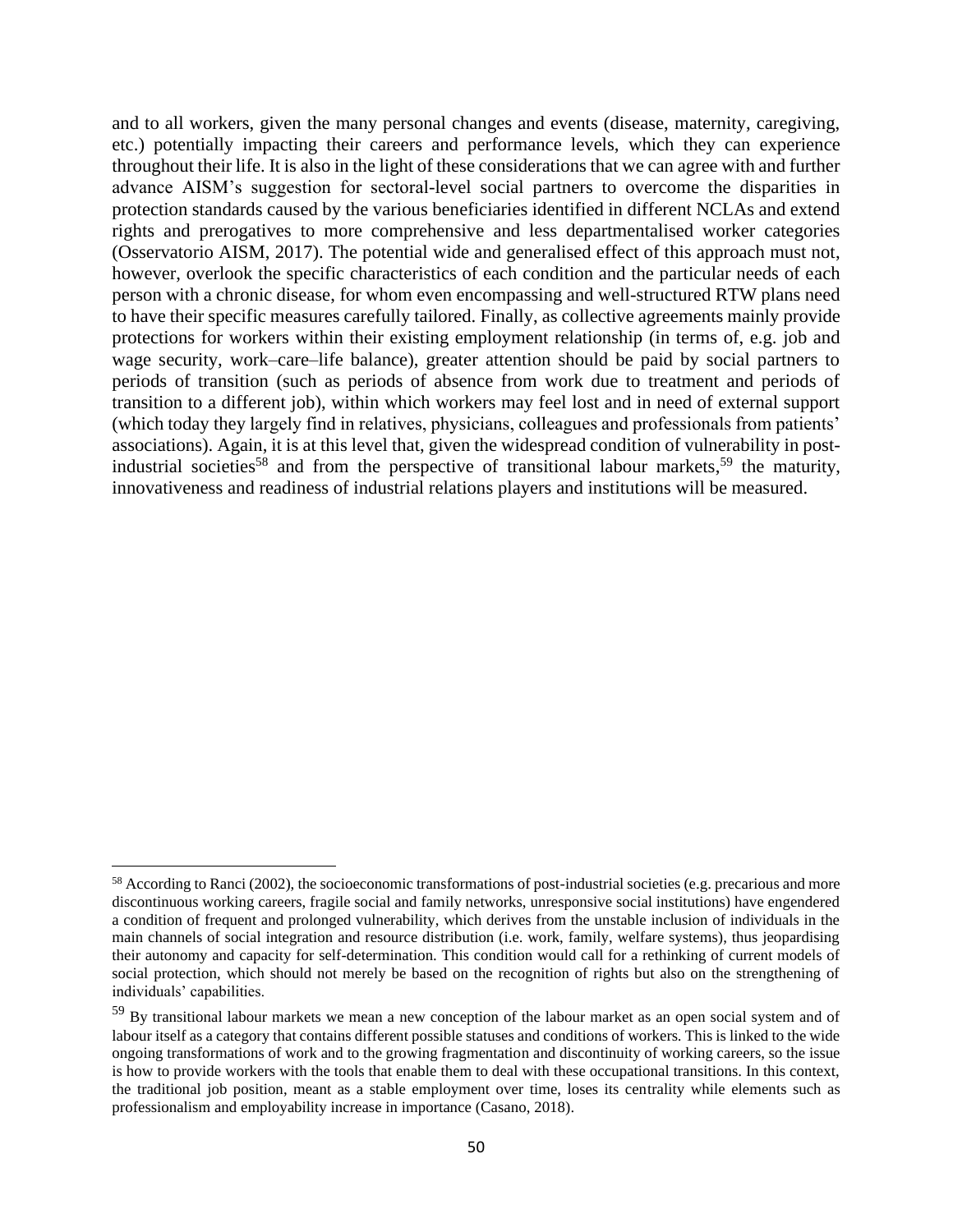and to all workers, given the many personal changes and events (disease, maternity, caregiving, etc.) potentially impacting their careers and performance levels, which they can experience throughout their life. It is also in the light of these considerations that we can agree with and further advance AISM's suggestion for sectoral-level social partners to overcome the disparities in protection standards caused by the various beneficiaries identified in different NCLAs and extend rights and prerogatives to more comprehensive and less departmentalised worker categories (Osservatorio AISM, 2017). The potential wide and generalised effect of this approach must not, however, overlook the specific characteristics of each condition and the particular needs of each person with a chronic disease, for whom even encompassing and well-structured RTW plans need to have their specific measures carefully tailored. Finally, as collective agreements mainly provide protections for workers within their existing employment relationship (in terms of, e.g. job and wage security, work–care–life balance), greater attention should be paid by social partners to periods of transition (such as periods of absence from work due to treatment and periods of transition to a different job), within which workers may feel lost and in need of external support (which today they largely find in relatives, physicians, colleagues and professionals from patients' associations). Again, it is at this level that, given the widespread condition of vulnerability in post-industrial societies[58] and from the perspective of transitional labour markets,[59] the maturity, innovativeness and readiness of industrial relations players and institutions will be measured.

---

[58] According to Ranci (2002), the socioeconomic transformations of post-industrial societies (e.g. precarious and more discontinuous working careers, fragile social and family networks, unresponsive social institutions) have engendered a condition of frequent and prolonged vulnerability, which derives from the unstable inclusion of individuals in the main channels of social integration and resource distribution (i.e. work, family, welfare systems), thus jeopardising their autonomy and capacity for self-determination. This condition would call for a rethinking of current models of social protection, which should not merely be based on the recognition of rights but also on the strengthening of individuals' capabilities.

[59] By transitional labour markets we mean a new conception of the labour market as an open social system and of labour itself as a category that contains different possible statuses and conditions of workers. This is linked to the wide ongoing transformations of work and to the growing fragmentation and discontinuity of working careers, so the issue is how to provide workers with the tools that enable them to deal with these occupational transitions. In this context, the traditional job position, meant as a stable employment over time, loses its centrality while elements such as professionalism and employability increase in importance (Casano, 2018).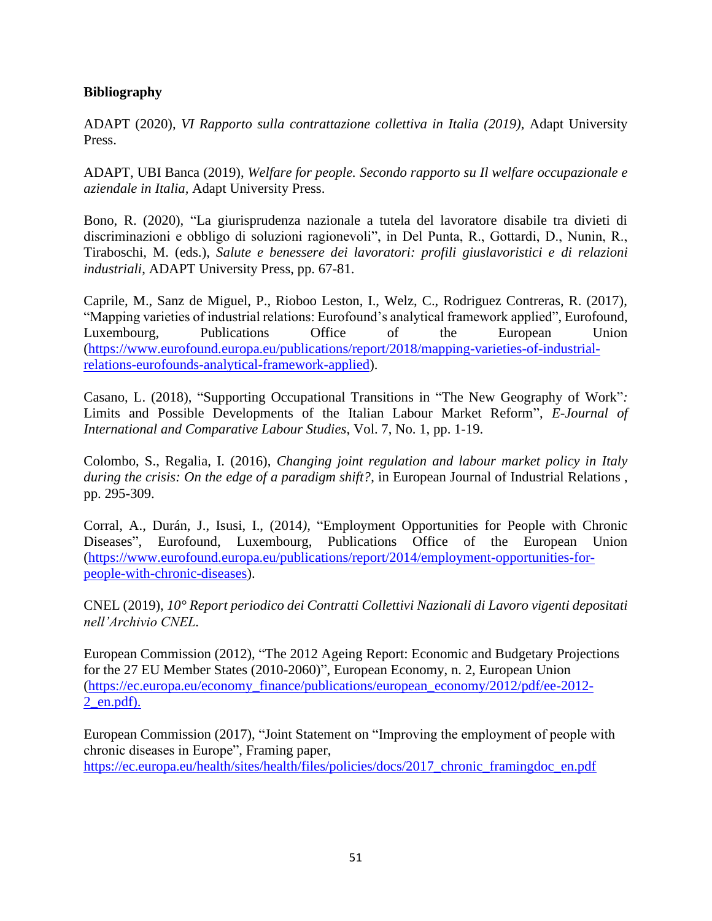**Bibliography**

ADAPT (2020), *VI Rapporto sulla contrattazione collettiva in Italia (2019)*, Adapt University Press.

ADAPT, UBI Banca (2019), *Welfare for people. Secondo rapporto su Il welfare occupazionale e aziendale in Italia*, Adapt University Press.

Bono, R. (2020), "La giurisprudenza nazionale a tutela del lavoratore disabile tra divieti di discriminazioni e obbligo di soluzioni ragionevoli", in Del Punta, R., Gottardi, D., Nunin, R., Tiraboschi, M. (eds.), *Salute e benessere dei lavoratori: profili giuslavoristici e di relazioni industriali*, ADAPT University Press, pp. 67-81.

Caprile, M., Sanz de Miguel, P., Rioboo Leston, I., Welz, C., Rodriguez Contreras, R. (2017), "Mapping varieties of industrial relations: Eurofound's analytical framework applied", Eurofound, Luxembourg, Publications Office of the European Union (https://www.eurofound.europa.eu/publications/report/2018/mapping-varieties-of-industrial-relations-eurofounds-analytical-framework-applied).

Casano, L. (2018), "Supporting Occupational Transitions in "The New Geography of Work": Limits and Possible Developments of the Italian Labour Market Reform", *E-Journal of International and Comparative Labour Studies*, Vol. 7, No. 1, pp. 1-19.

Colombo, S., Regalia, I. (2016), *Changing joint regulation and labour market policy in Italy during the crisis: On the edge of a paradigm shift?*, in European Journal of Industrial Relations , pp. 295-309.

Corral, A., Durán, J., Isusi, I., (2014), "Employment Opportunities for People with Chronic Diseases", Eurofound, Luxembourg, Publications Office of the European Union (https://www.eurofound.europa.eu/publications/report/2014/employment-opportunities-for-people-with-chronic-diseases).

CNEL (2019), *10° Report periodico dei Contratti Collettivi Nazionali di Lavoro vigenti depositati nell'Archivio CNEL.*

European Commission (2012), "The 2012 Ageing Report: Economic and Budgetary Projections for the 27 EU Member States (2010-2060)", European Economy, n. 2, European Union (https://ec.europa.eu/economy_finance/publications/european_economy/2012/pdf/ee-2012-2_en.pdf).

European Commission (2017), "Joint Statement on "Improving the employment of people with chronic diseases in Europe", Framing paper, https://ec.europa.eu/health/sites/health/files/policies/docs/2017_chronic_framingdoc_en.pdf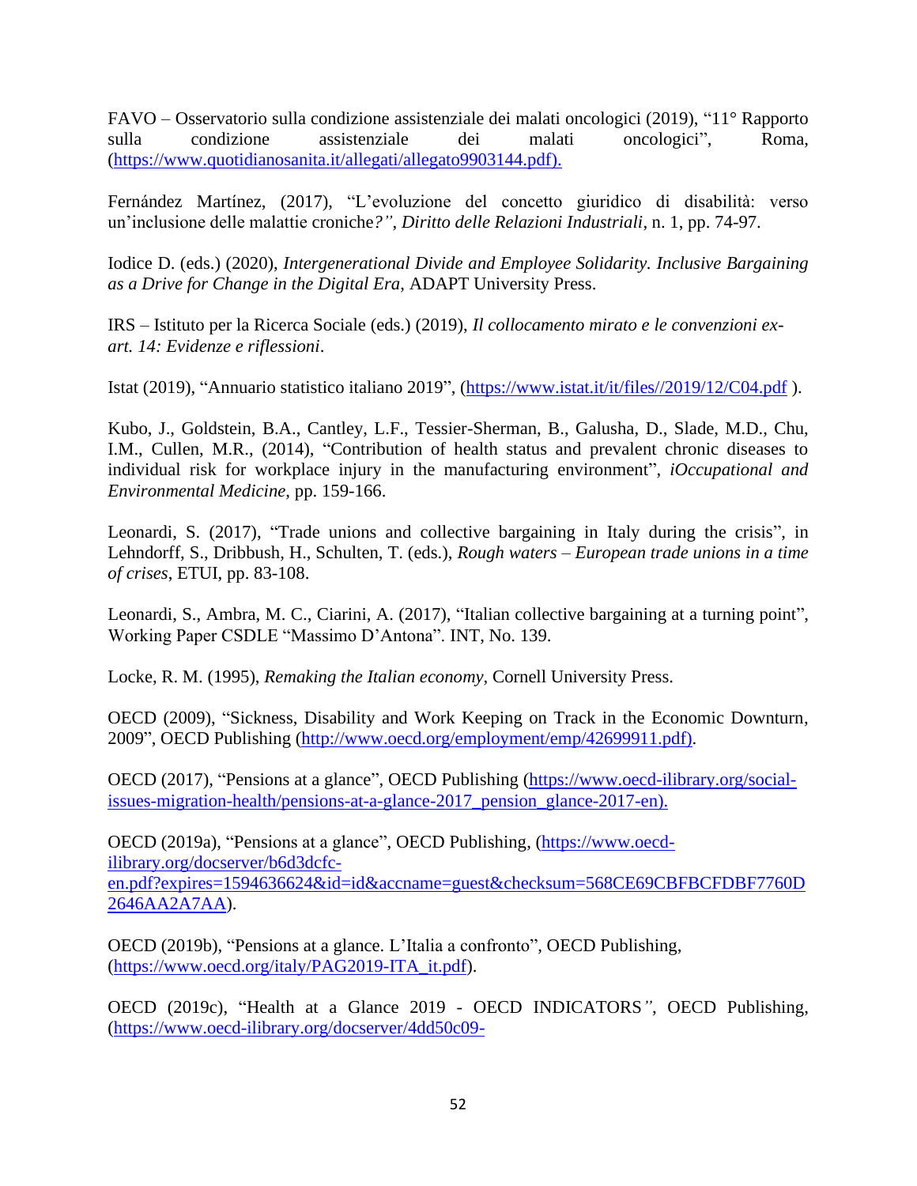FAVO – Osservatorio sulla condizione assistenziale dei malati oncologici (2019), "11° Rapporto sulla condizione assistenziale dei malati oncologici", Roma, (https://www.quotidianosanita.it/allegati/allegato9903144.pdf).

Fernández Martínez, (2017), "L'evoluzione del concetto giuridico di disabilità: verso un'inclusione delle malattie croniche?", *Diritto delle Relazioni Industriali*, n. 1, pp. 74-97.

Iodice D. (eds.) (2020), *Intergenerational Divide and Employee Solidarity. Inclusive Bargaining as a Drive for Change in the Digital Era*, ADAPT University Press.

IRS – Istituto per la Ricerca Sociale (eds.) (2019), *Il collocamento mirato e le convenzioni ex-art. 14: Evidenze e riflessioni*.

Istat (2019), "Annuario statistico italiano 2019", (https://www.istat.it/it/files//2019/12/C04.pdf ).

Kubo, J., Goldstein, B.A., Cantley, L.F., Tessier-Sherman, B., Galusha, D., Slade, M.D., Chu, I.M., Cullen, M.R., (2014), "Contribution of health status and prevalent chronic diseases to individual risk for workplace injury in the manufacturing environment", *iOccupational and Environmental Medicine*, pp. 159-166.

Leonardi, S. (2017), "Trade unions and collective bargaining in Italy during the crisis", in Lehndorff, S., Dribbush, H., Schulten, T. (eds.), *Rough waters – European trade unions in a time of crises*, ETUI, pp. 83-108.

Leonardi, S., Ambra, M. C., Ciarini, A. (2017), "Italian collective bargaining at a turning point", Working Paper CSDLE "Massimo D'Antona". INT, No. 139.

Locke, R. M. (1995), *Remaking the Italian economy*, Cornell University Press.

OECD (2009), "Sickness, Disability and Work Keeping on Track in the Economic Downturn, 2009", OECD Publishing (http://www.oecd.org/employment/emp/42699911.pdf).

OECD (2017), "Pensions at a glance", OECD Publishing (https://www.oecd-ilibrary.org/social-issues-migration-health/pensions-at-a-glance-2017_pension_glance-2017-en).

OECD (2019a), "Pensions at a glance", OECD Publishing, (https://www.oecd-ilibrary.org/docserver/b6d3dcfc-en.pdf?expires=1594636624&id=id&accname=guest&checksum=568CE69CBFBCFDBF7760D2646AA2A7AA).

OECD (2019b), "Pensions at a glance. L'Italia a confronto", OECD Publishing, (https://www.oecd.org/italy/PAG2019-ITA_it.pdf).

OECD (2019c), "Health at a Glance 2019 - OECD INDICATORS", OECD Publishing, (https://www.oecd-ilibrary.org/docserver/4dd50c09-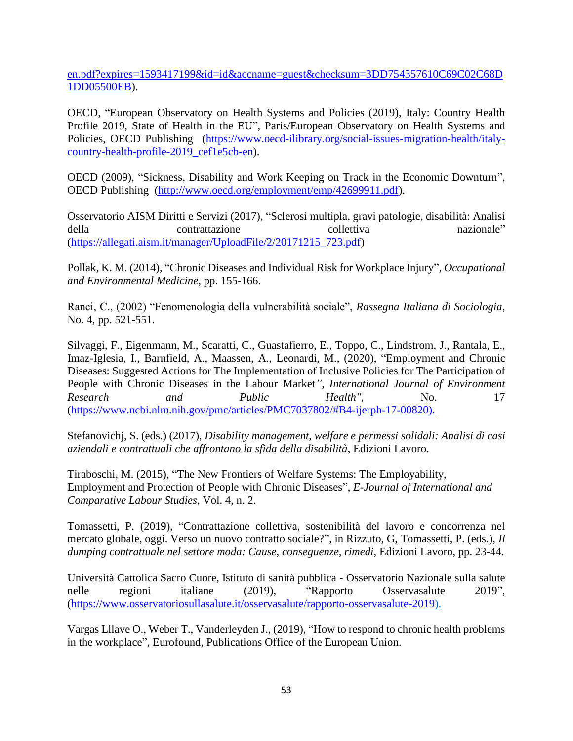en.pdf?expires=1593417199&id=id&accname=guest&checksum=3DD754357610C69C02C68D1DD05500EB).

OECD, "European Observatory on Health Systems and Policies (2019), Italy: Country Health Profile 2019, State of Health in the EU", Paris/European Observatory on Health Systems and Policies, OECD Publishing (https://www.oecd-ilibrary.org/social-issues-migration-health/italy-country-health-profile-2019_cef1e5cb-en).

OECD (2009), "Sickness, Disability and Work Keeping on Track in the Economic Downturn", OECD Publishing (http://www.oecd.org/employment/emp/42699911.pdf).

Osservatorio AISM Diritti e Servizi (2017), "Sclerosi multipla, gravi patologie, disabilità: Analisi della contrattazione collettiva nazionale" (https://allegati.aism.it/manager/UploadFile/2/20171215_723.pdf)

Pollak, K. M. (2014), "Chronic Diseases and Individual Risk for Workplace Injury", *Occupational and Environmental Medicine*, pp. 155-166.

Ranci, C., (2002) "Fenomenologia della vulnerabilità sociale", *Rassegna Italiana di Sociologia*, No. 4, pp. 521-551.

Silvaggi, F., Eigenmann, M., Scaratti, C., Guastafierro, E., Toppo, C., Lindstrom, J., Rantala, E., Imaz-Iglesia, I., Barnfield, A., Maassen, A., Leonardi, M., (2020), "Employment and Chronic Diseases: Suggested Actions for The Implementation of Inclusive Policies for The Participation of People with Chronic Diseases in the Labour Market*", International Journal of Environment Research and Public Health"*, No. 17 (https://www.ncbi.nlm.nih.gov/pmc/articles/PMC7037802/#B4-ijerph-17-00820).

Stefanovichj, S. (eds.) (2017), *Disability management, welfare e permessi solidali: Analisi di casi aziendali e contrattuali che affrontano la sfida della disabilità*, Edizioni Lavoro.

Tiraboschi, M. (2015), "The New Frontiers of Welfare Systems: The Employability, Employment and Protection of People with Chronic Diseases", *E-Journal of International and Comparative Labour Studies*, Vol. 4, n. 2.

Tomassetti, P. (2019), "Contrattazione collettiva, sostenibilità del lavoro e concorrenza nel mercato globale, oggi. Verso un nuovo contratto sociale?", in Rizzuto, G, Tomassetti, P. (eds.), *Il dumping contrattuale nel settore moda: Cause, conseguenze, rimedi*, Edizioni Lavoro, pp. 23-44.

Università Cattolica Sacro Cuore, Istituto di sanità pubblica - Osservatorio Nazionale sulla salute nelle regioni italiane (2019), "Rapporto Osservasalute 2019", (https://www.osservatoriosullasalute.it/osservasalute/rapporto-osservasalute-2019).

Vargas Lllave O., Weber T., Vanderleyden J., (2019), "How to respond to chronic health problems in the workplace", Eurofound, Publications Office of the European Union.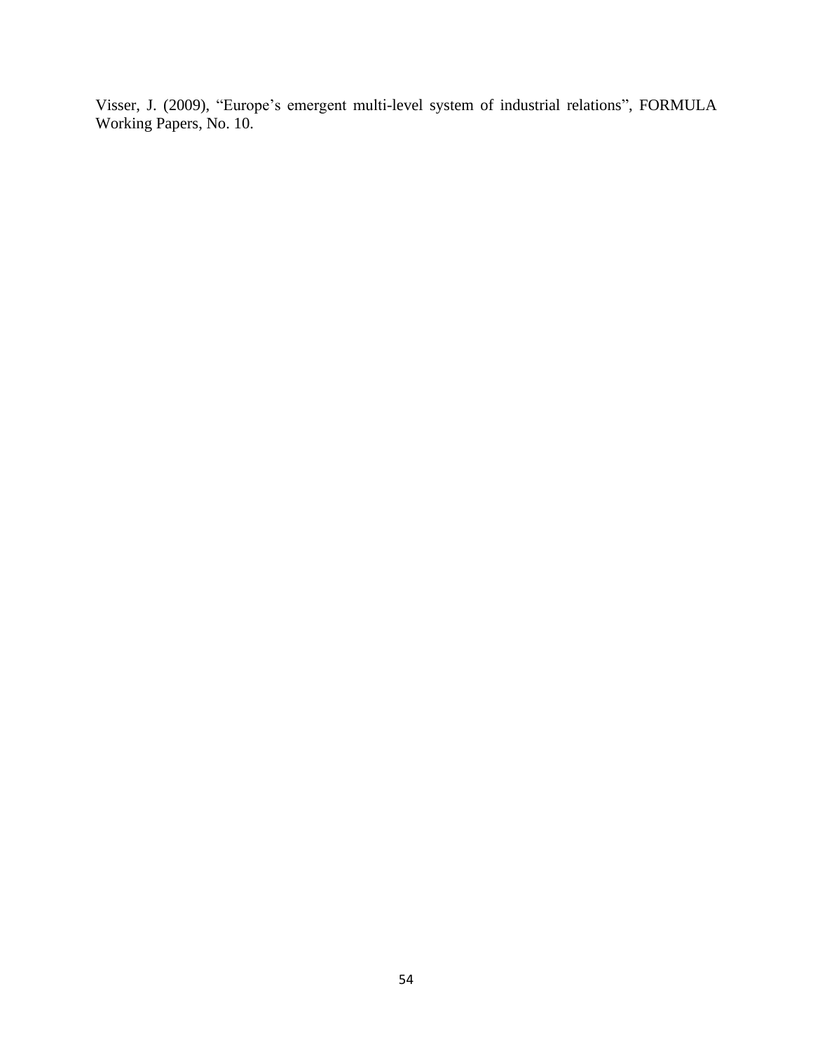Visser, J. (2009), "Europe's emergent multi-level system of industrial relations", FORMULA Working Papers, No. 10.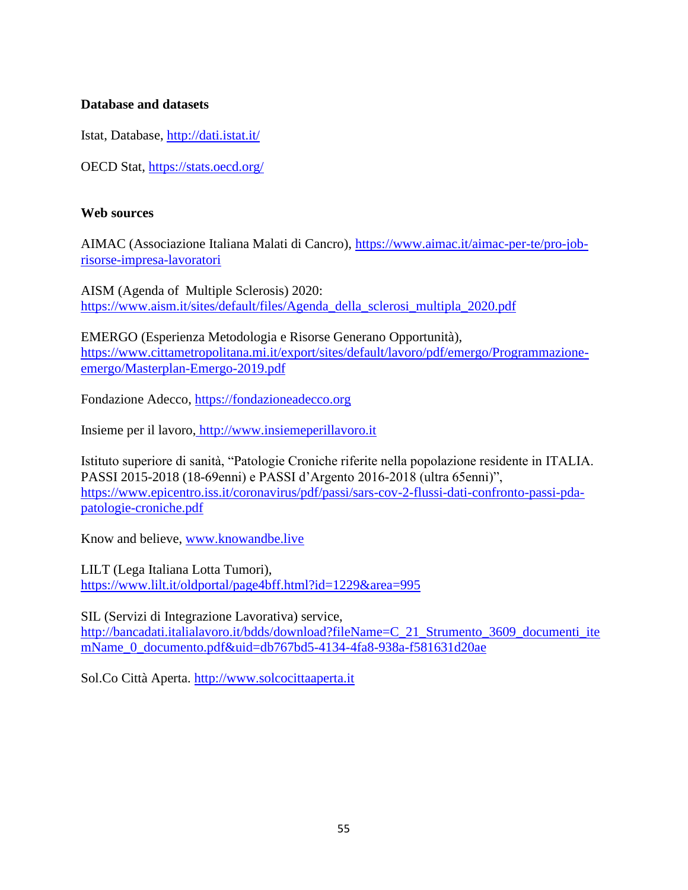**Database and datasets**

Istat, Database, http://dati.istat.it/

OECD Stat, https://stats.oecd.org/

**Web sources**

AIMAC (Associazione Italiana Malati di Cancro), https://www.aimac.it/aimac-per-te/pro-job-risorse-impresa-lavoratori

AISM (Agenda of  Multiple Sclerosis) 2020: https://www.aism.it/sites/default/files/Agenda_della_sclerosi_multipla_2020.pdf

EMERGO (Esperienza Metodologia e Risorse Generano Opportunità), https://www.cittametropolitana.mi.it/export/sites/default/lavoro/pdf/emergo/Programmazione-emergo/Masterplan-Emergo-2019.pdf

Fondazione Adecco, https://fondazioneadecco.org

Insieme per il lavoro, http://www.insiemeperillavoro.it

Istituto superiore di sanità, "Patologie Croniche riferite nella popolazione residente in ITALIA. PASSI 2015-2018 (18-69enni) e PASSI d'Argento 2016-2018 (ultra 65enni)", https://www.epicentro.iss.it/coronavirus/pdf/passi/sars-cov-2-flussi-dati-confronto-passi-pda-patologie-croniche.pdf

Know and believe, www.knowandbe.live

LILT (Lega Italiana Lotta Tumori), https://www.lilt.it/oldportal/page4bff.html?id=1229&area=995

SIL (Servizi di Integrazione Lavorativa) service, http://bancadati.italialavoro.it/bdds/download?fileName=C_21_Strumento_3609_documenti_itemName_0_documento.pdf&uid=db767bd5-4134-4fa8-938a-f581631d20ae

Sol.Co Città Aperta. http://www.solcocittaaperta.it